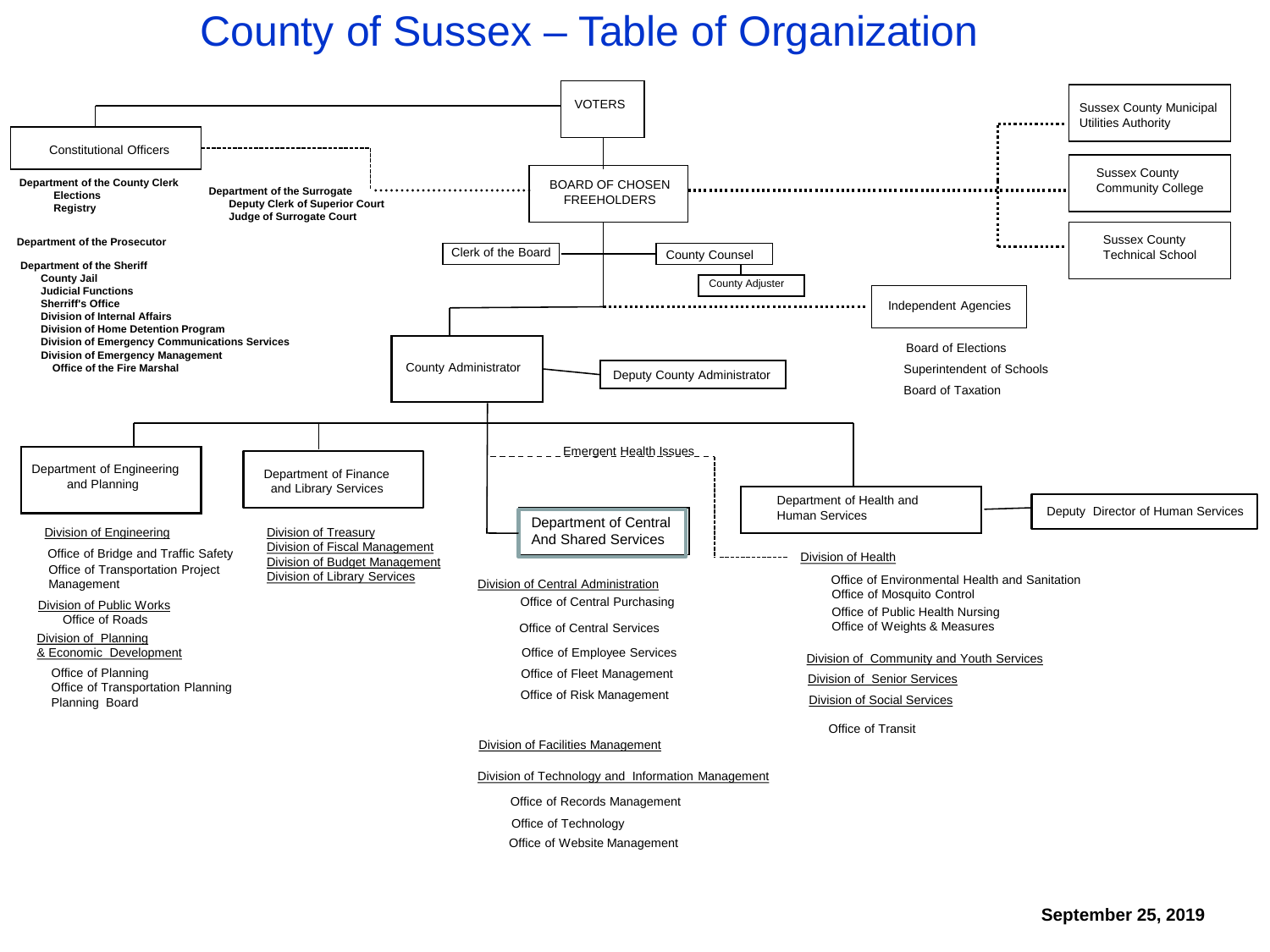# County of Sussex – Table of Organization

VOTERS

BOARD OF CHOSEN FREEHOLDERS

Clerk of the Board

County Counsel

County Adjuster

Constitutional Officers

**Department of the County Clerk**
- **Elections**
- **Registry**

**Department of the Surrogate**
- **Deputy Clerk of Superior Court**
- **Judge of Surrogate Court**

**Department of the Prosecutor**

**Department of the Sheriff**
- **County Jail**
- **Judicial Functions**
- **Sherriff's Office**
- **Division of Internal Affairs**
- **Division of Home Detention Program**
- **Division of Emergency Communications Services**
- **Division of Emergency Management**
  - **Office of the Fire Marshal**

Sussex County Municipal Utilities Authority

Sussex County Community College

Sussex County Technical School

Independent Agencies
- Board of Elections
- Superintendent of Schools
- Board of Taxation

County Administrator

Deputy County Administrator

Department of Engineering and Planning
- Division of Engineering
  - Office of Bridge and Traffic Safety
  - Office of Transportation Project Management
- Division of Public Works
  - Office of Roads
- Division of Planning & Economic Development
  - Office of Planning
  - Office of Transportation Planning
  - Planning Board

Department of Finance and Library Services
- Division of Treasury
- Division of Fiscal Management
- Division of Budget Management
- Division of Library Services

Department of Central And Shared Services
- Division of Central Administration
  - Office of Central Purchasing
  - Office of Central Services
  - Office of Employee Services
  - Office of Fleet Management
  - Office of Risk Management
- Division of Facilities Management
- Division of Technology and Information Management
  - Office of Records Management
  - Office of Technology
  - Office of Website Management

Emergent Health Issues

Department of Health and Human Services

Deputy Director of Human Services

- Division of Health
  - Office of Environmental Health and Sanitation
  - Office of Mosquito Control
  - Office of Public Health Nursing
  - Office of Weights & Measures
- Division of Community and Youth Services
- Division of Senior Services
- Division of Social Services
  - Office of Transit

**September 25, 2019**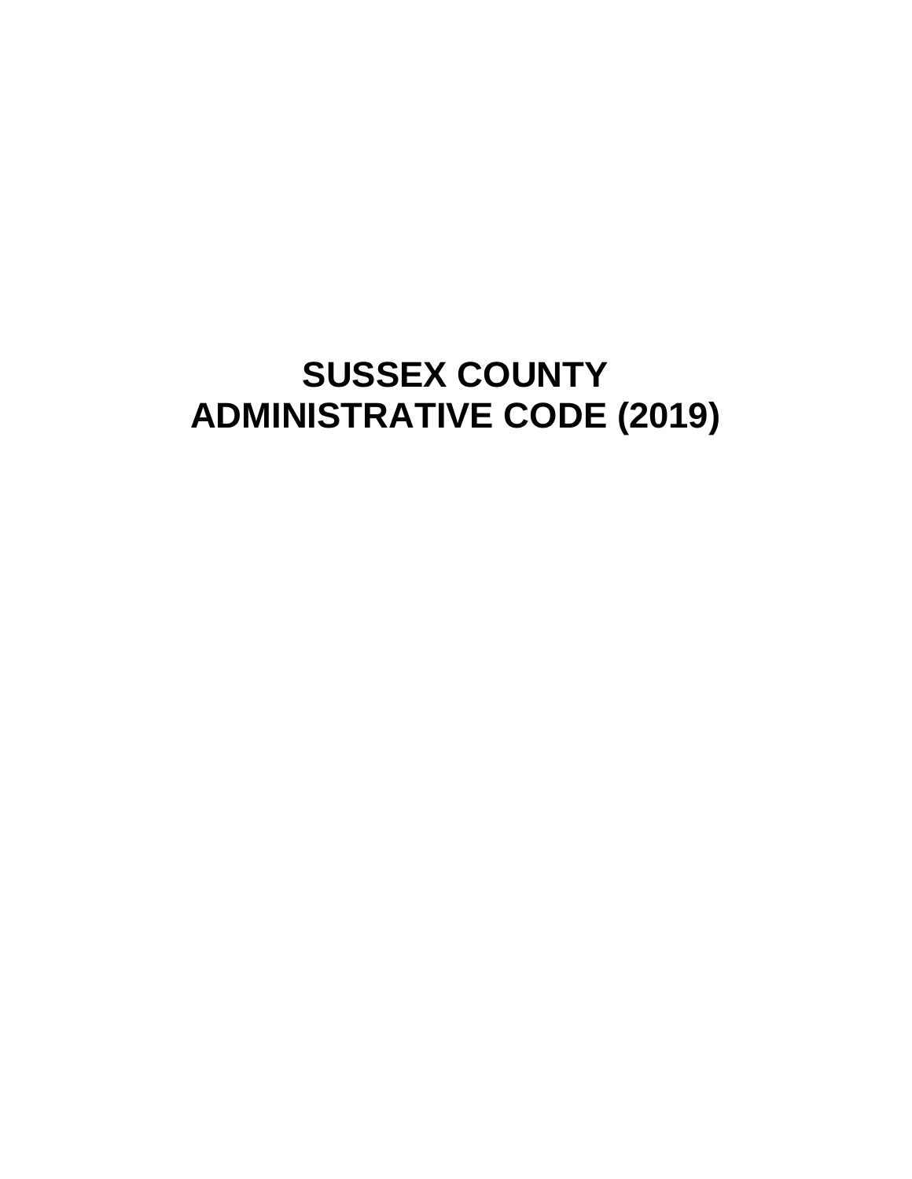# SUSSEX COUNTY ADMINISTRATIVE CODE (2019)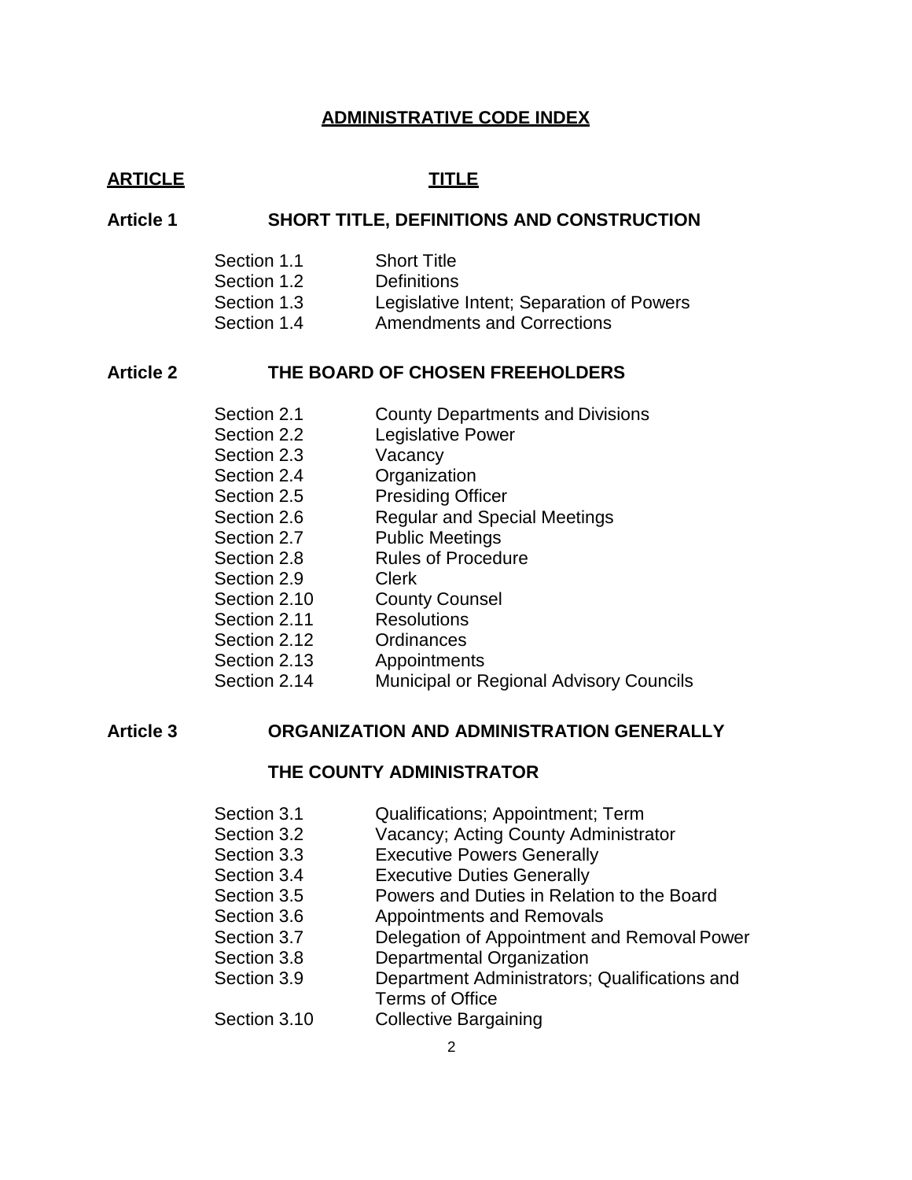# ADMINISTRATIVE CODE INDEX

| ARTICLE | | TITLE |
|---|---|---|
| **Article 1** | **SHORT TITLE, DEFINITIONS AND CONSTRUCTION** | |
| | Section 1.1 | Short Title |
| | Section 1.2 | Definitions |
| | Section 1.3 | Legislative Intent; Separation of Powers |
| | Section 1.4 | Amendments and Corrections |
| **Article 2** | **THE BOARD OF CHOSEN FREEHOLDERS** | |
| | Section 2.1 | County Departments and Divisions |
| | Section 2.2 | Legislative Power |
| | Section 2.3 | Vacancy |
| | Section 2.4 | Organization |
| | Section 2.5 | Presiding Officer |
| | Section 2.6 | Regular and Special Meetings |
| | Section 2.7 | Public Meetings |
| | Section 2.8 | Rules of Procedure |
| | Section 2.9 | Clerk |
| | Section 2.10 | County Counsel |
| | Section 2.11 | Resolutions |
| | Section 2.12 | Ordinances |
| | Section 2.13 | Appointments |
| | Section 2.14 | Municipal or Regional Advisory Councils |
| **Article 3** | **ORGANIZATION AND ADMINISTRATION GENERALLY** | |
| | **THE COUNTY ADMINISTRATOR** | |
| | Section 3.1 | Qualifications; Appointment; Term |
| | Section 3.2 | Vacancy; Acting County Administrator |
| | Section 3.3 | Executive Powers Generally |
| | Section 3.4 | Executive Duties Generally |
| | Section 3.5 | Powers and Duties in Relation to the Board |
| | Section 3.6 | Appointments and Removals |
| | Section 3.7 | Delegation of Appointment and Removal Power |
| | Section 3.8 | Departmental Organization |
| | Section 3.9 | Department Administrators; Qualifications and Terms of Office |
| | Section 3.10 | Collective Bargaining |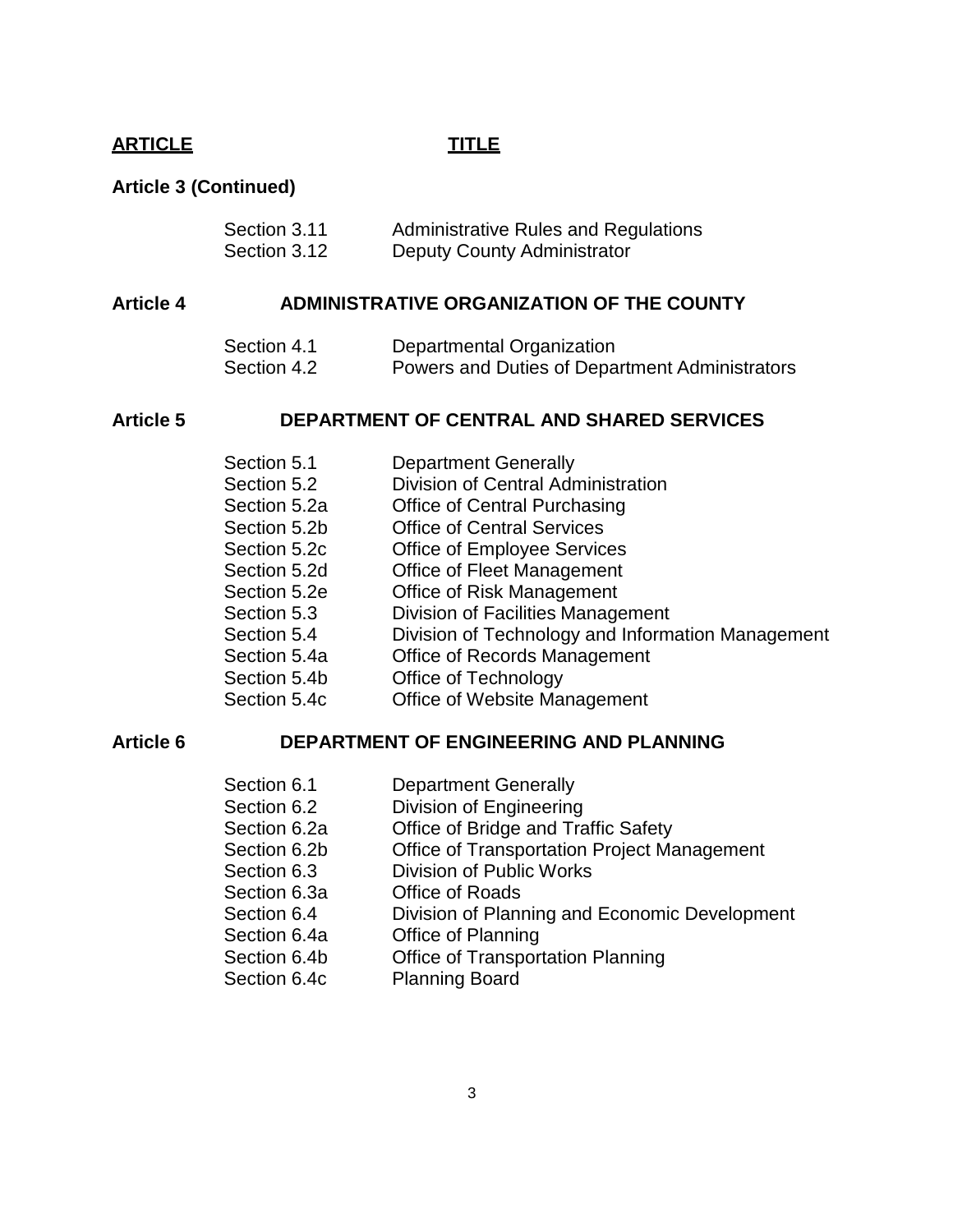| **ARTICLE** | | **TITLE** |
|---|---|---|
| **Article 3 (Continued)** | | |
| | Section 3.11 | Administrative Rules and Regulations |
| | Section 3.12 | Deputy County Administrator |
| **Article 4** | | **ADMINISTRATIVE ORGANIZATION OF THE COUNTY** |
| | Section 4.1 | Departmental Organization |
| | Section 4.2 | Powers and Duties of Department Administrators |
| **Article 5** | | **DEPARTMENT OF CENTRAL AND SHARED SERVICES** |
| | Section 5.1 | Department Generally |
| | Section 5.2 | Division of Central Administration |
| | Section 5.2a | Office of Central Purchasing |
| | Section 5.2b | Office of Central Services |
| | Section 5.2c | Office of Employee Services |
| | Section 5.2d | Office of Fleet Management |
| | Section 5.2e | Office of Risk Management |
| | Section 5.3 | Division of Facilities Management |
| | Section 5.4 | Division of Technology and Information Management |
| | Section 5.4a | Office of Records Management |
| | Section 5.4b | Office of Technology |
| | Section 5.4c | Office of Website Management |
| **Article 6** | | **DEPARTMENT OF ENGINEERING AND PLANNING** |
| | Section 6.1 | Department Generally |
| | Section 6.2 | Division of Engineering |
| | Section 6.2a | Office of Bridge and Traffic Safety |
| | Section 6.2b | Office of Transportation Project Management |
| | Section 6.3 | Division of Public Works |
| | Section 6.3a | Office of Roads |
| | Section 6.4 | Division of Planning and Economic Development |
| | Section 6.4a | Office of Planning |
| | Section 6.4b | Office of Transportation Planning |
| | Section 6.4c | Planning Board |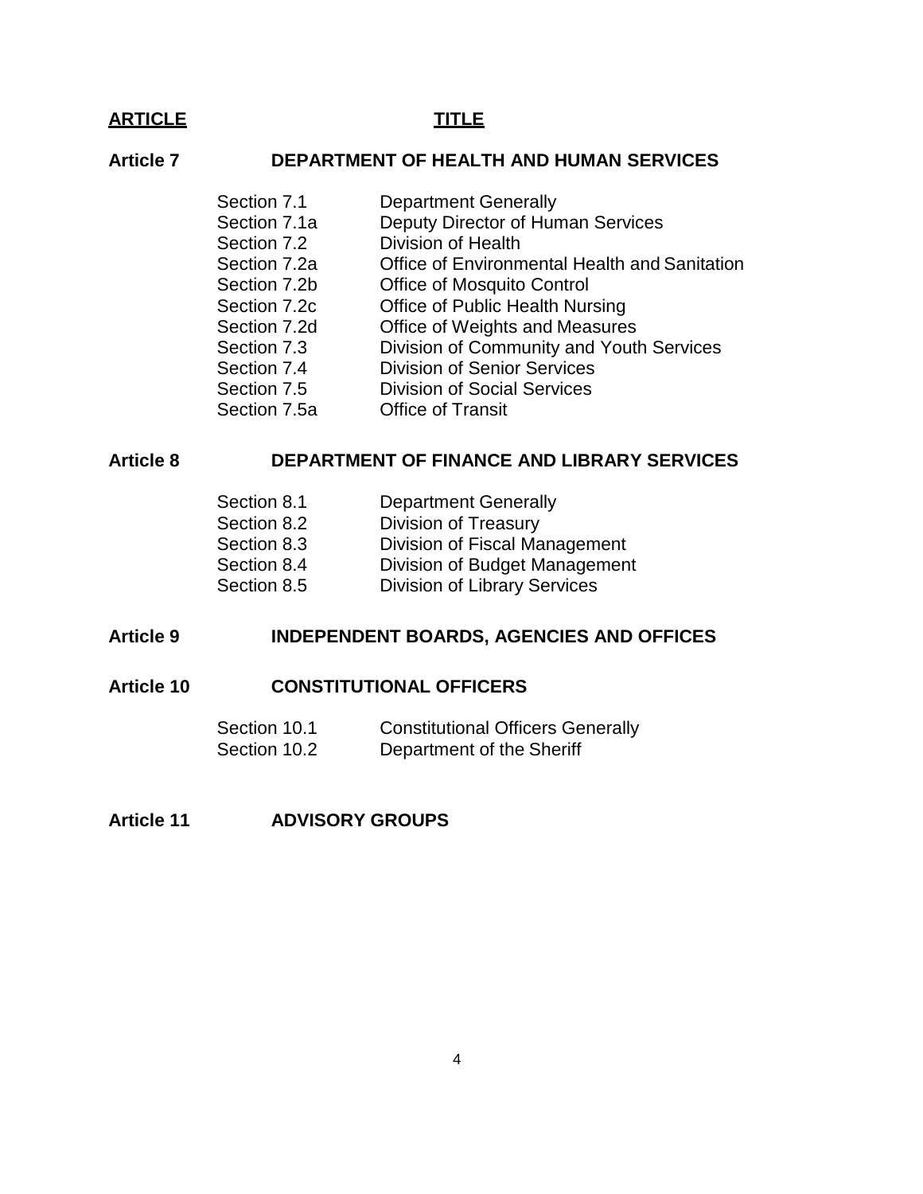**ARTICLE** **TITLE**

**Article 7 DEPARTMENT OF HEALTH AND HUMAN SERVICES**

| | |
|---|---|
| Section 7.1 | Department Generally |
| Section 7.1a | Deputy Director of Human Services |
| Section 7.2 | Division of Health |
| Section 7.2a | Office of Environmental Health and Sanitation |
| Section 7.2b | Office of Mosquito Control |
| Section 7.2c | Office of Public Health Nursing |
| Section 7.2d | Office of Weights and Measures |
| Section 7.3 | Division of Community and Youth Services |
| Section 7.4 | Division of Senior Services |
| Section 7.5 | Division of Social Services |
| Section 7.5a | Office of Transit |

**Article 8 DEPARTMENT OF FINANCE AND LIBRARY SERVICES**

| | |
|---|---|
| Section 8.1 | Department Generally |
| Section 8.2 | Division of Treasury |
| Section 8.3 | Division of Fiscal Management |
| Section 8.4 | Division of Budget Management |
| Section 8.5 | Division of Library Services |

**Article 9 INDEPENDENT BOARDS, AGENCIES AND OFFICES**

**Article 10 CONSTITUTIONAL OFFICERS**

| | |
|---|---|
| Section 10.1 | Constitutional Officers Generally |
| Section 10.2 | Department of the Sheriff |

**Article 11 ADVISORY GROUPS**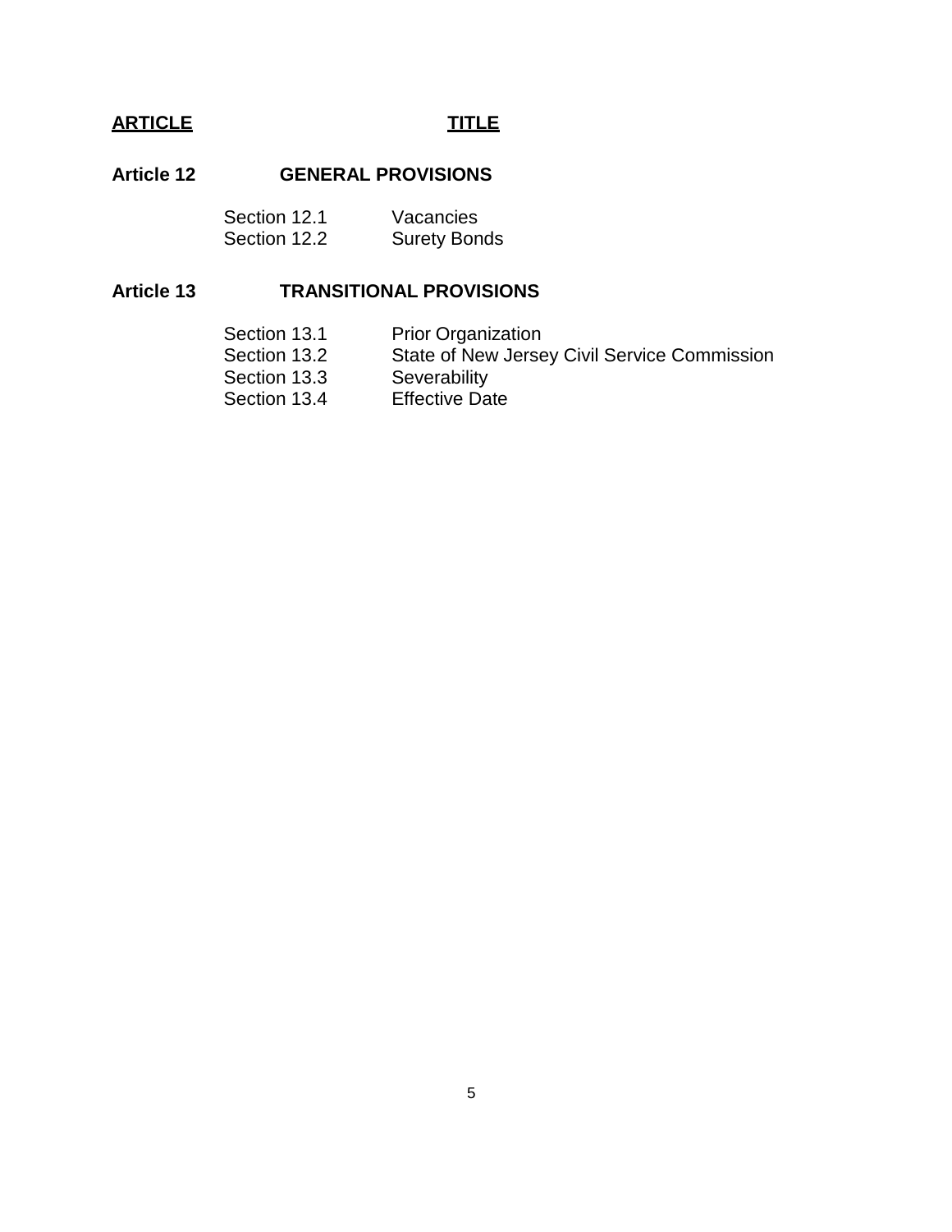| **ARTICLE** | **TITLE** | |
|---|---|---|
| **Article 12** | **GENERAL PROVISIONS** | |
| | Section 12.1 | Vacancies |
| | Section 12.2 | Surety Bonds |
| **Article 13** | **TRANSITIONAL PROVISIONS** | |
| | Section 13.1 | Prior Organization |
| | Section 13.2 | State of New Jersey Civil Service Commission |
| | Section 13.3 | Severability |
| | Section 13.4 | Effective Date |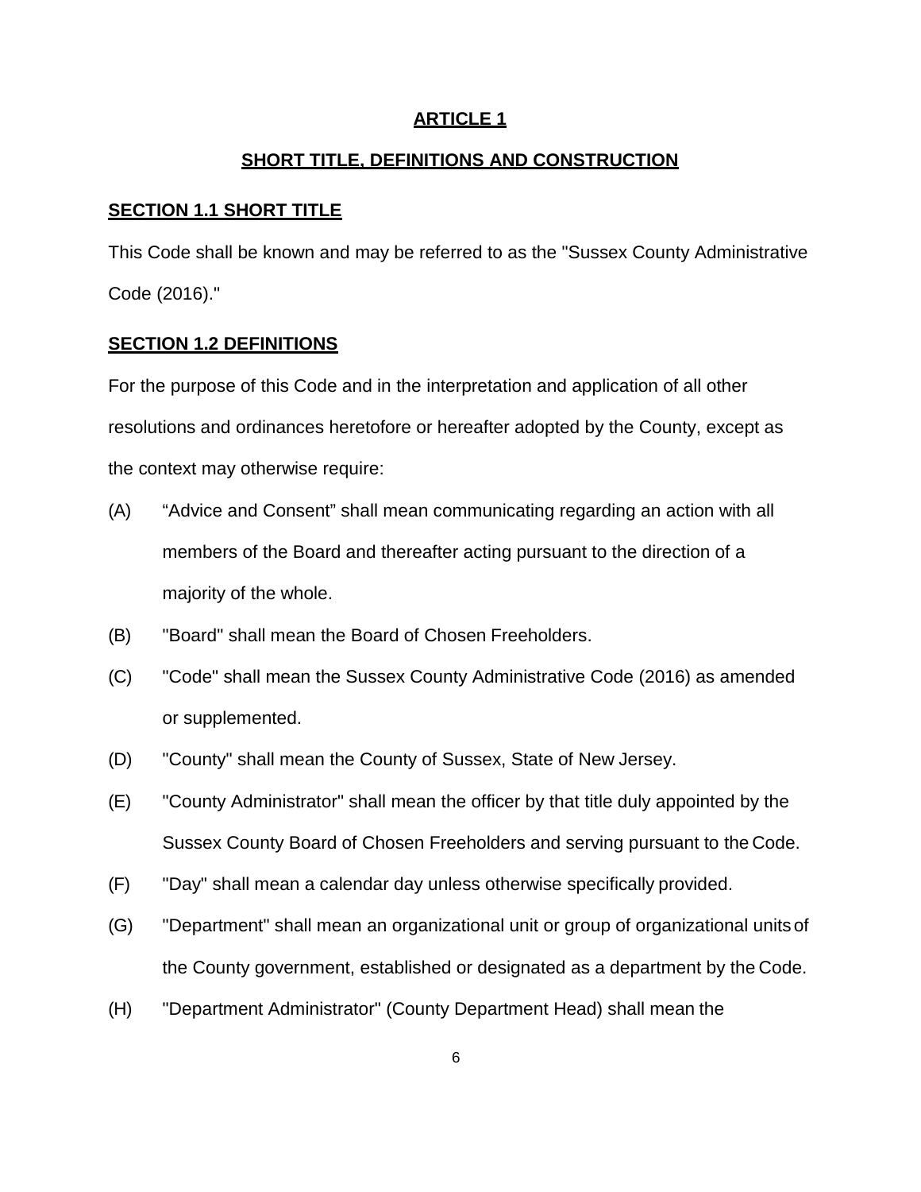## ARTICLE 1

## SHORT TITLE, DEFINITIONS AND CONSTRUCTION

### SECTION 1.1 SHORT TITLE

This Code shall be known and may be referred to as the "Sussex County Administrative Code (2016)."

### SECTION 1.2 DEFINITIONS

For the purpose of this Code and in the interpretation and application of all other resolutions and ordinances heretofore or hereafter adopted by the County, except as the context may otherwise require:

(A) “Advice and Consent” shall mean communicating regarding an action with all members of the Board and thereafter acting pursuant to the direction of a majority of the whole.

(B) "Board" shall mean the Board of Chosen Freeholders.

(C) "Code" shall mean the Sussex County Administrative Code (2016) as amended or supplemented.

(D) "County" shall mean the County of Sussex, State of New Jersey.

(E) "County Administrator" shall mean the officer by that title duly appointed by the Sussex County Board of Chosen Freeholders and serving pursuant to the Code.

(F) "Day" shall mean a calendar day unless otherwise specifically provided.

(G) "Department" shall mean an organizational unit or group of organizational units of the County government, established or designated as a department by the Code.

(H) "Department Administrator" (County Department Head) shall mean the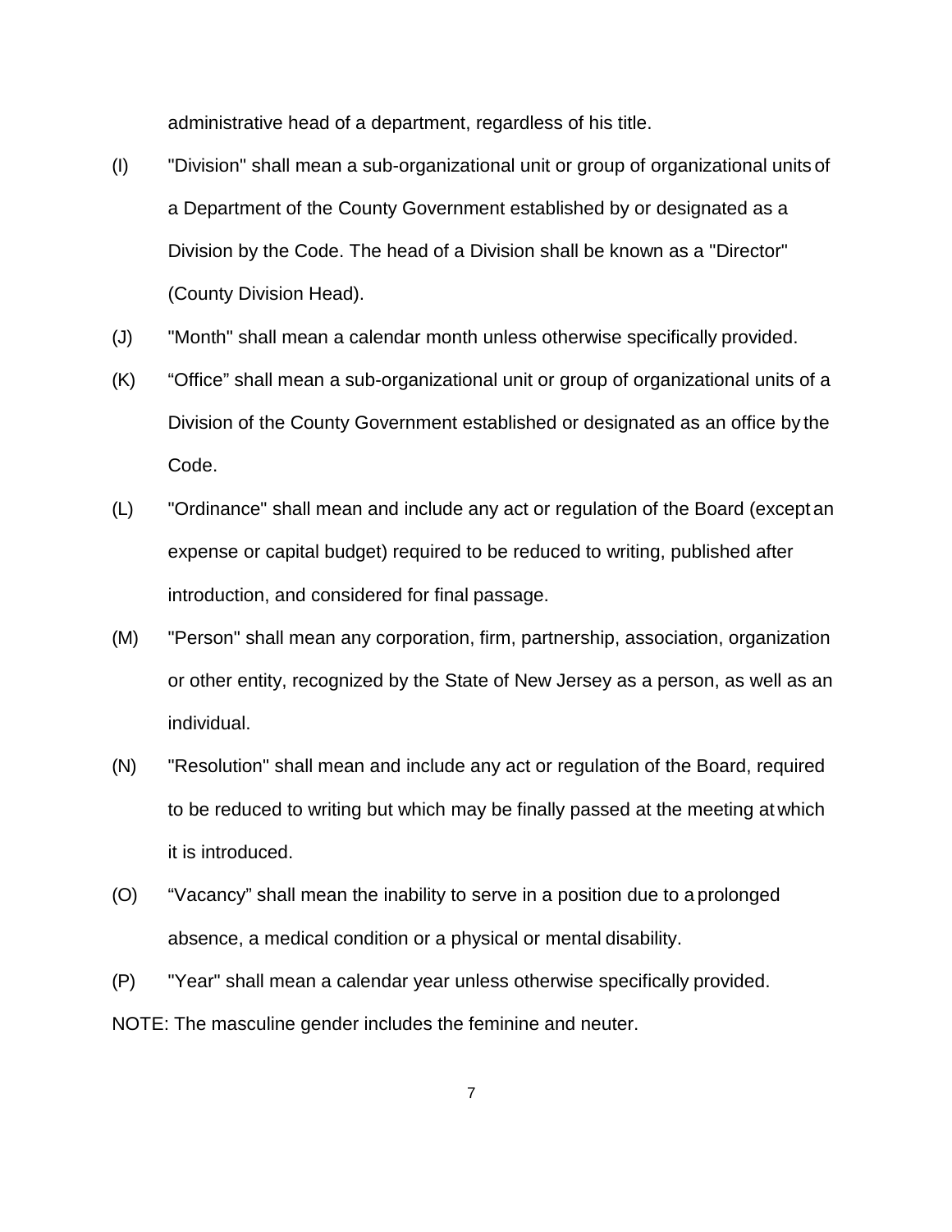administrative head of a department, regardless of his title.

(I) "Division" shall mean a sub-organizational unit or group of organizational units of a Department of the County Government established by or designated as a Division by the Code. The head of a Division shall be known as a "Director" (County Division Head).

(J) "Month" shall mean a calendar month unless otherwise specifically provided.

(K) “Office” shall mean a sub-organizational unit or group of organizational units of a Division of the County Government established or designated as an office by the Code.

(L) "Ordinance" shall mean and include any act or regulation of the Board (except an expense or capital budget) required to be reduced to writing, published after introduction, and considered for final passage.

(M) "Person" shall mean any corporation, firm, partnership, association, organization or other entity, recognized by the State of New Jersey as a person, as well as an individual.

(N) "Resolution" shall mean and include any act or regulation of the Board, required to be reduced to writing but which may be finally passed at the meeting at which it is introduced.

(O) “Vacancy” shall mean the inability to serve in a position due to a prolonged absence, a medical condition or a physical or mental disability.

(P) "Year" shall mean a calendar year unless otherwise specifically provided.

NOTE: The masculine gender includes the feminine and neuter.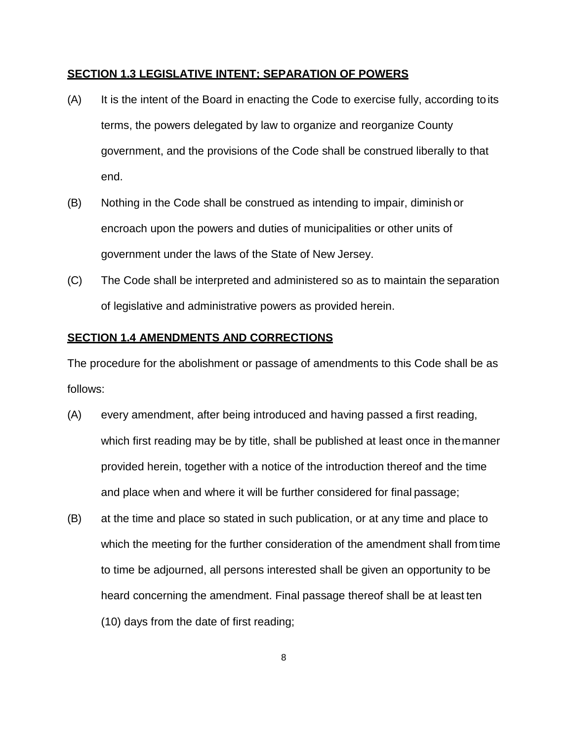## SECTION 1.3 LEGISLATIVE INTENT; SEPARATION OF POWERS

(A) It is the intent of the Board in enacting the Code to exercise fully, according to its terms, the powers delegated by law to organize and reorganize County government, and the provisions of the Code shall be construed liberally to that end.

(B) Nothing in the Code shall be construed as intending to impair, diminish or encroach upon the powers and duties of municipalities or other units of government under the laws of the State of New Jersey.

(C) The Code shall be interpreted and administered so as to maintain the separation of legislative and administrative powers as provided herein.

## SECTION 1.4 AMENDMENTS AND CORRECTIONS

The procedure for the abolishment or passage of amendments to this Code shall be as follows:

(A) every amendment, after being introduced and having passed a first reading, which first reading may be by title, shall be published at least once in the manner provided herein, together with a notice of the introduction thereof and the time and place when and where it will be further considered for final passage;

(B) at the time and place so stated in such publication, or at any time and place to which the meeting for the further consideration of the amendment shall from time to time be adjourned, all persons interested shall be given an opportunity to be heard concerning the amendment. Final passage thereof shall be at least ten (10) days from the date of first reading;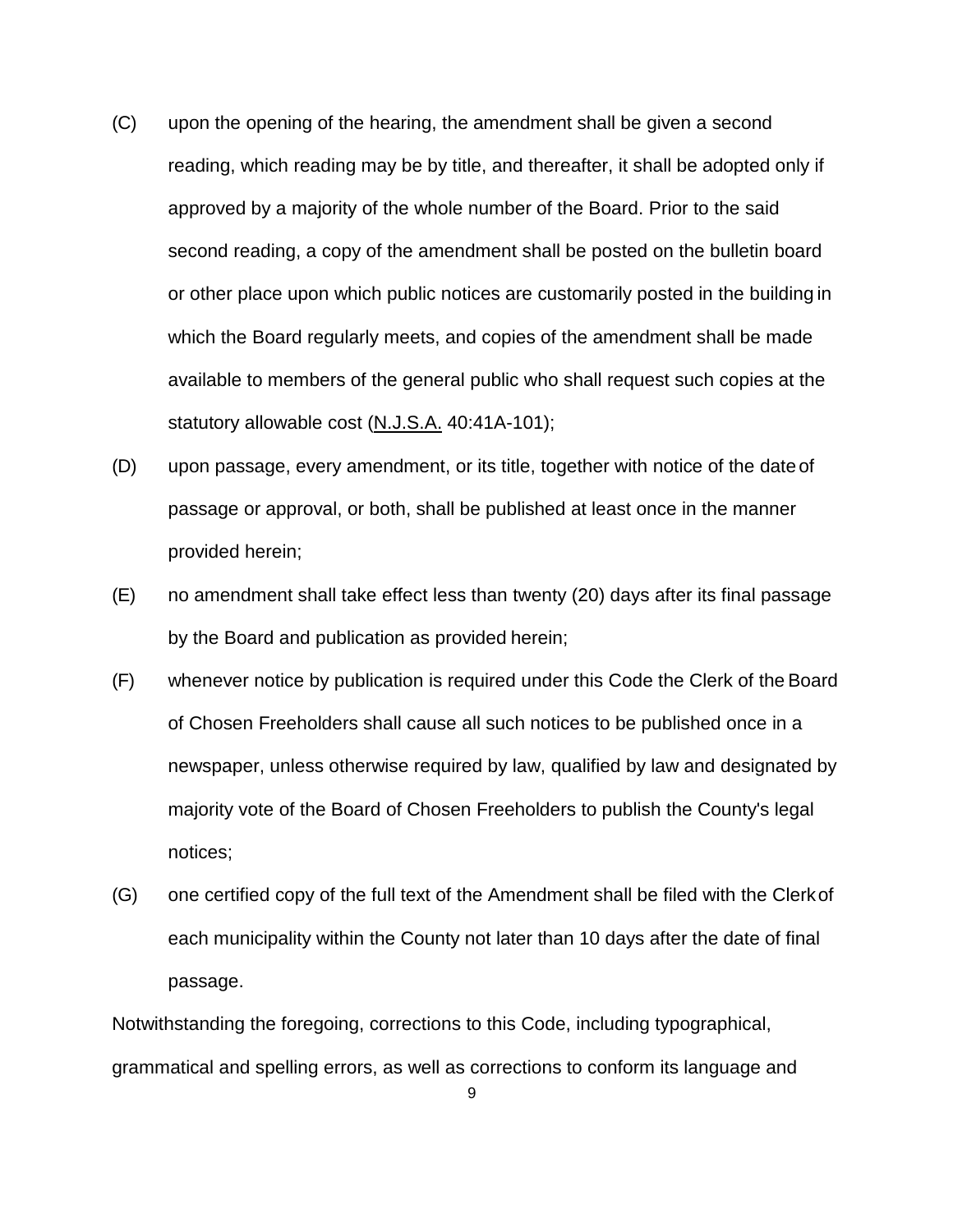(C) upon the opening of the hearing, the amendment shall be given a second reading, which reading may be by title, and thereafter, it shall be adopted only if approved by a majority of the whole number of the Board. Prior to the said second reading, a copy of the amendment shall be posted on the bulletin board or other place upon which public notices are customarily posted in the building in which the Board regularly meets, and copies of the amendment shall be made available to members of the general public who shall request such copies at the statutory allowable cost (N.J.S.A. 40:41A-101);

(D) upon passage, every amendment, or its title, together with notice of the date of passage or approval, or both, shall be published at least once in the manner provided herein;

(E) no amendment shall take effect less than twenty (20) days after its final passage by the Board and publication as provided herein;

(F) whenever notice by publication is required under this Code the Clerk of the Board of Chosen Freeholders shall cause all such notices to be published once in a newspaper, unless otherwise required by law, qualified by law and designated by majority vote of the Board of Chosen Freeholders to publish the County's legal notices;

(G) one certified copy of the full text of the Amendment shall be filed with the Clerk of each municipality within the County not later than 10 days after the date of final passage.

Notwithstanding the foregoing, corrections to this Code, including typographical, grammatical and spelling errors, as well as corrections to conform its language and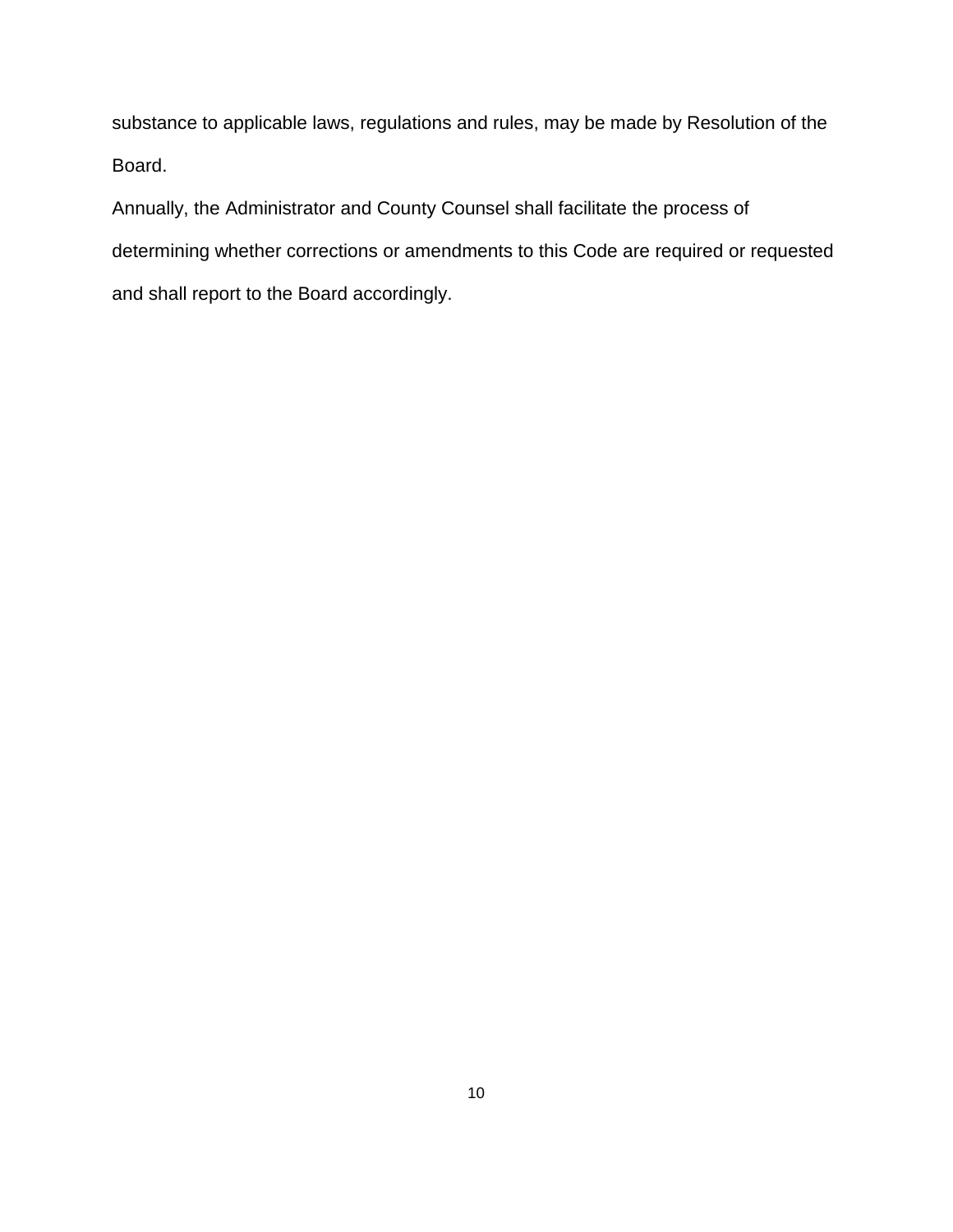substance to applicable laws, regulations and rules, may be made by Resolution of the Board.

Annually, the Administrator and County Counsel shall facilitate the process of determining whether corrections or amendments to this Code are required or requested and shall report to the Board accordingly.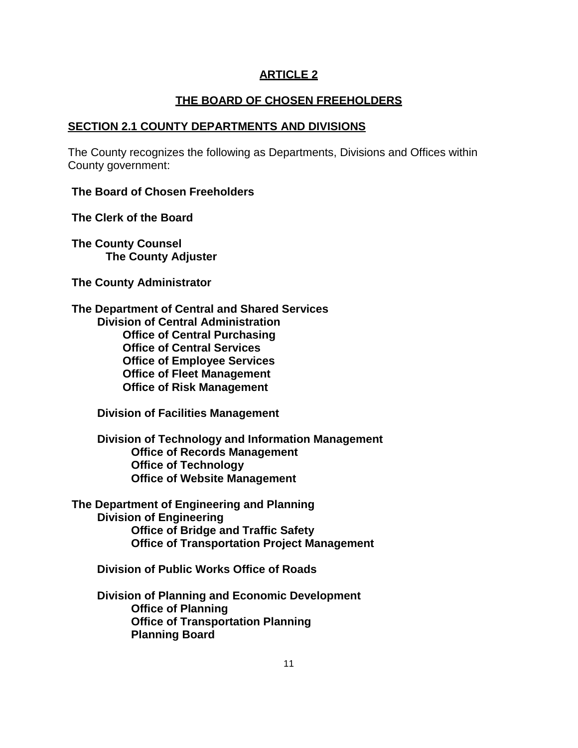# ARTICLE 2

# THE BOARD OF CHOSEN FREEHOLDERS

## SECTION 2.1 COUNTY DEPARTMENTS AND DIVISIONS

The County recognizes the following as Departments, Divisions and Offices within County government:

**The Board of Chosen Freeholders**

**The Clerk of the Board**

**The County Counsel**
- **The County Adjuster**

**The County Administrator**

**The Department of Central and Shared Services**
- **Division of Central Administration**
  - **Office of Central Purchasing**
  - **Office of Central Services**
  - **Office of Employee Services**
  - **Office of Fleet Management**
  - **Office of Risk Management**
- **Division of Facilities Management**
- **Division of Technology and Information Management**
  - **Office of Records Management**
  - **Office of Technology**
  - **Office of Website Management**

**The Department of Engineering and Planning**
- **Division of Engineering**
  - **Office of Bridge and Traffic Safety**
  - **Office of Transportation Project Management**
- **Division of Public Works Office of Roads**
- **Division of Planning and Economic Development**
  - **Office of Planning**
  - **Office of Transportation Planning**
  - **Planning Board**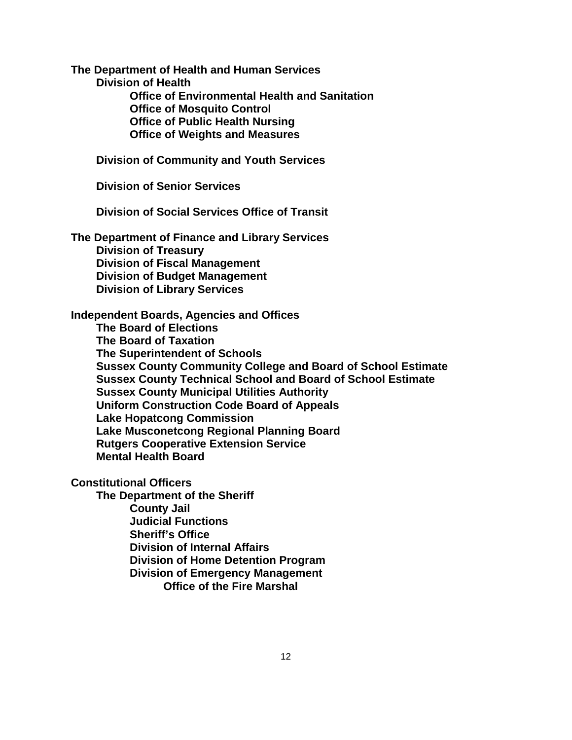**The Department of Health and Human Services**

- **Division of Health**
    - **Office of Environmental Health and Sanitation**
    - **Office of Mosquito Control**
    - **Office of Public Health Nursing**
    - **Office of Weights and Measures**
- **Division of Community and Youth Services**
- **Division of Senior Services**
- **Division of Social Services Office of Transit**

**The Department of Finance and Library Services**

- **Division of Treasury**
- **Division of Fiscal Management**
- **Division of Budget Management**
- **Division of Library Services**

**Independent Boards, Agencies and Offices**

- **The Board of Elections**
- **The Board of Taxation**
- **The Superintendent of Schools**
- **Sussex County Community College and Board of School Estimate**
- **Sussex County Technical School and Board of School Estimate**
- **Sussex County Municipal Utilities Authority**
- **Uniform Construction Code Board of Appeals**
- **Lake Hopatcong Commission**
- **Lake Musconetcong Regional Planning Board**
- **Rutgers Cooperative Extension Service**
- **Mental Health Board**

**Constitutional Officers**

- **The Department of the Sheriff**
    - **County Jail**
    - **Judicial Functions**
    - **Sheriff's Office**
    - **Division of Internal Affairs**
    - **Division of Home Detention Program**
    - **Division of Emergency Management**
        - **Office of the Fire Marshal**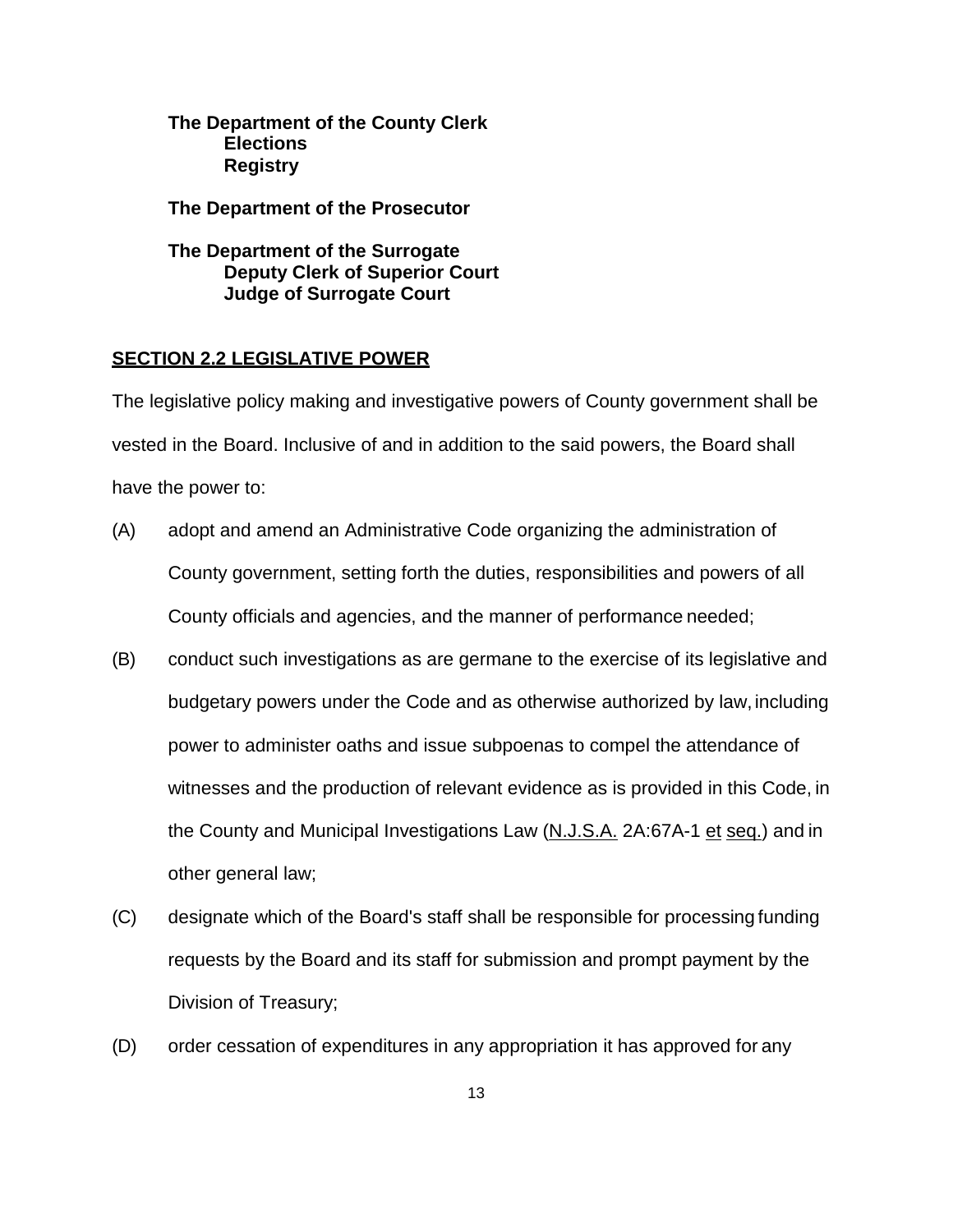**The Department of the County Clerk**

**Elections**

**Registry**

**The Department of the Prosecutor**

**The Department of the Surrogate**

**Deputy Clerk of Superior Court**

**Judge of Surrogate Court**

## SECTION 2.2 LEGISLATIVE POWER

The legislative policy making and investigative powers of County government shall be vested in the Board. Inclusive of and in addition to the said powers, the Board shall have the power to:

(A) adopt and amend an Administrative Code organizing the administration of County government, setting forth the duties, responsibilities and powers of all County officials and agencies, and the manner of performance needed;

(B) conduct such investigations as are germane to the exercise of its legislative and budgetary powers under the Code and as otherwise authorized by law, including power to administer oaths and issue subpoenas to compel the attendance of witnesses and the production of relevant evidence as is provided in this Code, in the County and Municipal Investigations Law (N.J.S.A. 2A:67A-1 et seq.) and in other general law;

(C) designate which of the Board's staff shall be responsible for processing funding requests by the Board and its staff for submission and prompt payment by the Division of Treasury;

(D) order cessation of expenditures in any appropriation it has approved for any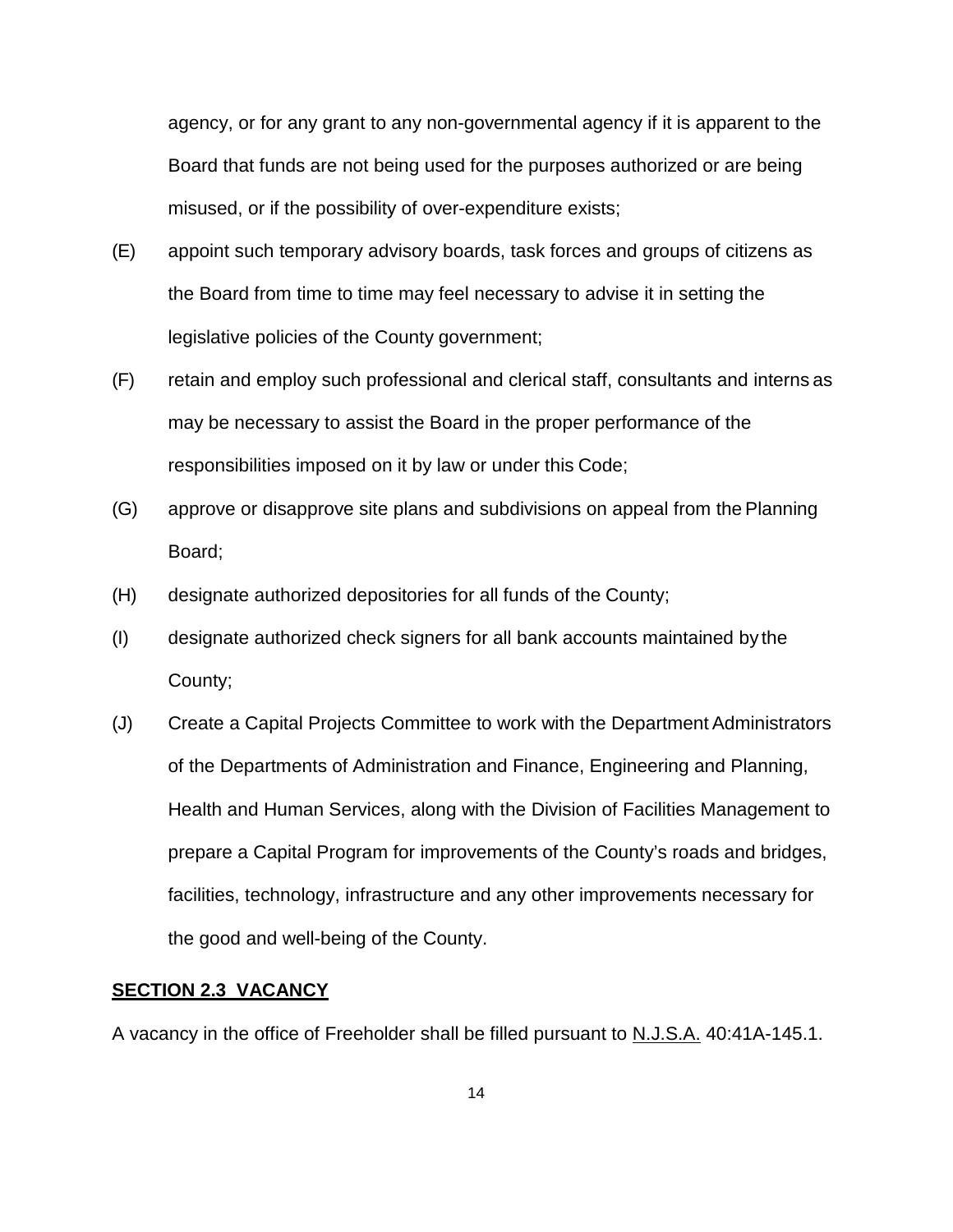agency, or for any grant to any non-governmental agency if it is apparent to the Board that funds are not being used for the purposes authorized or are being misused, or if the possibility of over-expenditure exists;

(E) appoint such temporary advisory boards, task forces and groups of citizens as the Board from time to time may feel necessary to advise it in setting the legislative policies of the County government;

(F) retain and employ such professional and clerical staff, consultants and interns as may be necessary to assist the Board in the proper performance of the responsibilities imposed on it by law or under this Code;

(G) approve or disapprove site plans and subdivisions on appeal from the Planning Board;

(H) designate authorized depositories for all funds of the County;

(I) designate authorized check signers for all bank accounts maintained by the County;

(J) Create a Capital Projects Committee to work with the Department Administrators of the Departments of Administration and Finance, Engineering and Planning, Health and Human Services, along with the Division of Facilities Management to prepare a Capital Program for improvements of the County's roads and bridges, facilities, technology, infrastructure and any other improvements necessary for the good and well-being of the County.

## **SECTION 2.3 VACANCY**

A vacancy in the office of Freeholder shall be filled pursuant to <u>N.J.S.A.</u> 40:41A-145.1.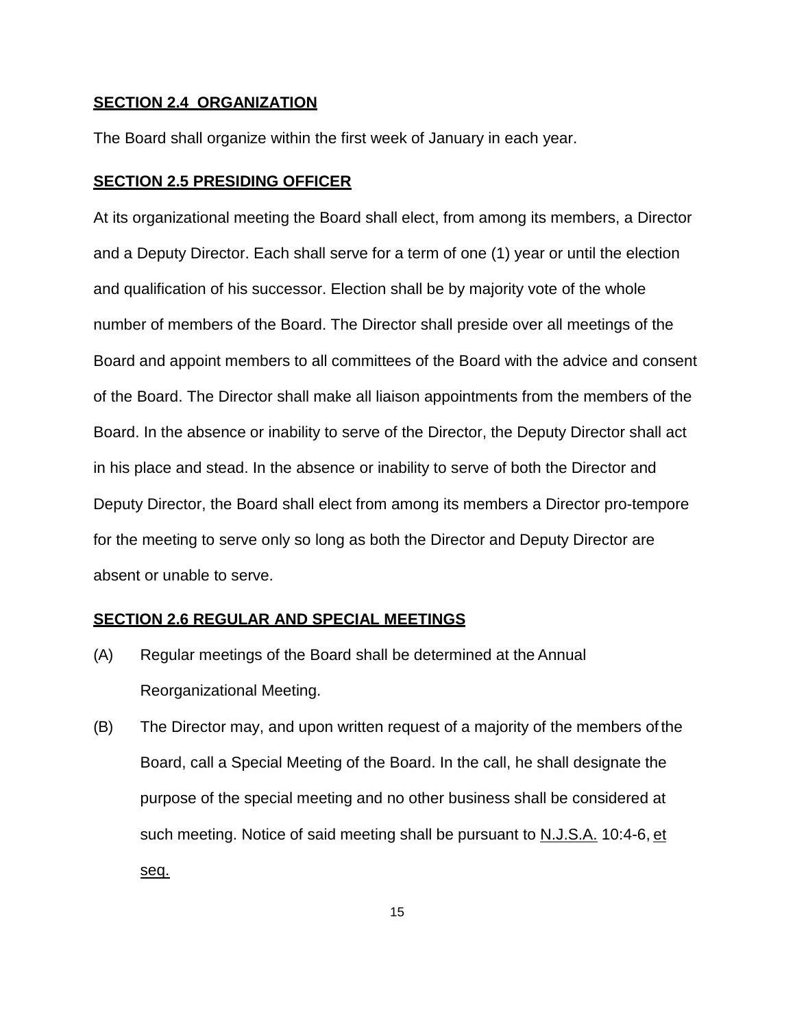## SECTION 2.4 ORGANIZATION

The Board shall organize within the first week of January in each year.

## SECTION 2.5 PRESIDING OFFICER

At its organizational meeting the Board shall elect, from among its members, a Director and a Deputy Director. Each shall serve for a term of one (1) year or until the election and qualification of his successor. Election shall be by majority vote of the whole number of members of the Board. The Director shall preside over all meetings of the Board and appoint members to all committees of the Board with the advice and consent of the Board. The Director shall make all liaison appointments from the members of the Board. In the absence or inability to serve of the Director, the Deputy Director shall act in his place and stead. In the absence or inability to serve of both the Director and Deputy Director, the Board shall elect from among its members a Director pro-tempore for the meeting to serve only so long as both the Director and Deputy Director are absent or unable to serve.

## SECTION 2.6 REGULAR AND SPECIAL MEETINGS

(A) Regular meetings of the Board shall be determined at the Annual Reorganizational Meeting.

(B) The Director may, and upon written request of a majority of the members of the Board, call a Special Meeting of the Board. In the call, he shall designate the purpose of the special meeting and no other business shall be considered at such meeting. Notice of said meeting shall be pursuant to N.J.S.A. 10:4-6, et seq.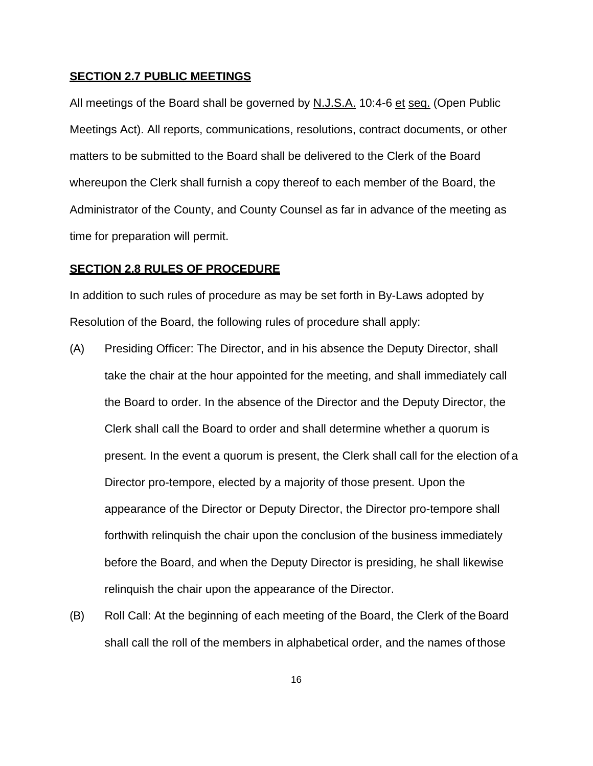**SECTION 2.7 PUBLIC MEETINGS**

All meetings of the Board shall be governed by N.J.S.A. 10:4-6 et seq. (Open Public Meetings Act). All reports, communications, resolutions, contract documents, or other matters to be submitted to the Board shall be delivered to the Clerk of the Board whereupon the Clerk shall furnish a copy thereof to each member of the Board, the Administrator of the County, and County Counsel as far in advance of the meeting as time for preparation will permit.

**SECTION 2.8 RULES OF PROCEDURE**

In addition to such rules of procedure as may be set forth in By-Laws adopted by Resolution of the Board, the following rules of procedure shall apply:

(A) Presiding Officer: The Director, and in his absence the Deputy Director, shall take the chair at the hour appointed for the meeting, and shall immediately call the Board to order. In the absence of the Director and the Deputy Director, the Clerk shall call the Board to order and shall determine whether a quorum is present. In the event a quorum is present, the Clerk shall call for the election of a Director pro-tempore, elected by a majority of those present. Upon the appearance of the Director or Deputy Director, the Director pro-tempore shall forthwith relinquish the chair upon the conclusion of the business immediately before the Board, and when the Deputy Director is presiding, he shall likewise relinquish the chair upon the appearance of the Director.

(B) Roll Call: At the beginning of each meeting of the Board, the Clerk of the Board shall call the roll of the members in alphabetical order, and the names of those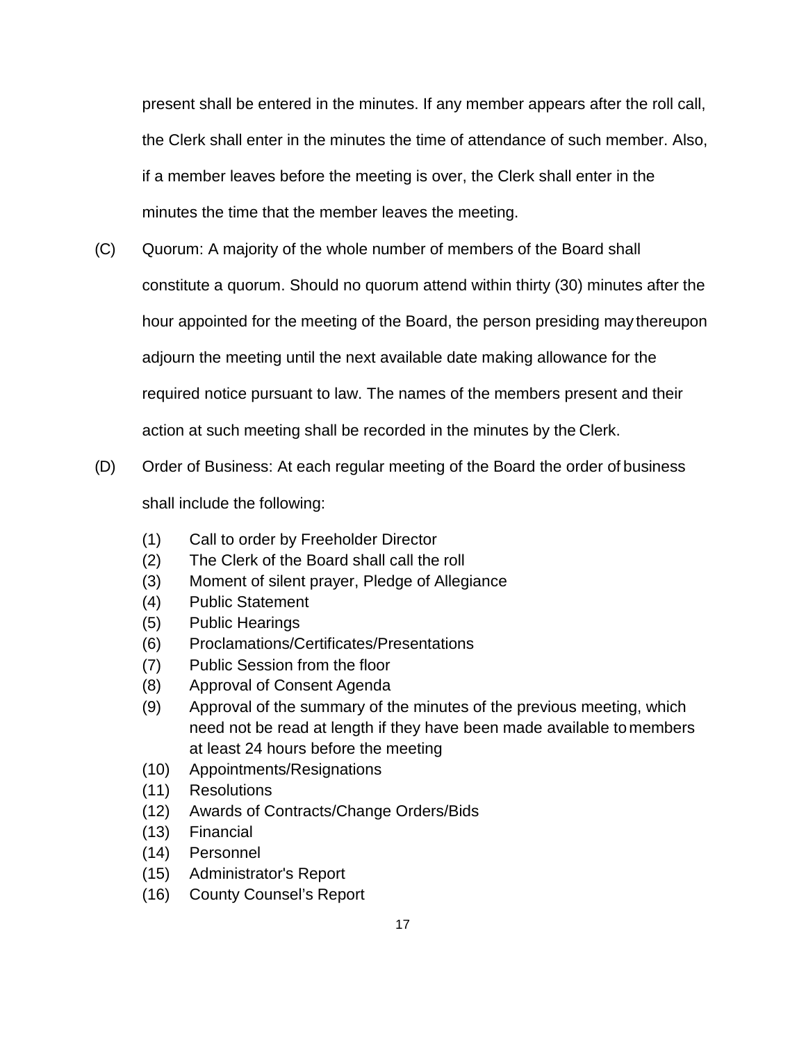present shall be entered in the minutes. If any member appears after the roll call, the Clerk shall enter in the minutes the time of attendance of such member. Also, if a member leaves before the meeting is over, the Clerk shall enter in the minutes the time that the member leaves the meeting.

(C) Quorum: A majority of the whole number of members of the Board shall constitute a quorum. Should no quorum attend within thirty (30) minutes after the hour appointed for the meeting of the Board, the person presiding may thereupon adjourn the meeting until the next available date making allowance for the required notice pursuant to law. The names of the members present and their action at such meeting shall be recorded in the minutes by the Clerk.

(D) Order of Business: At each regular meeting of the Board the order of business shall include the following:

(1) Call to order by Freeholder Director
(2) The Clerk of the Board shall call the roll
(3) Moment of silent prayer, Pledge of Allegiance
(4) Public Statement
(5) Public Hearings
(6) Proclamations/Certificates/Presentations
(7) Public Session from the floor
(8) Approval of Consent Agenda
(9) Approval of the summary of the minutes of the previous meeting, which need not be read at length if they have been made available to members at least 24 hours before the meeting
(10) Appointments/Resignations
(11) Resolutions
(12) Awards of Contracts/Change Orders/Bids
(13) Financial
(14) Personnel
(15) Administrator's Report
(16) County Counsel's Report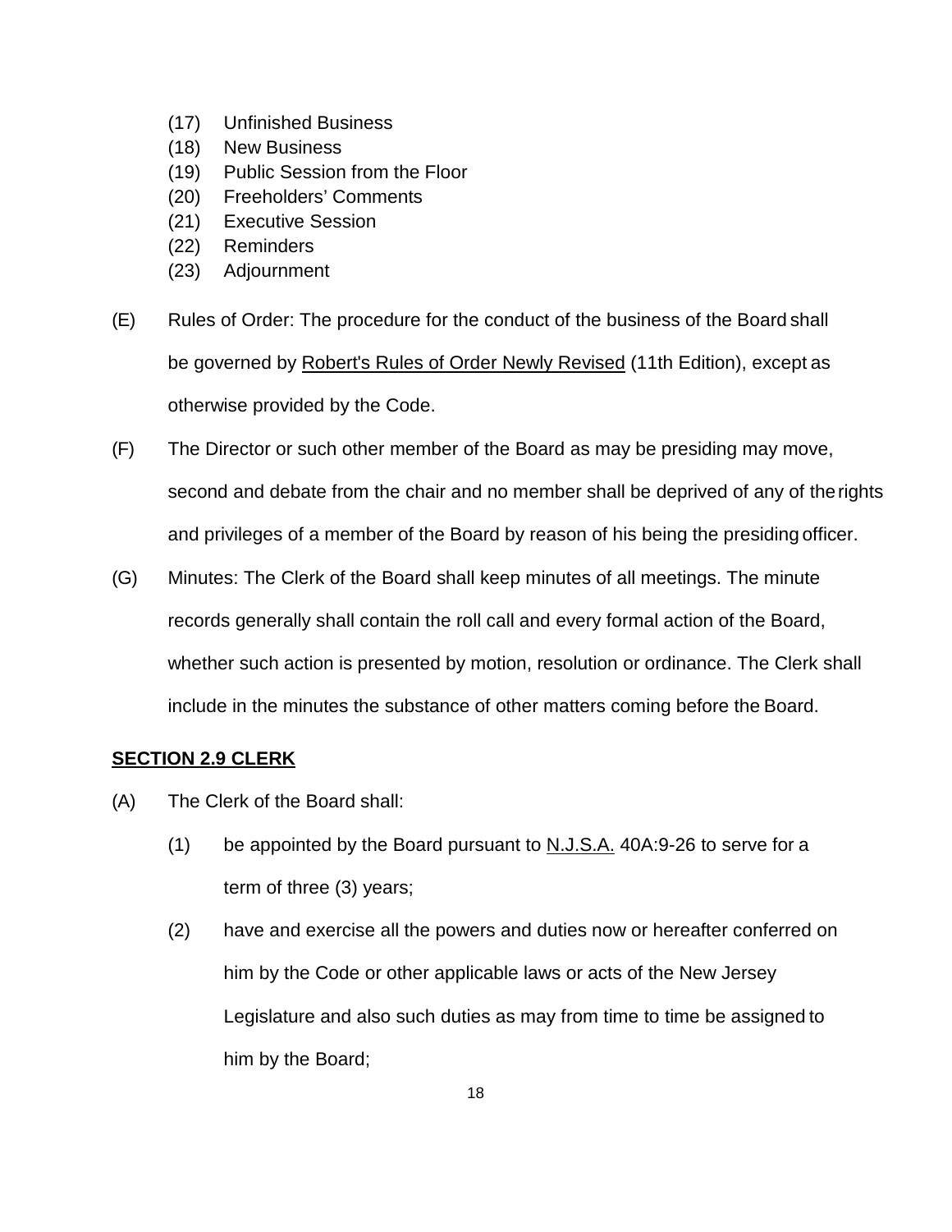(17) Unfinished Business
(18) New Business
(19) Public Session from the Floor
(20) Freeholders' Comments
(21) Executive Session
(22) Reminders
(23) Adjournment

(E) Rules of Order: The procedure for the conduct of the business of the Board shall be governed by Robert's Rules of Order Newly Revised (11th Edition), except as otherwise provided by the Code.

(F) The Director or such other member of the Board as may be presiding may move, second and debate from the chair and no member shall be deprived of any of the rights and privileges of a member of the Board by reason of his being the presiding officer.

(G) Minutes: The Clerk of the Board shall keep minutes of all meetings. The minute records generally shall contain the roll call and every formal action of the Board, whether such action is presented by motion, resolution or ordinance. The Clerk shall include in the minutes the substance of other matters coming before the Board.

**SECTION 2.9 CLERK**

(A) The Clerk of the Board shall:

(1) be appointed by the Board pursuant to N.J.S.A. 40A:9-26 to serve for a term of three (3) years;

(2) have and exercise all the powers and duties now or hereafter conferred on him by the Code or other applicable laws or acts of the New Jersey Legislature and also such duties as may from time to time be assigned to him by the Board;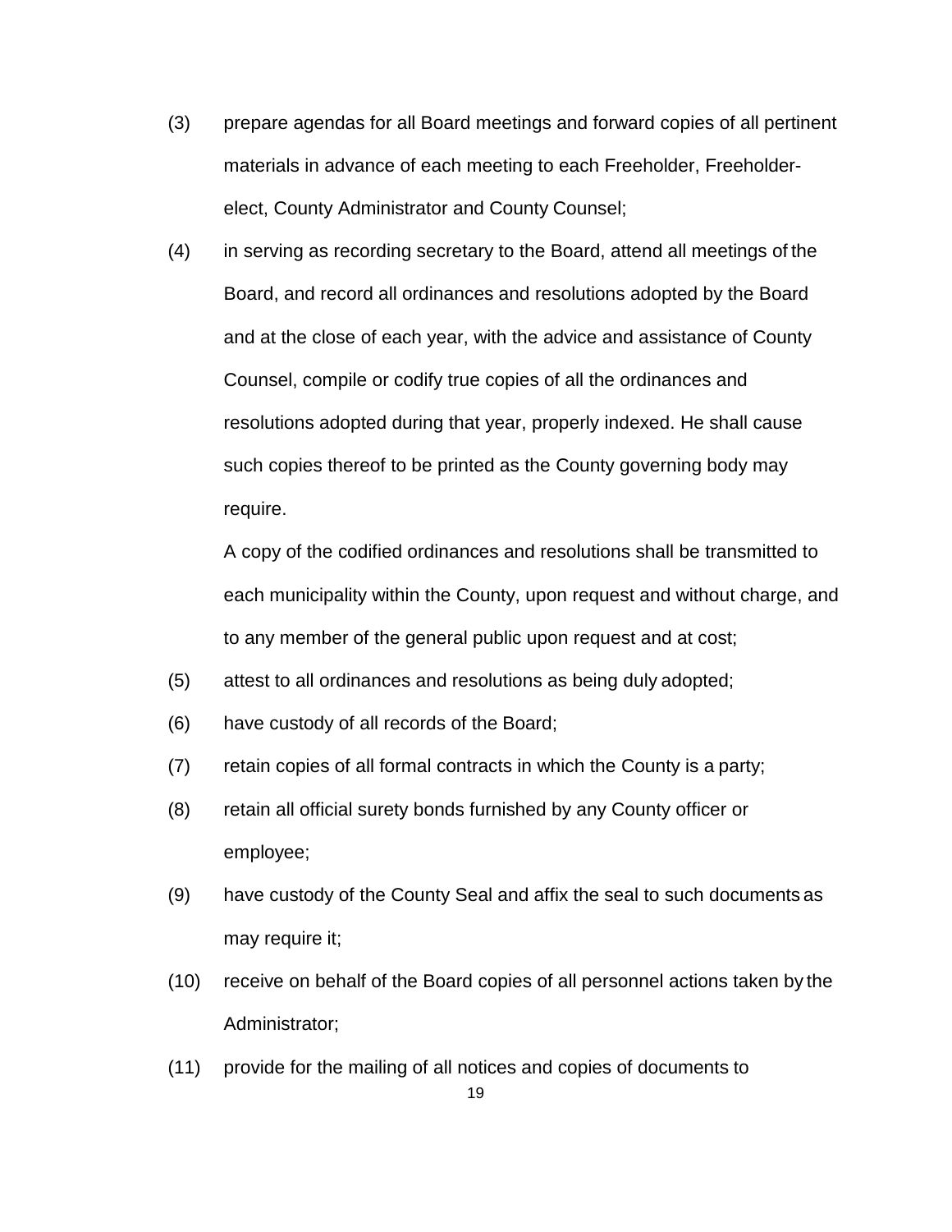(3) prepare agendas for all Board meetings and forward copies of all pertinent materials in advance of each meeting to each Freeholder, Freeholder-elect, County Administrator and County Counsel;

(4) in serving as recording secretary to the Board, attend all meetings of the Board, and record all ordinances and resolutions adopted by the Board and at the close of each year, with the advice and assistance of County Counsel, compile or codify true copies of all the ordinances and resolutions adopted during that year, properly indexed. He shall cause such copies thereof to be printed as the County governing body may require.

A copy of the codified ordinances and resolutions shall be transmitted to each municipality within the County, upon request and without charge, and to any member of the general public upon request and at cost;

(5) attest to all ordinances and resolutions as being duly adopted;

(6) have custody of all records of the Board;

(7) retain copies of all formal contracts in which the County is a party;

(8) retain all official surety bonds furnished by any County officer or employee;

(9) have custody of the County Seal and affix the seal to such documents as may require it;

(10) receive on behalf of the Board copies of all personnel actions taken by the Administrator;

(11) provide for the mailing of all notices and copies of documents to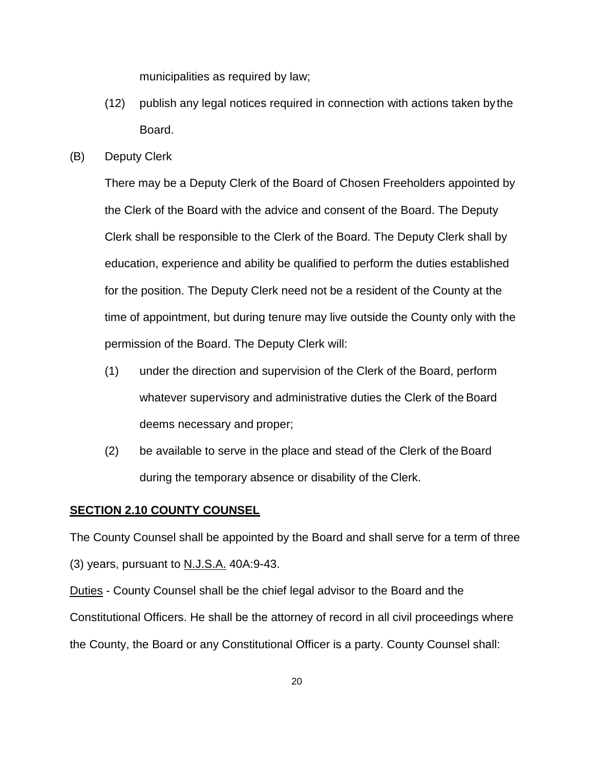municipalities as required by law;

(12) publish any legal notices required in connection with actions taken by the Board.

(B) Deputy Clerk

There may be a Deputy Clerk of the Board of Chosen Freeholders appointed by the Clerk of the Board with the advice and consent of the Board. The Deputy Clerk shall be responsible to the Clerk of the Board. The Deputy Clerk shall by education, experience and ability be qualified to perform the duties established for the position. The Deputy Clerk need not be a resident of the County at the time of appointment, but during tenure may live outside the County only with the permission of the Board. The Deputy Clerk will:

(1) under the direction and supervision of the Clerk of the Board, perform whatever supervisory and administrative duties the Clerk of the Board deems necessary and proper;

(2) be available to serve in the place and stead of the Clerk of the Board during the temporary absence or disability of the Clerk.

**SECTION 2.10 COUNTY COUNSEL**

The County Counsel shall be appointed by the Board and shall serve for a term of three (3) years, pursuant to N.J.S.A. 40A:9-43.

Duties - County Counsel shall be the chief legal advisor to the Board and the Constitutional Officers. He shall be the attorney of record in all civil proceedings where the County, the Board or any Constitutional Officer is a party. County Counsel shall: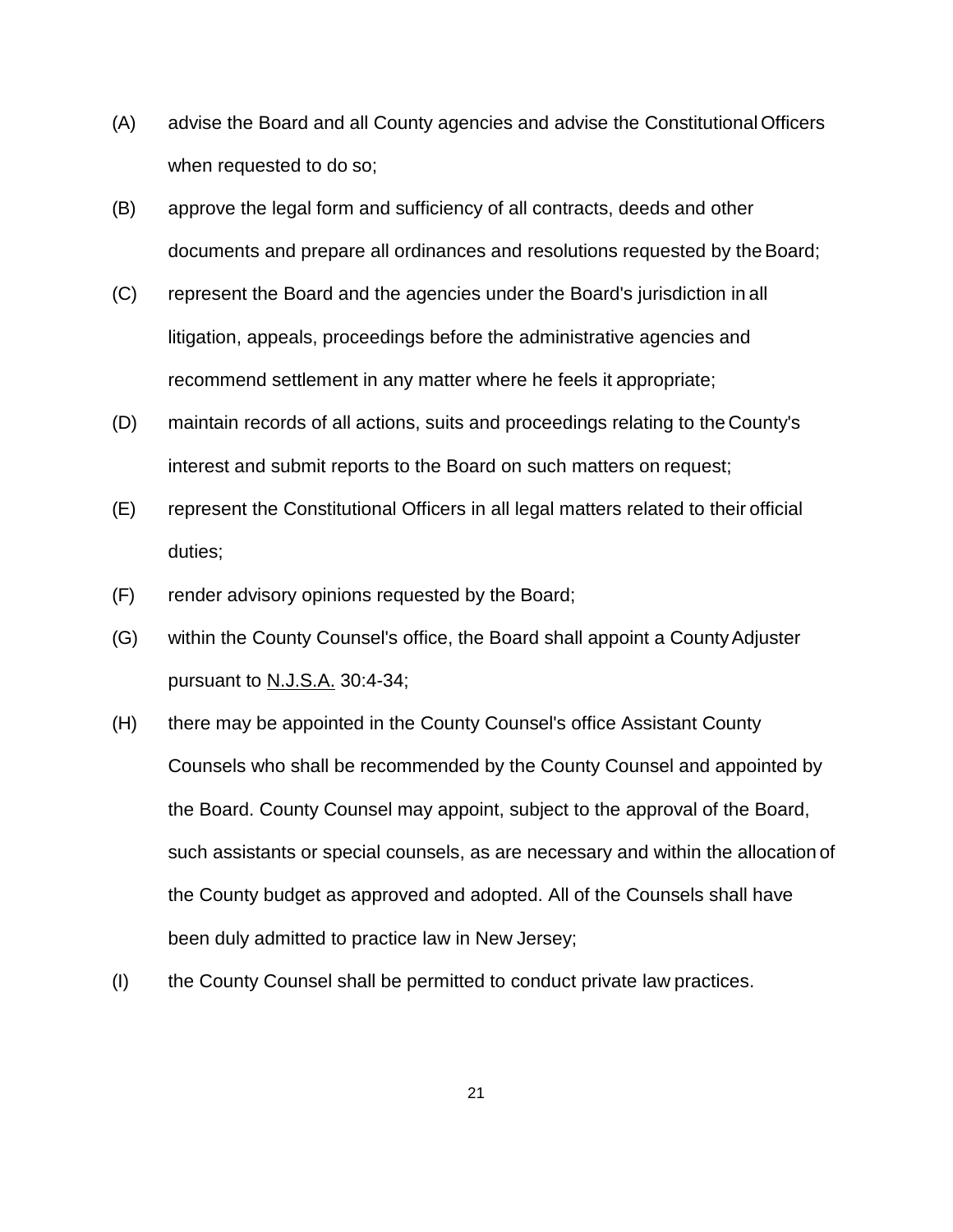(A) advise the Board and all County agencies and advise the Constitutional Officers when requested to do so;

(B) approve the legal form and sufficiency of all contracts, deeds and other documents and prepare all ordinances and resolutions requested by the Board;

(C) represent the Board and the agencies under the Board's jurisdiction in all litigation, appeals, proceedings before the administrative agencies and recommend settlement in any matter where he feels it appropriate;

(D) maintain records of all actions, suits and proceedings relating to the County's interest and submit reports to the Board on such matters on request;

(E) represent the Constitutional Officers in all legal matters related to their official duties;

(F) render advisory opinions requested by the Board;

(G) within the County Counsel's office, the Board shall appoint a County Adjuster pursuant to N.J.S.A. 30:4-34;

(H) there may be appointed in the County Counsel's office Assistant County Counsels who shall be recommended by the County Counsel and appointed by the Board. County Counsel may appoint, subject to the approval of the Board, such assistants or special counsels, as are necessary and within the allocation of the County budget as approved and adopted. All of the Counsels shall have been duly admitted to practice law in New Jersey;

(I) the County Counsel shall be permitted to conduct private law practices.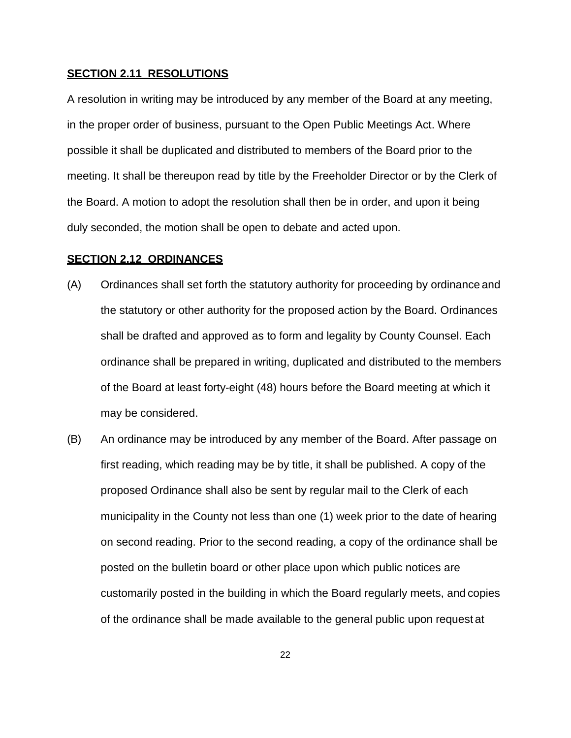**SECTION 2.11 RESOLUTIONS**

A resolution in writing may be introduced by any member of the Board at any meeting, in the proper order of business, pursuant to the Open Public Meetings Act. Where possible it shall be duplicated and distributed to members of the Board prior to the meeting. It shall be thereupon read by title by the Freeholder Director or by the Clerk of the Board. A motion to adopt the resolution shall then be in order, and upon it being duly seconded, the motion shall be open to debate and acted upon.

**SECTION 2.12 ORDINANCES**

(A) Ordinances shall set forth the statutory authority for proceeding by ordinance and the statutory or other authority for the proposed action by the Board. Ordinances shall be drafted and approved as to form and legality by County Counsel. Each ordinance shall be prepared in writing, duplicated and distributed to the members of the Board at least forty-eight (48) hours before the Board meeting at which it may be considered.

(B) An ordinance may be introduced by any member of the Board. After passage on first reading, which reading may be by title, it shall be published. A copy of the proposed Ordinance shall also be sent by regular mail to the Clerk of each municipality in the County not less than one (1) week prior to the date of hearing on second reading. Prior to the second reading, a copy of the ordinance shall be posted on the bulletin board or other place upon which public notices are customarily posted in the building in which the Board regularly meets, and copies of the ordinance shall be made available to the general public upon request at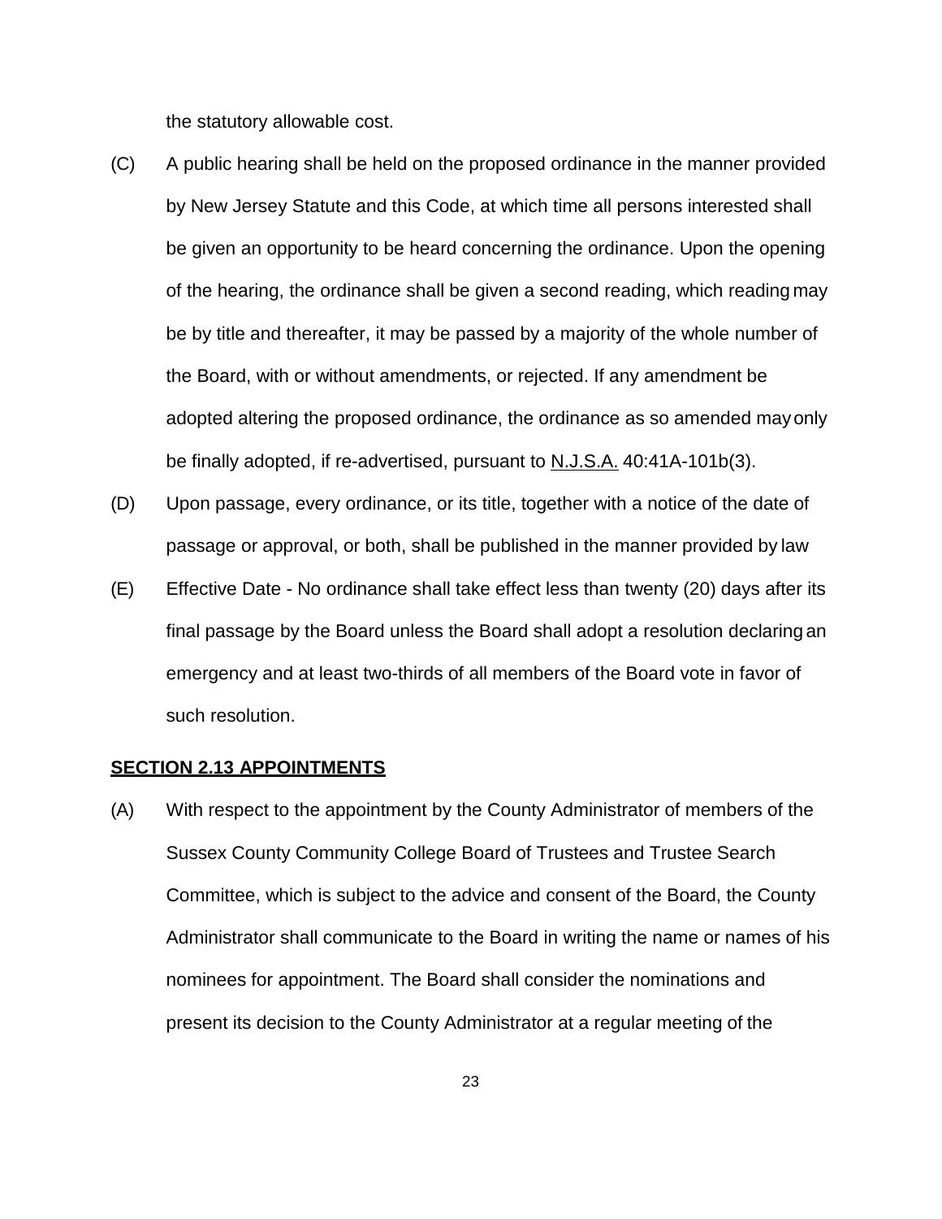the statutory allowable cost.

(C) A public hearing shall be held on the proposed ordinance in the manner provided by New Jersey Statute and this Code, at which time all persons interested shall be given an opportunity to be heard concerning the ordinance. Upon the opening of the hearing, the ordinance shall be given a second reading, which reading may be by title and thereafter, it may be passed by a majority of the whole number of the Board, with or without amendments, or rejected. If any amendment be adopted altering the proposed ordinance, the ordinance as so amended may only be finally adopted, if re-advertised, pursuant to N.J.S.A. 40:41A-101b(3).

(D) Upon passage, every ordinance, or its title, together with a notice of the date of passage or approval, or both, shall be published in the manner provided by law

(E) Effective Date - No ordinance shall take effect less than twenty (20) days after its final passage by the Board unless the Board shall adopt a resolution declaring an emergency and at least two-thirds of all members of the Board vote in favor of such resolution.

## SECTION 2.13 APPOINTMENTS

(A) With respect to the appointment by the County Administrator of members of the Sussex County Community College Board of Trustees and Trustee Search Committee, which is subject to the advice and consent of the Board, the County Administrator shall communicate to the Board in writing the name or names of his nominees for appointment. The Board shall consider the nominations and present its decision to the County Administrator at a regular meeting of the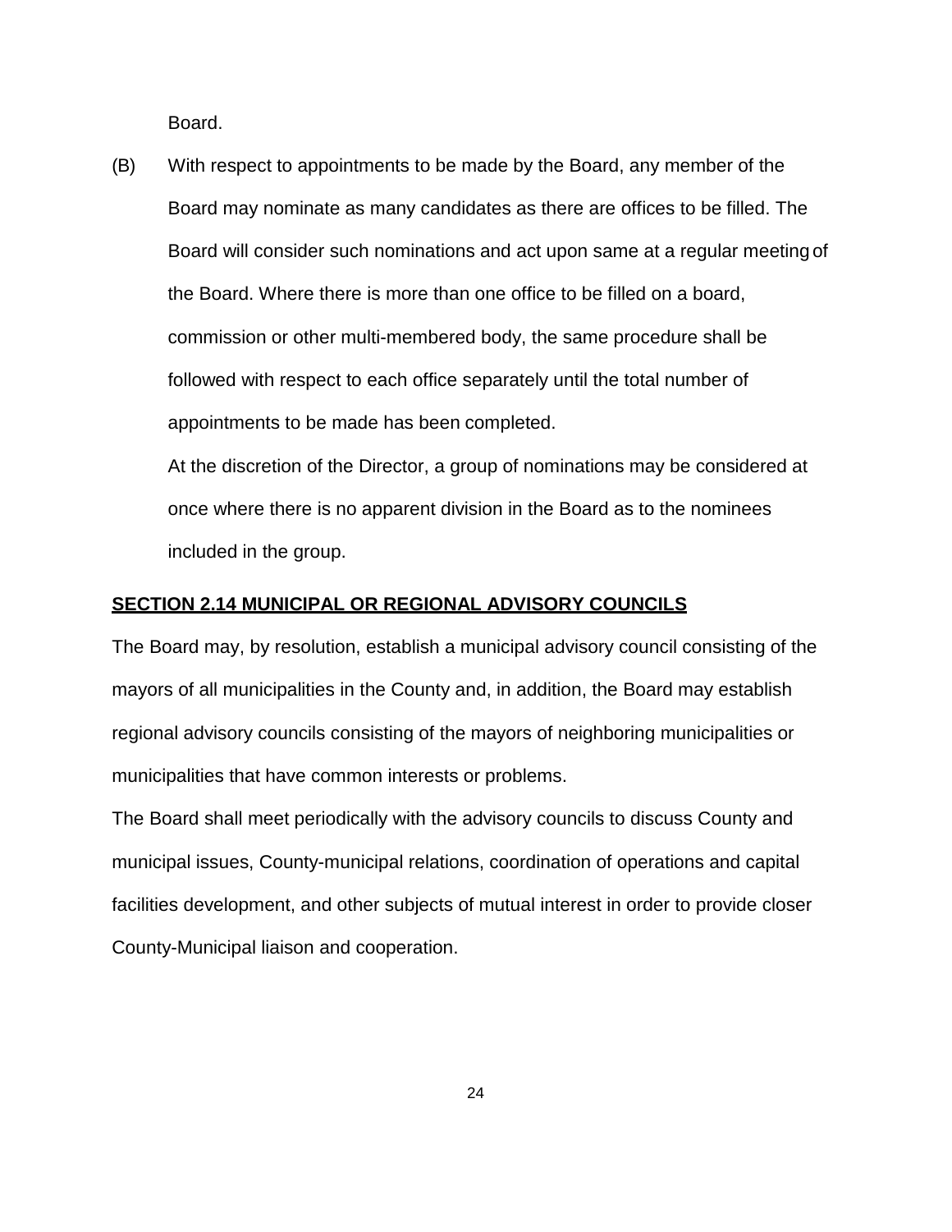Board.

(B) With respect to appointments to be made by the Board, any member of the Board may nominate as many candidates as there are offices to be filled. The Board will consider such nominations and act upon same at a regular meeting of the Board. Where there is more than one office to be filled on a board, commission or other multi-membered body, the same procedure shall be followed with respect to each office separately until the total number of appointments to be made has been completed.

At the discretion of the Director, a group of nominations may be considered at once where there is no apparent division in the Board as to the nominees included in the group.

## SECTION 2.14 MUNICIPAL OR REGIONAL ADVISORY COUNCILS

The Board may, by resolution, establish a municipal advisory council consisting of the mayors of all municipalities in the County and, in addition, the Board may establish regional advisory councils consisting of the mayors of neighboring municipalities or municipalities that have common interests or problems.

The Board shall meet periodically with the advisory councils to discuss County and municipal issues, County-municipal relations, coordination of operations and capital facilities development, and other subjects of mutual interest in order to provide closer County-Municipal liaison and cooperation.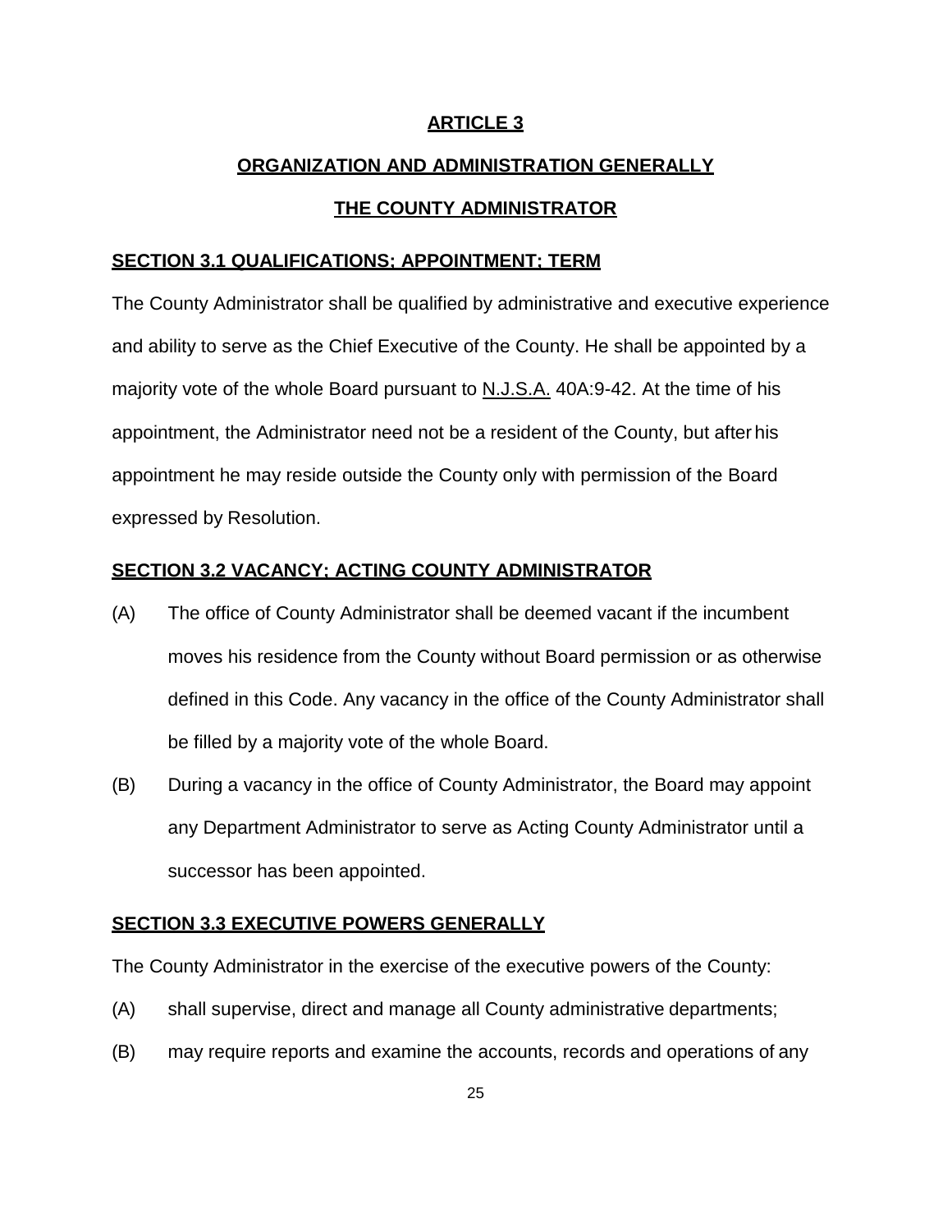## ARTICLE 3

## ORGANIZATION AND ADMINISTRATION GENERALLY

## THE COUNTY ADMINISTRATOR

### SECTION 3.1 QUALIFICATIONS; APPOINTMENT; TERM

The County Administrator shall be qualified by administrative and executive experience and ability to serve as the Chief Executive of the County. He shall be appointed by a majority vote of the whole Board pursuant to N.J.S.A. 40A:9-42. At the time of his appointment, the Administrator need not be a resident of the County, but after his appointment he may reside outside the County only with permission of the Board expressed by Resolution.

### SECTION 3.2 VACANCY; ACTING COUNTY ADMINISTRATOR

(A) The office of County Administrator shall be deemed vacant if the incumbent moves his residence from the County without Board permission or as otherwise defined in this Code. Any vacancy in the office of the County Administrator shall be filled by a majority vote of the whole Board.

(B) During a vacancy in the office of County Administrator, the Board may appoint any Department Administrator to serve as Acting County Administrator until a successor has been appointed.

### SECTION 3.3 EXECUTIVE POWERS GENERALLY

The County Administrator in the exercise of the executive powers of the County:

(A) shall supervise, direct and manage all County administrative departments;

(B) may require reports and examine the accounts, records and operations of any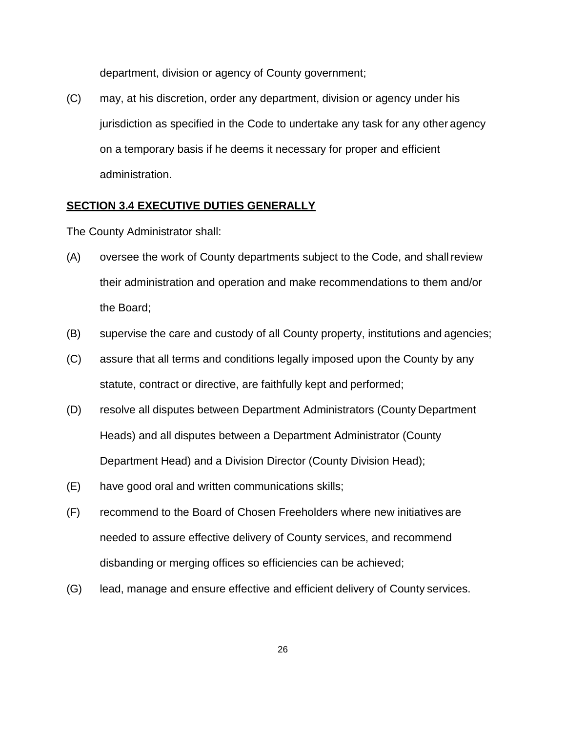department, division or agency of County government;

(C) may, at his discretion, order any department, division or agency under his jurisdiction as specified in the Code to undertake any task for any other agency on a temporary basis if he deems it necessary for proper and efficient administration.

## SECTION 3.4 EXECUTIVE DUTIES GENERALLY

The County Administrator shall:

(A) oversee the work of County departments subject to the Code, and shall review their administration and operation and make recommendations to them and/or the Board;

(B) supervise the care and custody of all County property, institutions and agencies;

(C) assure that all terms and conditions legally imposed upon the County by any statute, contract or directive, are faithfully kept and performed;

(D) resolve all disputes between Department Administrators (County Department Heads) and all disputes between a Department Administrator (County Department Head) and a Division Director (County Division Head);

(E) have good oral and written communications skills;

(F) recommend to the Board of Chosen Freeholders where new initiatives are needed to assure effective delivery of County services, and recommend disbanding or merging offices so efficiencies can be achieved;

(G) lead, manage and ensure effective and efficient delivery of County services.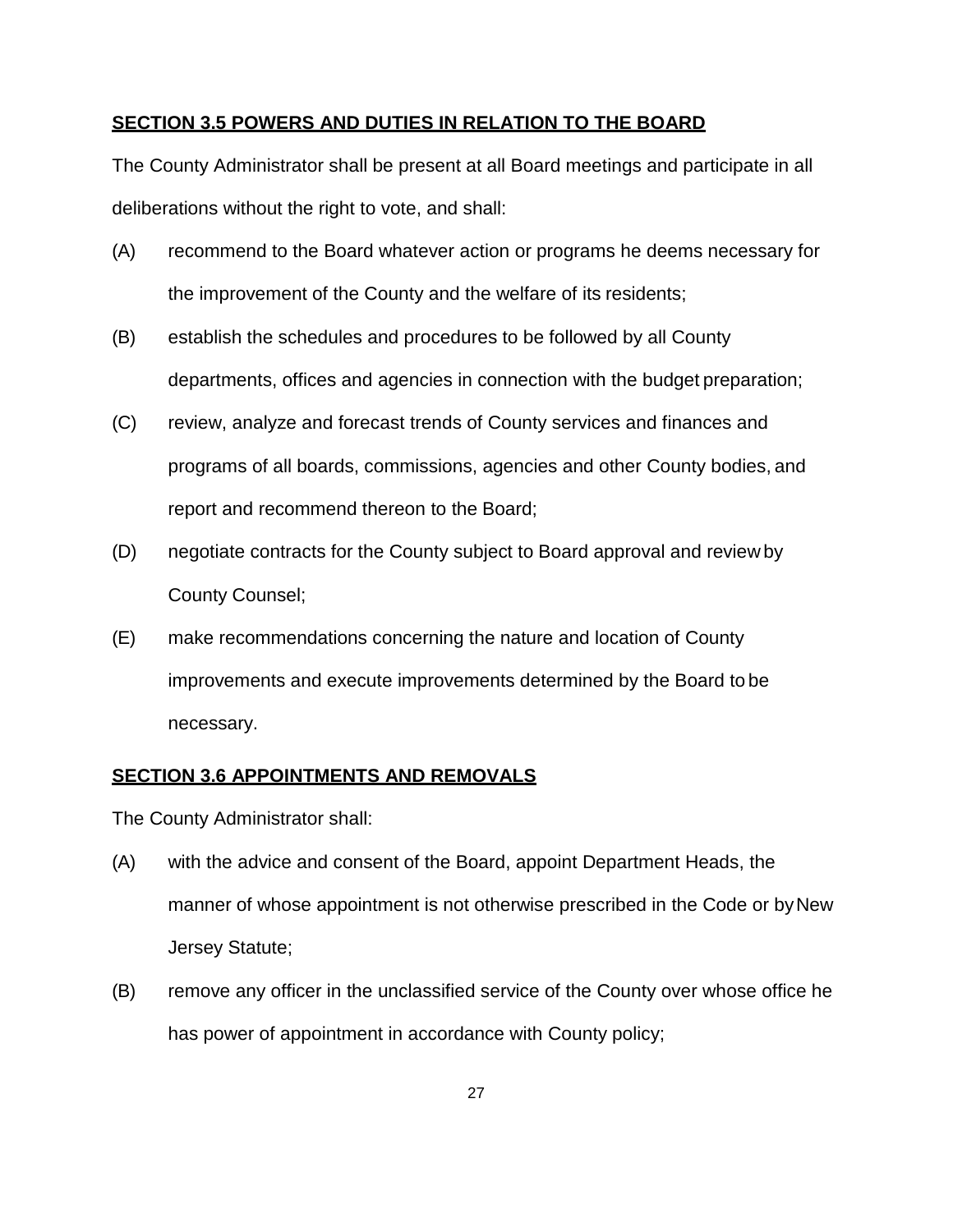**SECTION 3.5 POWERS AND DUTIES IN RELATION TO THE BOARD**

The County Administrator shall be present at all Board meetings and participate in all deliberations without the right to vote, and shall:

(A) recommend to the Board whatever action or programs he deems necessary for the improvement of the County and the welfare of its residents;

(B) establish the schedules and procedures to be followed by all County departments, offices and agencies in connection with the budget preparation;

(C) review, analyze and forecast trends of County services and finances and programs of all boards, commissions, agencies and other County bodies, and report and recommend thereon to the Board;

(D) negotiate contracts for the County subject to Board approval and review by County Counsel;

(E) make recommendations concerning the nature and location of County improvements and execute improvements determined by the Board to be necessary.

**SECTION 3.6 APPOINTMENTS AND REMOVALS**

The County Administrator shall:

(A) with the advice and consent of the Board, appoint Department Heads, the manner of whose appointment is not otherwise prescribed in the Code or by New Jersey Statute;

(B) remove any officer in the unclassified service of the County over whose office he has power of appointment in accordance with County policy;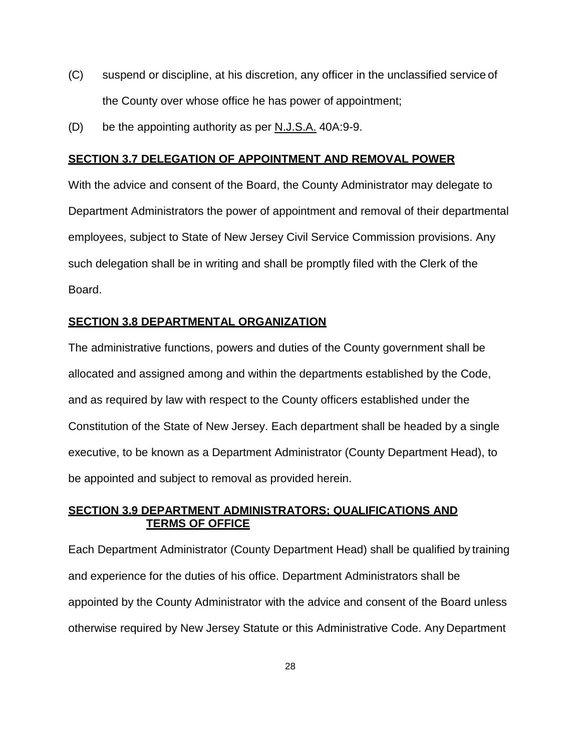(C) suspend or discipline, at his discretion, any officer in the unclassified service of the County over whose office he has power of appointment;

(D) be the appointing authority as per N.J.S.A. 40A:9-9.

**SECTION 3.7 DELEGATION OF APPOINTMENT AND REMOVAL POWER**

With the advice and consent of the Board, the County Administrator may delegate to Department Administrators the power of appointment and removal of their departmental employees, subject to State of New Jersey Civil Service Commission provisions. Any such delegation shall be in writing and shall be promptly filed with the Clerk of the Board.

**SECTION 3.8 DEPARTMENTAL ORGANIZATION**

The administrative functions, powers and duties of the County government shall be allocated and assigned among and within the departments established by the Code, and as required by law with respect to the County officers established under the Constitution of the State of New Jersey. Each department shall be headed by a single executive, to be known as a Department Administrator (County Department Head), to be appointed and subject to removal as provided herein.

**SECTION 3.9 DEPARTMENT ADMINISTRATORS; QUALIFICATIONS AND TERMS OF OFFICE**

Each Department Administrator (County Department Head) shall be qualified by training and experience for the duties of his office. Department Administrators shall be appointed by the County Administrator with the advice and consent of the Board unless otherwise required by New Jersey Statute or this Administrative Code. Any Department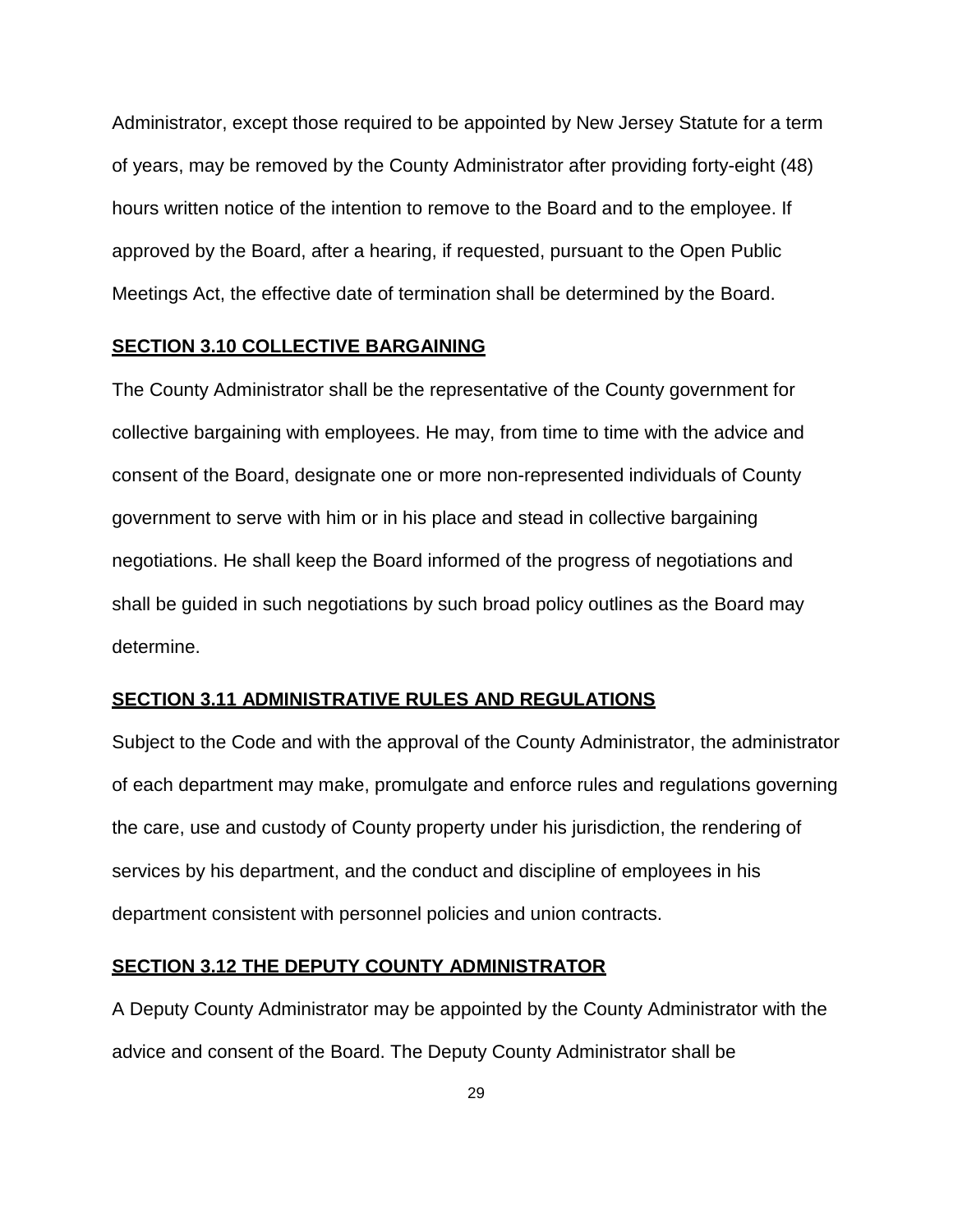Administrator, except those required to be appointed by New Jersey Statute for a term of years, may be removed by the County Administrator after providing forty-eight (48) hours written notice of the intention to remove to the Board and to the employee. If approved by the Board, after a hearing, if requested, pursuant to the Open Public Meetings Act, the effective date of termination shall be determined by the Board.

## SECTION 3.10 COLLECTIVE BARGAINING

The County Administrator shall be the representative of the County government for collective bargaining with employees. He may, from time to time with the advice and consent of the Board, designate one or more non-represented individuals of County government to serve with him or in his place and stead in collective bargaining negotiations. He shall keep the Board informed of the progress of negotiations and shall be guided in such negotiations by such broad policy outlines as the Board may determine.

## SECTION 3.11 ADMINISTRATIVE RULES AND REGULATIONS

Subject to the Code and with the approval of the County Administrator, the administrator of each department may make, promulgate and enforce rules and regulations governing the care, use and custody of County property under his jurisdiction, the rendering of services by his department, and the conduct and discipline of employees in his department consistent with personnel policies and union contracts.

## SECTION 3.12 THE DEPUTY COUNTY ADMINISTRATOR

A Deputy County Administrator may be appointed by the County Administrator with the advice and consent of the Board. The Deputy County Administrator shall be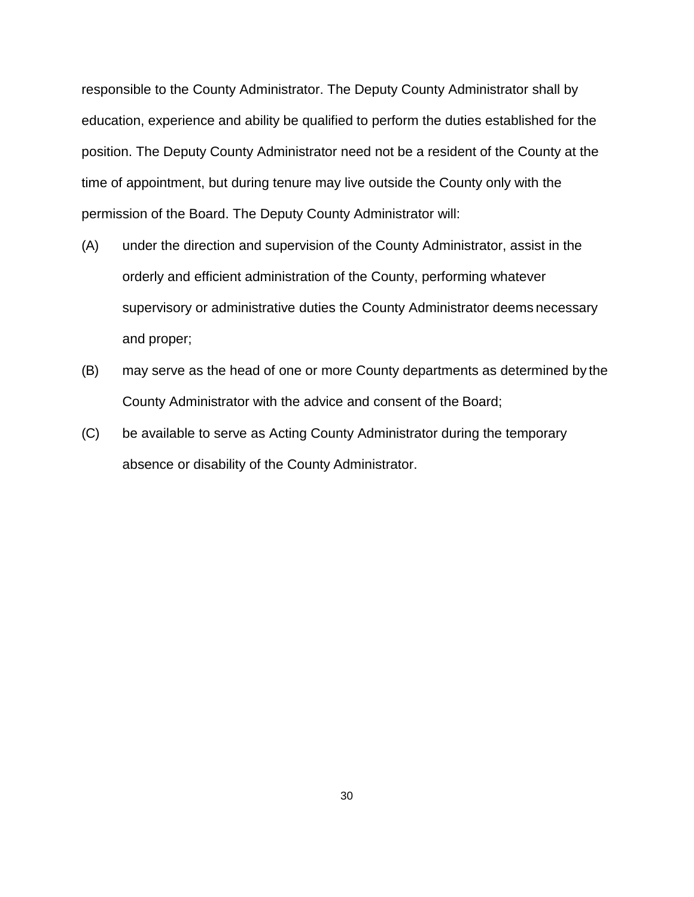responsible to the County Administrator. The Deputy County Administrator shall by education, experience and ability be qualified to perform the duties established for the position. The Deputy County Administrator need not be a resident of the County at the time of appointment, but during tenure may live outside the County only with the permission of the Board. The Deputy County Administrator will:

(A) under the direction and supervision of the County Administrator, assist in the orderly and efficient administration of the County, performing whatever supervisory or administrative duties the County Administrator deems necessary and proper;

(B) may serve as the head of one or more County departments as determined by the County Administrator with the advice and consent of the Board;

(C) be available to serve as Acting County Administrator during the temporary absence or disability of the County Administrator.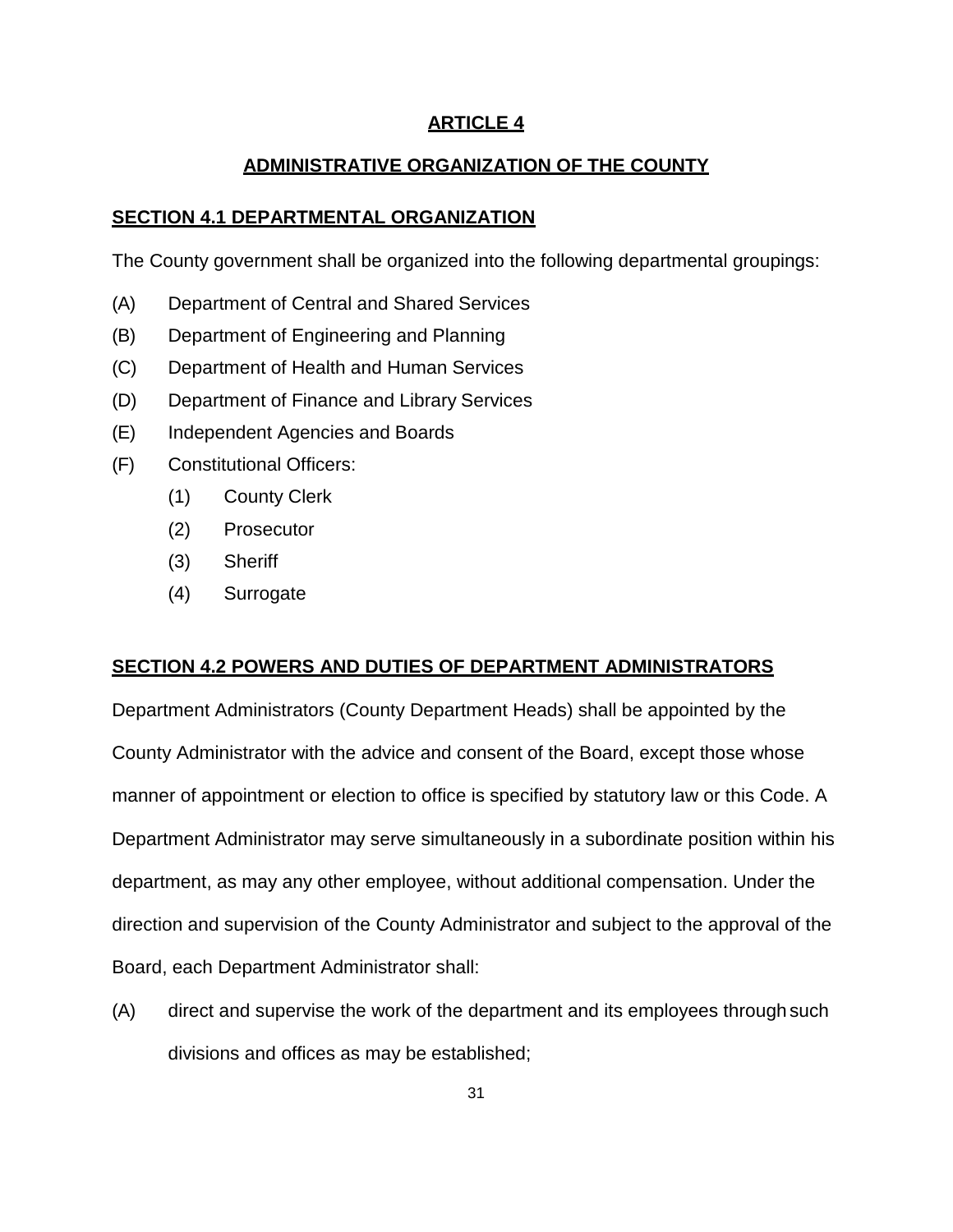## ARTICLE 4

## ADMINISTRATIVE ORGANIZATION OF THE COUNTY

### SECTION 4.1 DEPARTMENTAL ORGANIZATION

The County government shall be organized into the following departmental groupings:

(A) Department of Central and Shared Services

(B) Department of Engineering and Planning

(C) Department of Health and Human Services

(D) Department of Finance and Library Services

(E) Independent Agencies and Boards

(F) Constitutional Officers:

- (1) County Clerk
- (2) Prosecutor
- (3) Sheriff
- (4) Surrogate

### SECTION 4.2 POWERS AND DUTIES OF DEPARTMENT ADMINISTRATORS

Department Administrators (County Department Heads) shall be appointed by the County Administrator with the advice and consent of the Board, except those whose manner of appointment or election to office is specified by statutory law or this Code. A Department Administrator may serve simultaneously in a subordinate position within his department, as may any other employee, without additional compensation. Under the direction and supervision of the County Administrator and subject to the approval of the Board, each Department Administrator shall:

(A) direct and supervise the work of the department and its employees through such divisions and offices as may be established;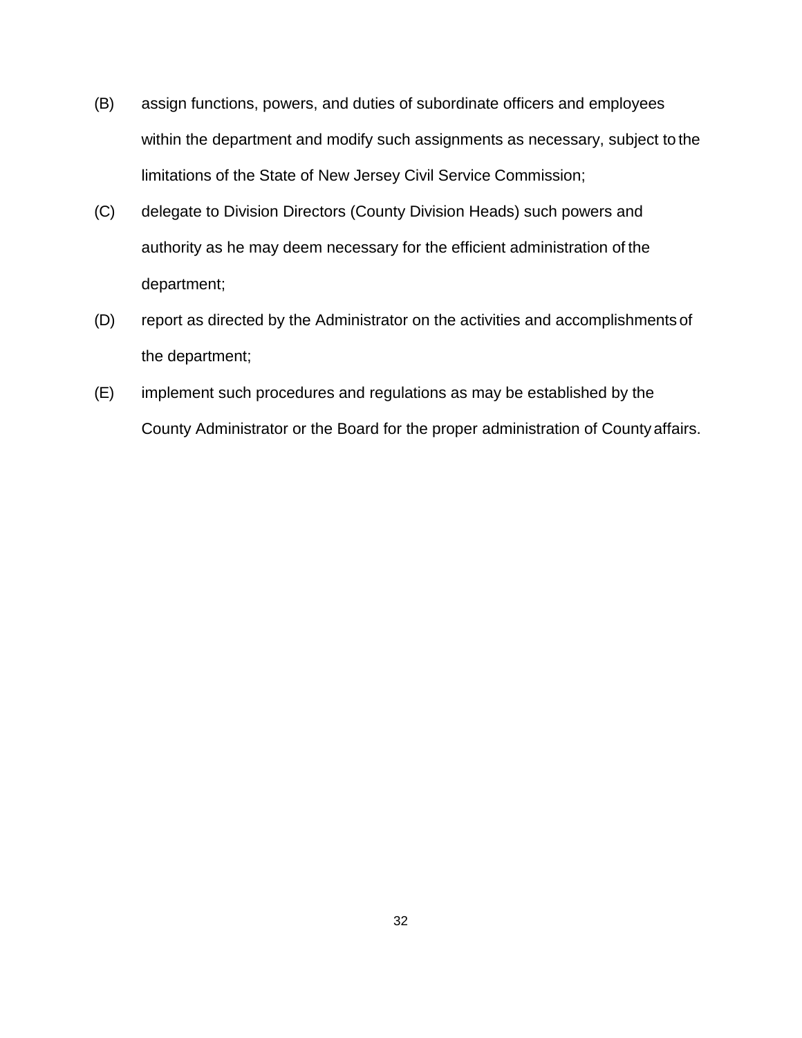(B) assign functions, powers, and duties of subordinate officers and employees within the department and modify such assignments as necessary, subject to the limitations of the State of New Jersey Civil Service Commission;

(C) delegate to Division Directors (County Division Heads) such powers and authority as he may deem necessary for the efficient administration of the department;

(D) report as directed by the Administrator on the activities and accomplishments of the department;

(E) implement such procedures and regulations as may be established by the County Administrator or the Board for the proper administration of County affairs.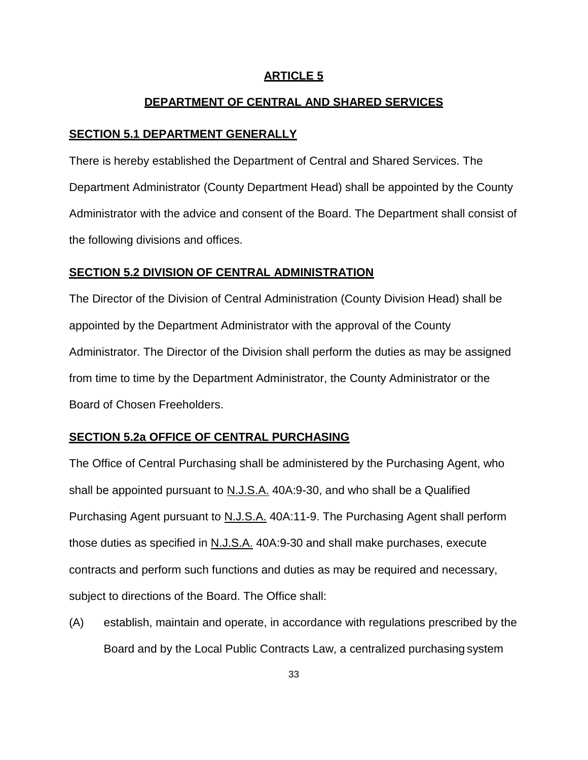# ARTICLE 5

## DEPARTMENT OF CENTRAL AND SHARED SERVICES

### SECTION 5.1 DEPARTMENT GENERALLY

There is hereby established the Department of Central and Shared Services. The Department Administrator (County Department Head) shall be appointed by the County Administrator with the advice and consent of the Board. The Department shall consist of the following divisions and offices.

### SECTION 5.2 DIVISION OF CENTRAL ADMINISTRATION

The Director of the Division of Central Administration (County Division Head) shall be appointed by the Department Administrator with the approval of the County Administrator. The Director of the Division shall perform the duties as may be assigned from time to time by the Department Administrator, the County Administrator or the Board of Chosen Freeholders.

### SECTION 5.2a OFFICE OF CENTRAL PURCHASING

The Office of Central Purchasing shall be administered by the Purchasing Agent, who shall be appointed pursuant to N.J.S.A. 40A:9-30, and who shall be a Qualified Purchasing Agent pursuant to N.J.S.A. 40A:11-9. The Purchasing Agent shall perform those duties as specified in N.J.S.A. 40A:9-30 and shall make purchases, execute contracts and perform such functions and duties as may be required and necessary, subject to directions of the Board. The Office shall:

(A) establish, maintain and operate, in accordance with regulations prescribed by the Board and by the Local Public Contracts Law, a centralized purchasing system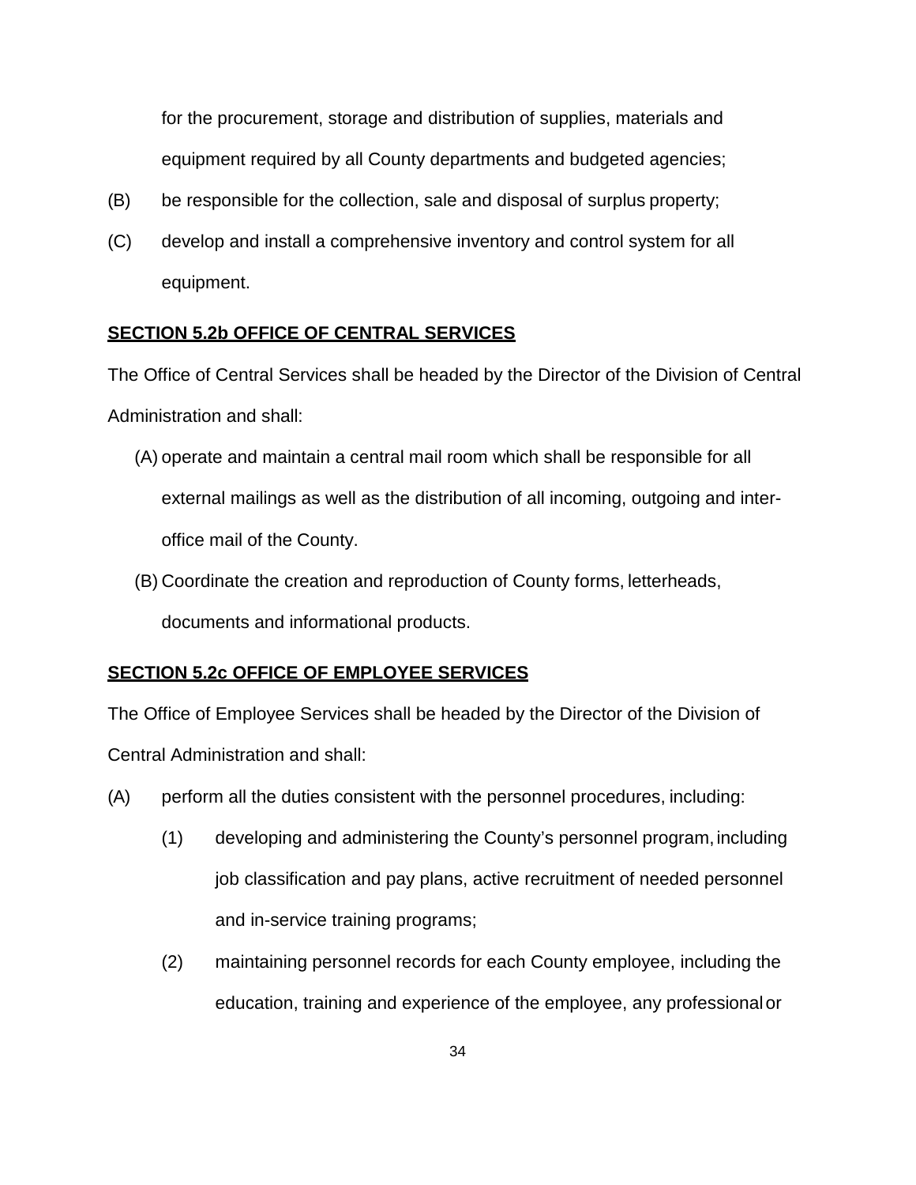for the procurement, storage and distribution of supplies, materials and equipment required by all County departments and budgeted agencies;

(B) be responsible for the collection, sale and disposal of surplus property;

(C) develop and install a comprehensive inventory and control system for all equipment.

**SECTION 5.2b OFFICE OF CENTRAL SERVICES**

The Office of Central Services shall be headed by the Director of the Division of Central Administration and shall:

(A) operate and maintain a central mail room which shall be responsible for all external mailings as well as the distribution of all incoming, outgoing and inter-office mail of the County.

(B) Coordinate the creation and reproduction of County forms, letterheads, documents and informational products.

**SECTION 5.2c OFFICE OF EMPLOYEE SERVICES**

The Office of Employee Services shall be headed by the Director of the Division of Central Administration and shall:

(A) perform all the duties consistent with the personnel procedures, including:

(1) developing and administering the County's personnel program, including job classification and pay plans, active recruitment of needed personnel and in-service training programs;

(2) maintaining personnel records for each County employee, including the education, training and experience of the employee, any professional or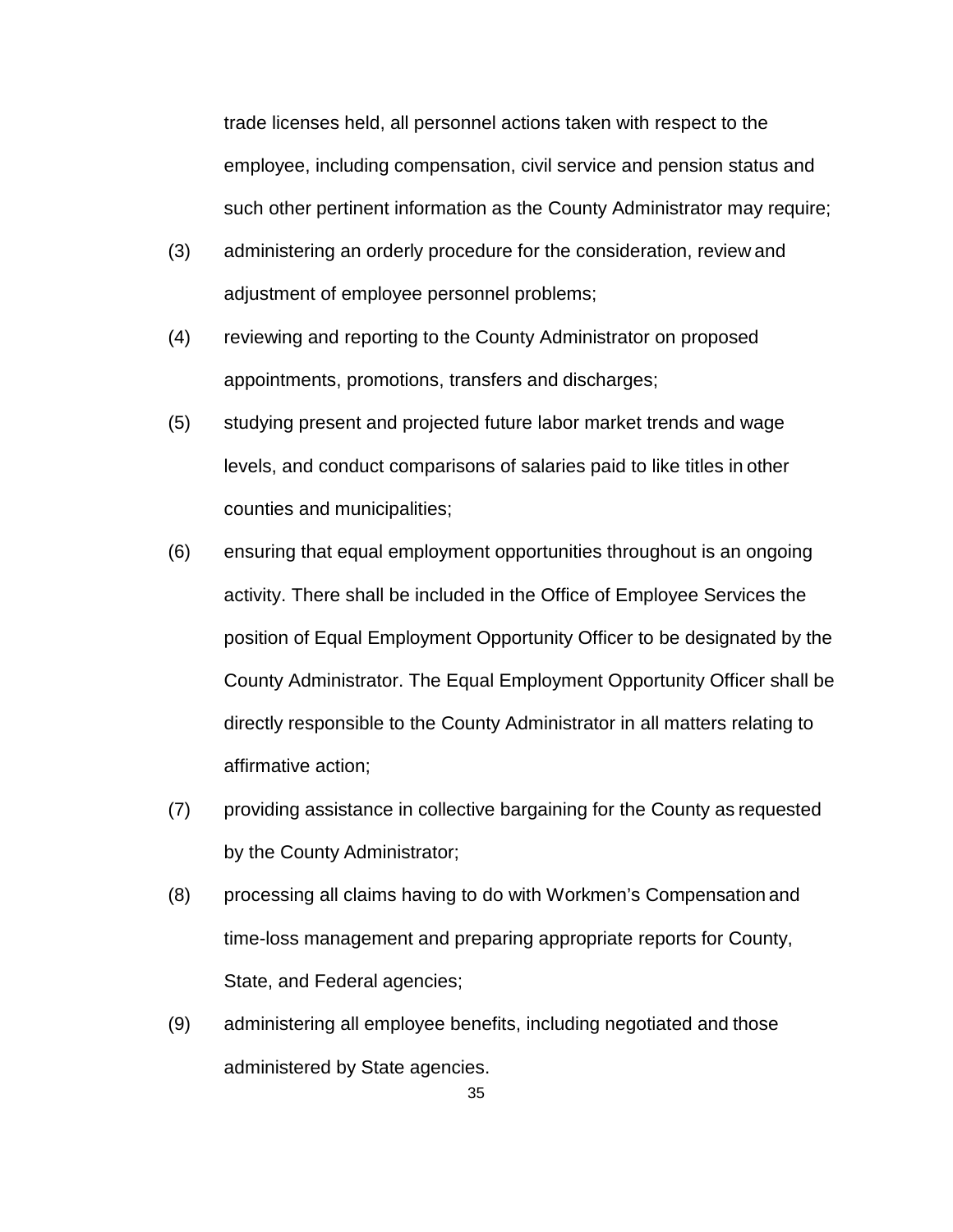trade licenses held, all personnel actions taken with respect to the employee, including compensation, civil service and pension status and such other pertinent information as the County Administrator may require;

(3) administering an orderly procedure for the consideration, review and adjustment of employee personnel problems;

(4) reviewing and reporting to the County Administrator on proposed appointments, promotions, transfers and discharges;

(5) studying present and projected future labor market trends and wage levels, and conduct comparisons of salaries paid to like titles in other counties and municipalities;

(6) ensuring that equal employment opportunities throughout is an ongoing activity. There shall be included in the Office of Employee Services the position of Equal Employment Opportunity Officer to be designated by the County Administrator. The Equal Employment Opportunity Officer shall be directly responsible to the County Administrator in all matters relating to affirmative action;

(7) providing assistance in collective bargaining for the County as requested by the County Administrator;

(8) processing all claims having to do with Workmen's Compensation and time-loss management and preparing appropriate reports for County, State, and Federal agencies;

(9) administering all employee benefits, including negotiated and those administered by State agencies.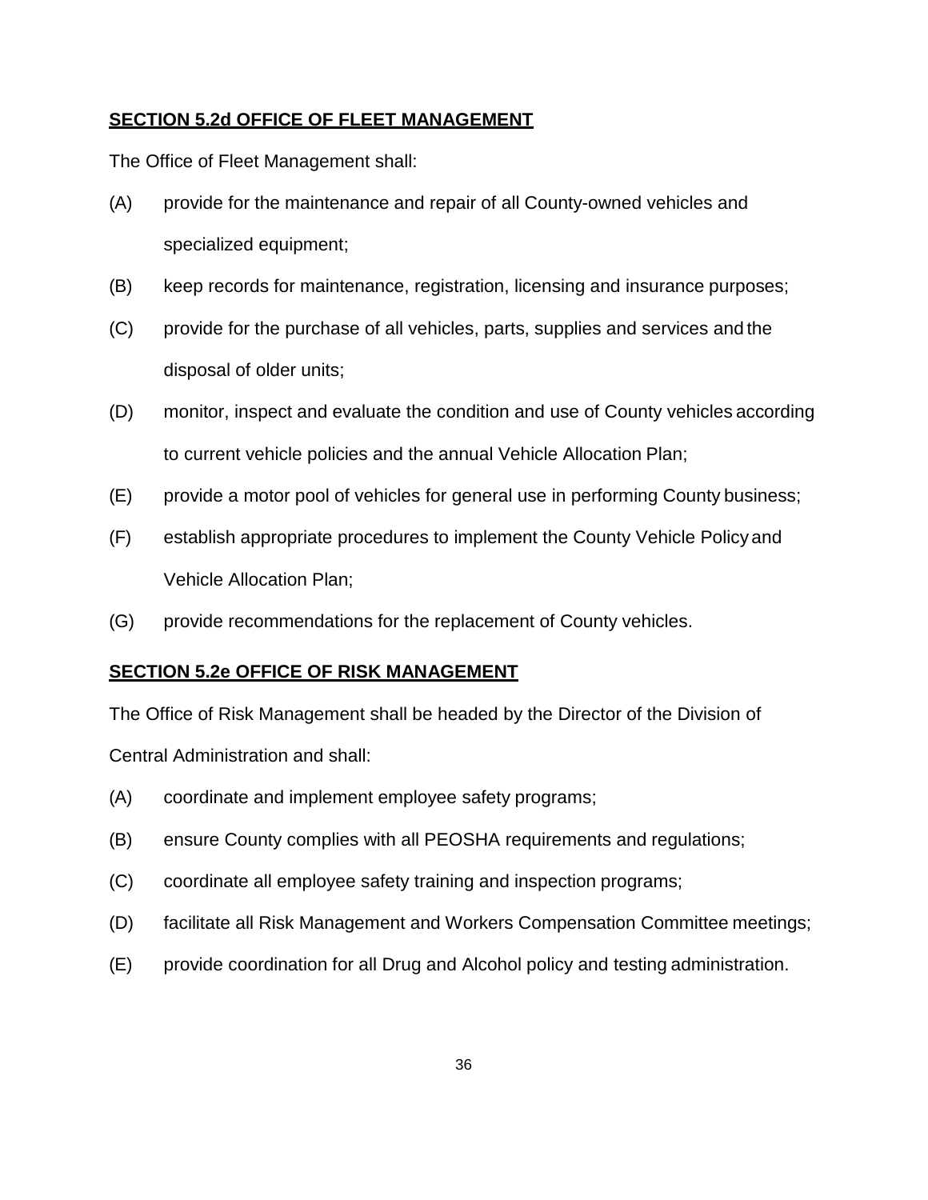## **SECTION 5.2d OFFICE OF FLEET MANAGEMENT**

The Office of Fleet Management shall:

(A) provide for the maintenance and repair of all County-owned vehicles and specialized equipment;

(B) keep records for maintenance, registration, licensing and insurance purposes;

(C) provide for the purchase of all vehicles, parts, supplies and services and the disposal of older units;

(D) monitor, inspect and evaluate the condition and use of County vehicles according to current vehicle policies and the annual Vehicle Allocation Plan;

(E) provide a motor pool of vehicles for general use in performing County business;

(F) establish appropriate procedures to implement the County Vehicle Policy and Vehicle Allocation Plan;

(G) provide recommendations for the replacement of County vehicles.

## **SECTION 5.2e OFFICE OF RISK MANAGEMENT**

The Office of Risk Management shall be headed by the Director of the Division of Central Administration and shall:

(A) coordinate and implement employee safety programs;

(B) ensure County complies with all PEOSHA requirements and regulations;

(C) coordinate all employee safety training and inspection programs;

(D) facilitate all Risk Management and Workers Compensation Committee meetings;

(E) provide coordination for all Drug and Alcohol policy and testing administration.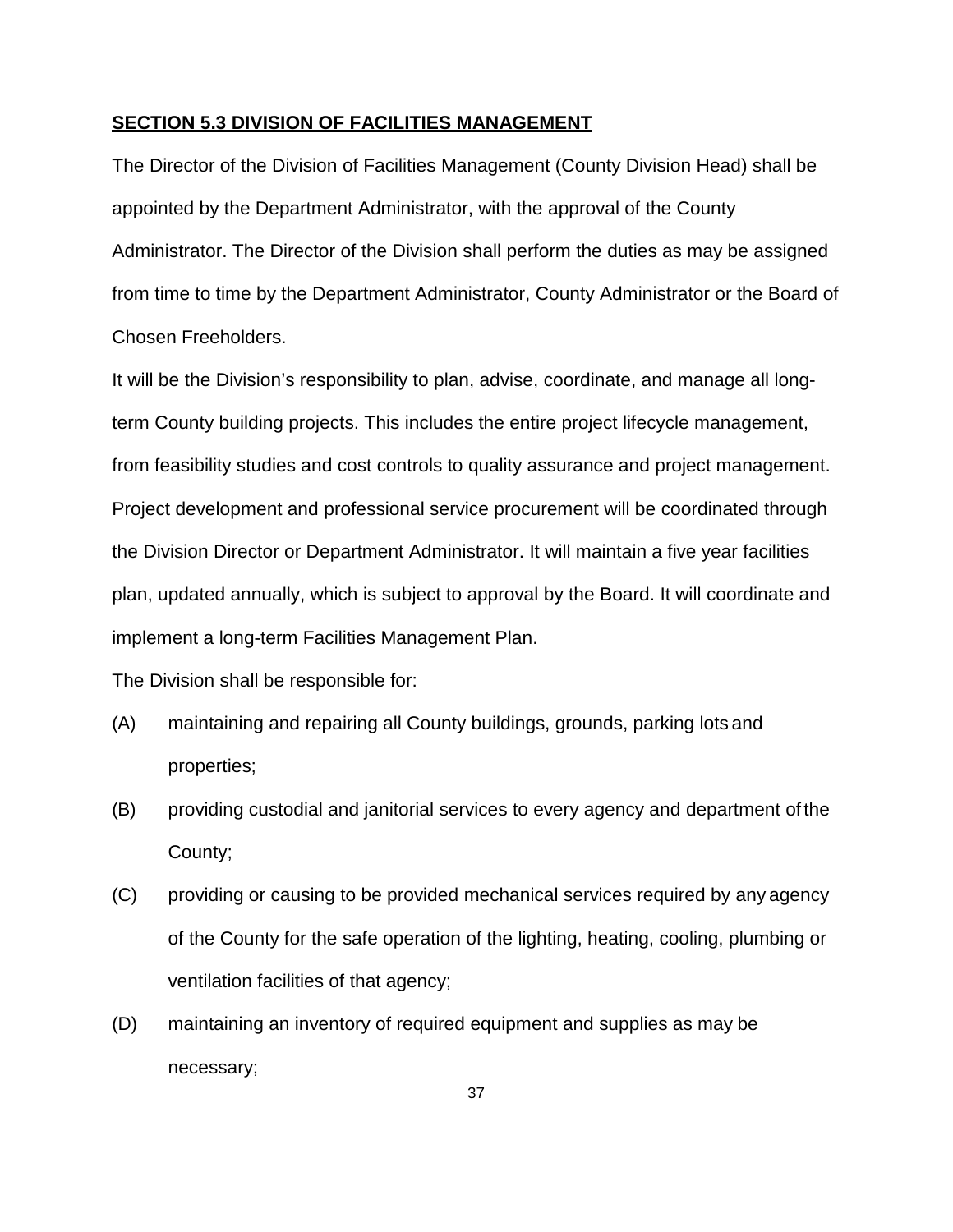**SECTION 5.3 DIVISION OF FACILITIES MANAGEMENT**

The Director of the Division of Facilities Management (County Division Head) shall be appointed by the Department Administrator, with the approval of the County Administrator. The Director of the Division shall perform the duties as may be assigned from time to time by the Department Administrator, County Administrator or the Board of Chosen Freeholders.

It will be the Division's responsibility to plan, advise, coordinate, and manage all long-term County building projects. This includes the entire project lifecycle management, from feasibility studies and cost controls to quality assurance and project management. Project development and professional service procurement will be coordinated through the Division Director or Department Administrator. It will maintain a five year facilities plan, updated annually, which is subject to approval by the Board. It will coordinate and implement a long-term Facilities Management Plan.

The Division shall be responsible for:

(A) maintaining and repairing all County buildings, grounds, parking lots and properties;

(B) providing custodial and janitorial services to every agency and department of the County;

(C) providing or causing to be provided mechanical services required by any agency of the County for the safe operation of the lighting, heating, cooling, plumbing or ventilation facilities of that agency;

(D) maintaining an inventory of required equipment and supplies as may be necessary;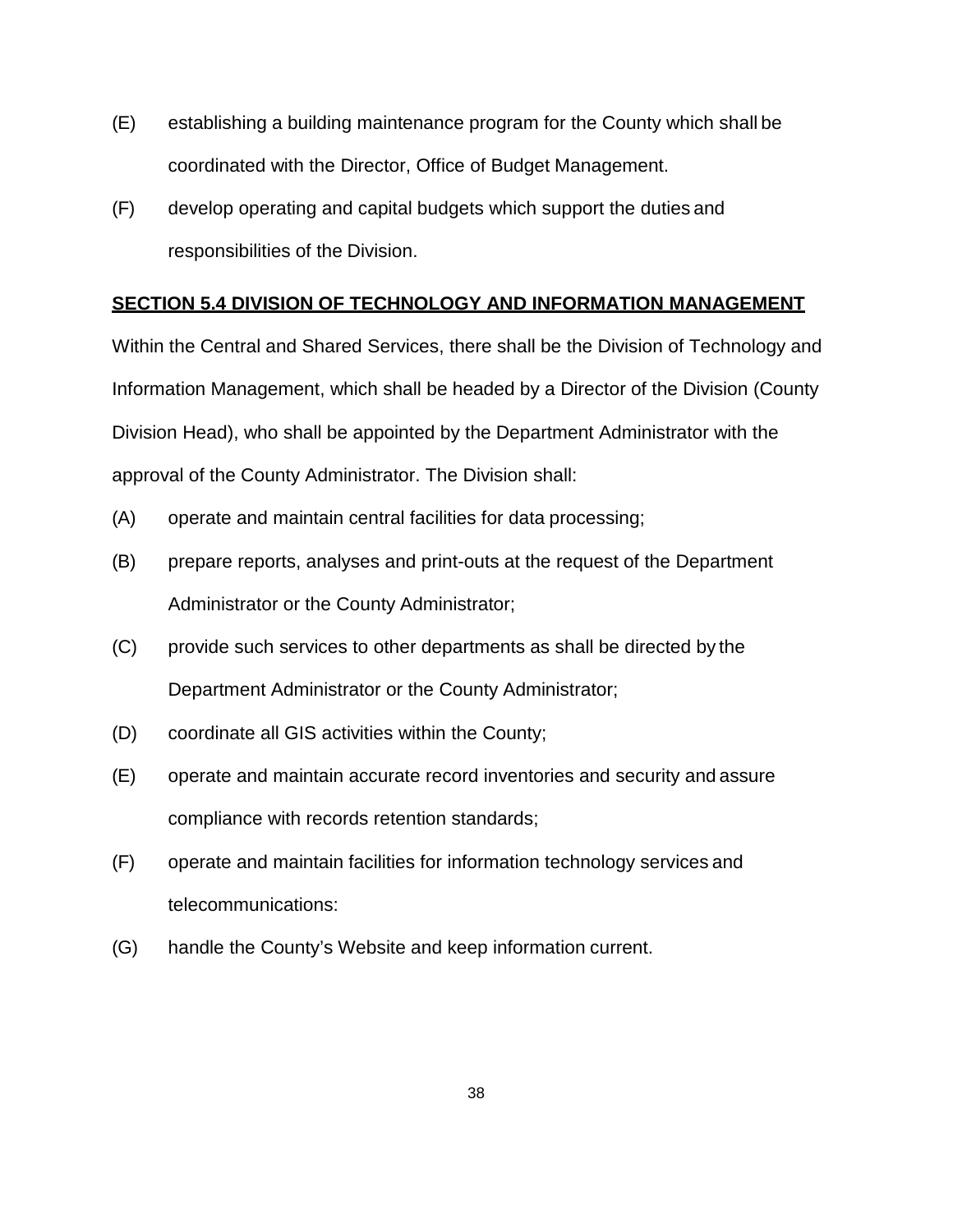(E) establishing a building maintenance program for the County which shall be coordinated with the Director, Office of Budget Management.

(F) develop operating and capital budgets which support the duties and responsibilities of the Division.

**SECTION 5.4 DIVISION OF TECHNOLOGY AND INFORMATION MANAGEMENT**

Within the Central and Shared Services, there shall be the Division of Technology and Information Management, which shall be headed by a Director of the Division (County Division Head), who shall be appointed by the Department Administrator with the approval of the County Administrator. The Division shall:

(A) operate and maintain central facilities for data processing;

(B) prepare reports, analyses and print-outs at the request of the Department Administrator or the County Administrator;

(C) provide such services to other departments as shall be directed by the Department Administrator or the County Administrator;

(D) coordinate all GIS activities within the County;

(E) operate and maintain accurate record inventories and security and assure compliance with records retention standards;

(F) operate and maintain facilities for information technology services and telecommunications:

(G) handle the County's Website and keep information current.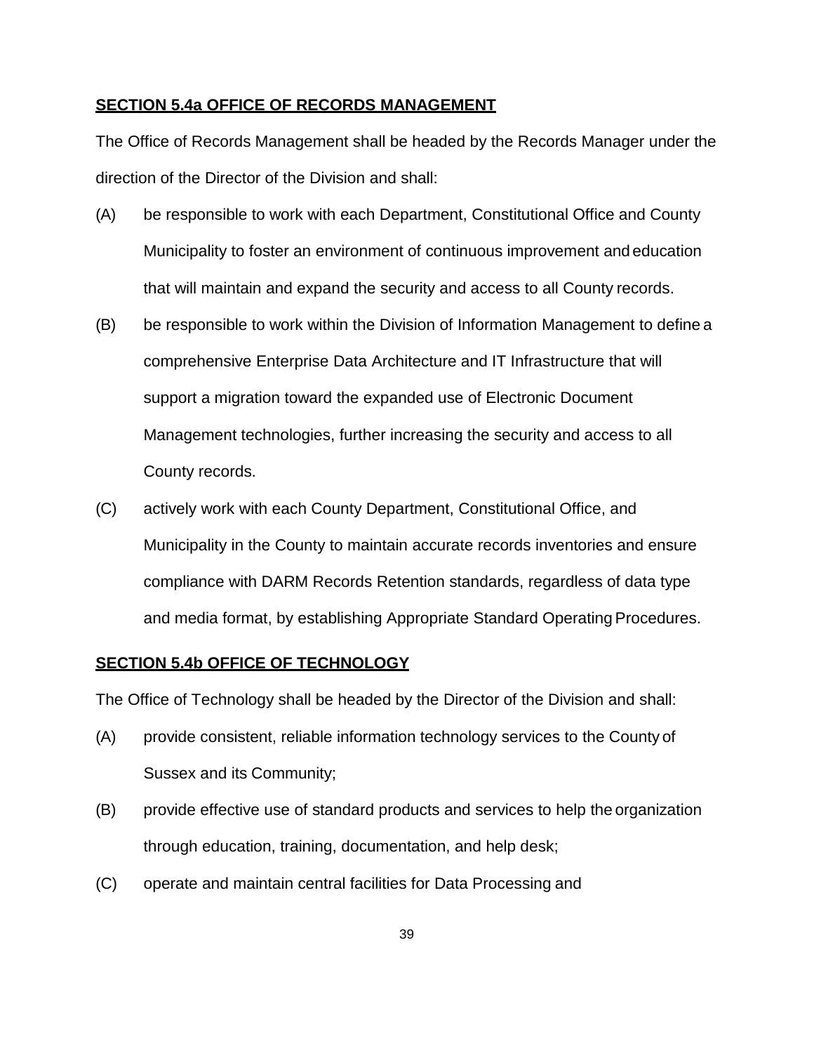**SECTION 5.4a OFFICE OF RECORDS MANAGEMENT**

The Office of Records Management shall be headed by the Records Manager under the direction of the Director of the Division and shall:

(A) be responsible to work with each Department, Constitutional Office and County Municipality to foster an environment of continuous improvement and education that will maintain and expand the security and access to all County records.

(B) be responsible to work within the Division of Information Management to define a comprehensive Enterprise Data Architecture and IT Infrastructure that will support a migration toward the expanded use of Electronic Document Management technologies, further increasing the security and access to all County records.

(C) actively work with each County Department, Constitutional Office, and Municipality in the County to maintain accurate records inventories and ensure compliance with DARM Records Retention standards, regardless of data type and media format, by establishing Appropriate Standard Operating Procedures.

**SECTION 5.4b OFFICE OF TECHNOLOGY**

The Office of Technology shall be headed by the Director of the Division and shall:

(A) provide consistent, reliable information technology services to the County of Sussex and its Community;

(B) provide effective use of standard products and services to help the organization through education, training, documentation, and help desk;

(C) operate and maintain central facilities for Data Processing and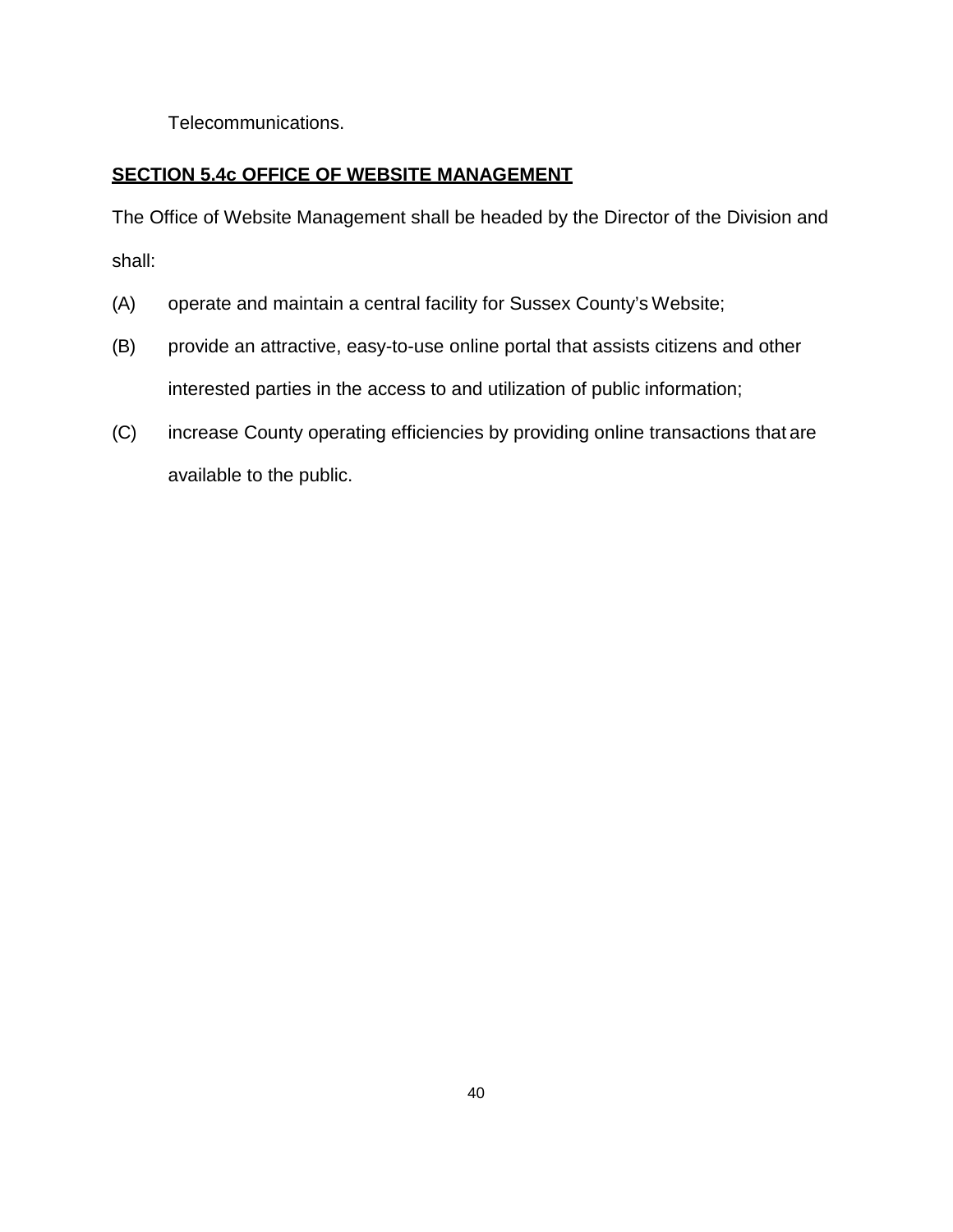Telecommunications.

**SECTION 5.4c OFFICE OF WEBSITE MANAGEMENT**

The Office of Website Management shall be headed by the Director of the Division and shall:

(A) operate and maintain a central facility for Sussex County's Website;

(B) provide an attractive, easy-to-use online portal that assists citizens and other interested parties in the access to and utilization of public information;

(C) increase County operating efficiencies by providing online transactions that are available to the public.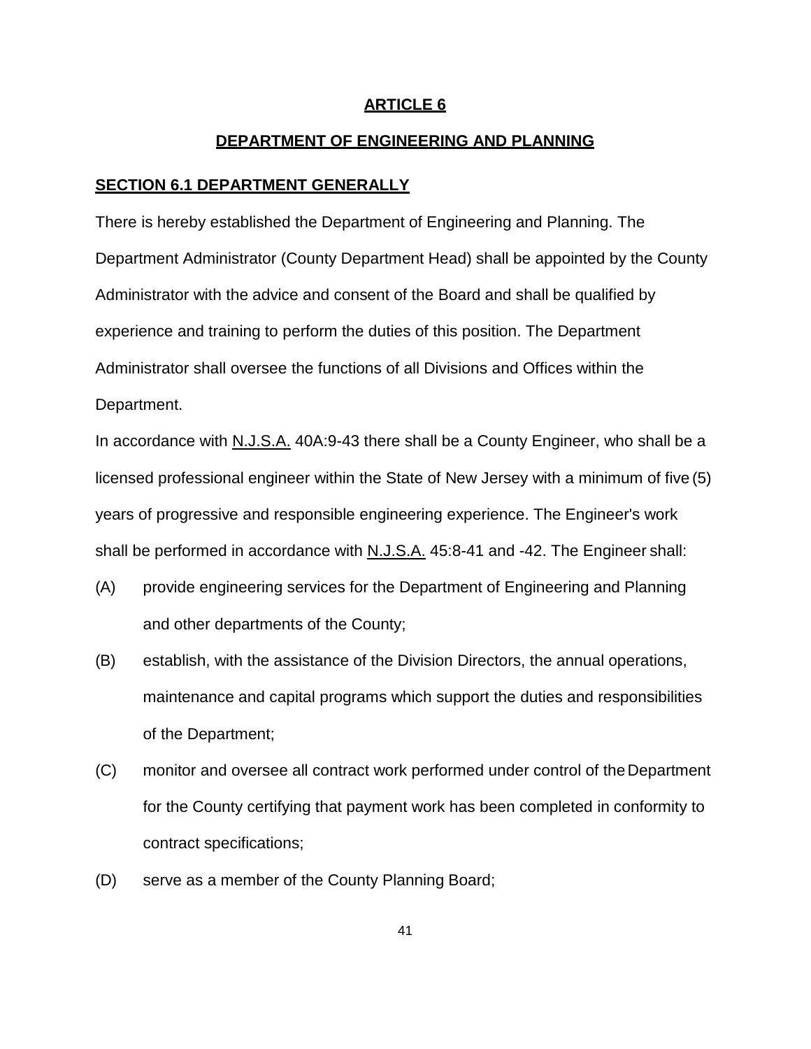## ARTICLE 6

## DEPARTMENT OF ENGINEERING AND PLANNING

### SECTION 6.1 DEPARTMENT GENERALLY

There is hereby established the Department of Engineering and Planning. The Department Administrator (County Department Head) shall be appointed by the County Administrator with the advice and consent of the Board and shall be qualified by experience and training to perform the duties of this position. The Department Administrator shall oversee the functions of all Divisions and Offices within the Department.

In accordance with N.J.S.A. 40A:9-43 there shall be a County Engineer, who shall be a licensed professional engineer within the State of New Jersey with a minimum of five (5) years of progressive and responsible engineering experience. The Engineer's work shall be performed in accordance with N.J.S.A. 45:8-41 and -42. The Engineer shall:

(A) provide engineering services for the Department of Engineering and Planning and other departments of the County;

(B) establish, with the assistance of the Division Directors, the annual operations, maintenance and capital programs which support the duties and responsibilities of the Department;

(C) monitor and oversee all contract work performed under control of the Department for the County certifying that payment work has been completed in conformity to contract specifications;

(D) serve as a member of the County Planning Board;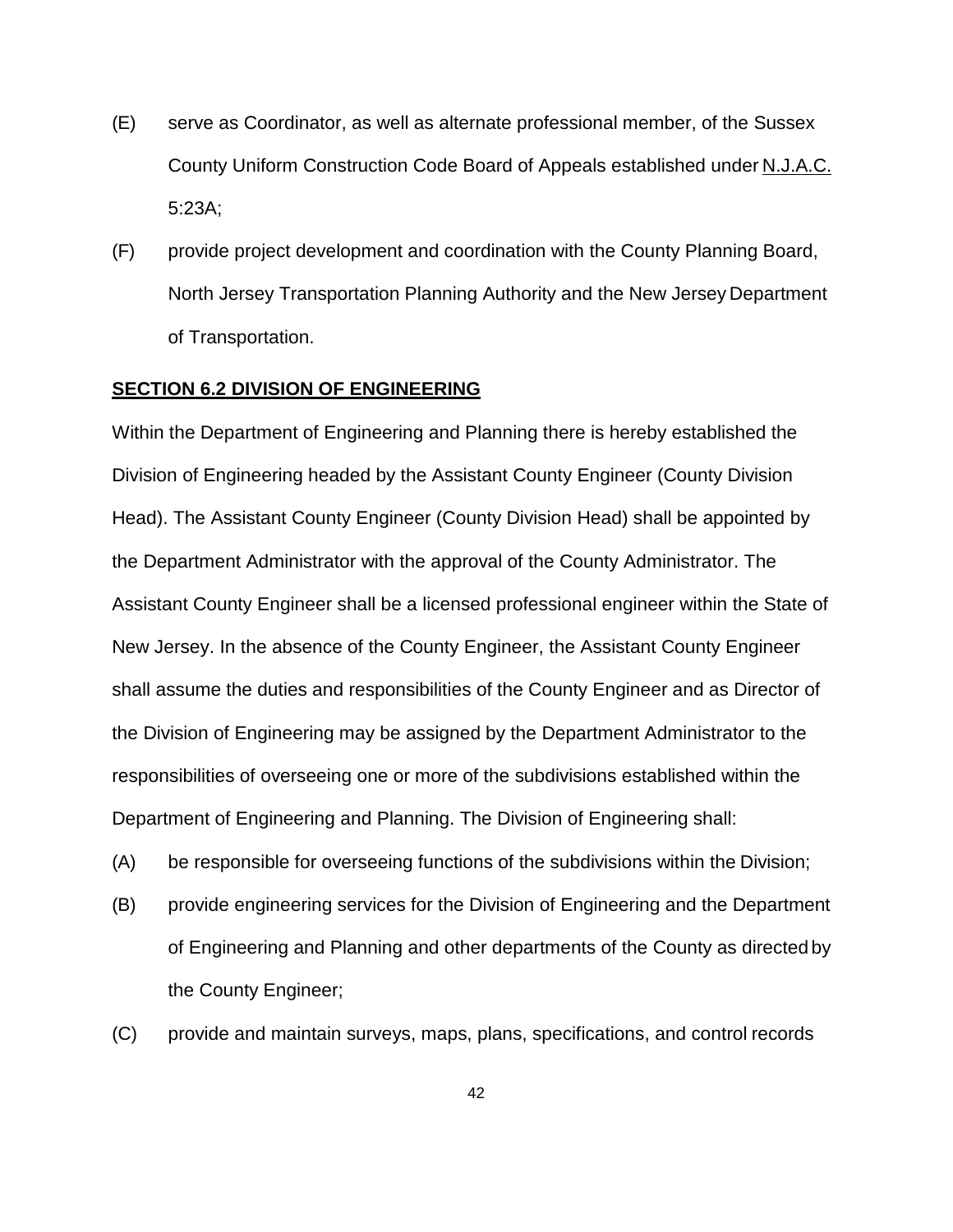(E) serve as Coordinator, as well as alternate professional member, of the Sussex County Uniform Construction Code Board of Appeals established under N.J.A.C. 5:23A;

(F) provide project development and coordination with the County Planning Board, North Jersey Transportation Planning Authority and the New Jersey Department of Transportation.

**SECTION 6.2 DIVISION OF ENGINEERING**

Within the Department of Engineering and Planning there is hereby established the Division of Engineering headed by the Assistant County Engineer (County Division Head). The Assistant County Engineer (County Division Head) shall be appointed by the Department Administrator with the approval of the County Administrator. The Assistant County Engineer shall be a licensed professional engineer within the State of New Jersey. In the absence of the County Engineer, the Assistant County Engineer shall assume the duties and responsibilities of the County Engineer and as Director of the Division of Engineering may be assigned by the Department Administrator to the responsibilities of overseeing one or more of the subdivisions established within the Department of Engineering and Planning. The Division of Engineering shall:

(A) be responsible for overseeing functions of the subdivisions within the Division;

(B) provide engineering services for the Division of Engineering and the Department of Engineering and Planning and other departments of the County as directed by the County Engineer;

(C) provide and maintain surveys, maps, plans, specifications, and control records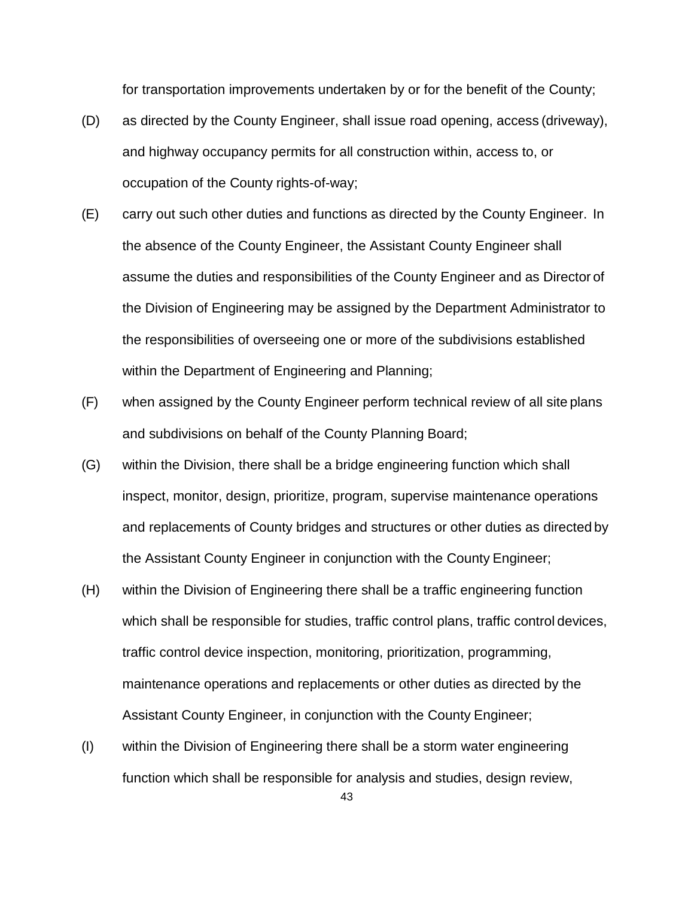for transportation improvements undertaken by or for the benefit of the County;

(D) as directed by the County Engineer, shall issue road opening, access (driveway), and highway occupancy permits for all construction within, access to, or occupation of the County rights-of-way;

(E) carry out such other duties and functions as directed by the County Engineer. In the absence of the County Engineer, the Assistant County Engineer shall assume the duties and responsibilities of the County Engineer and as Director of the Division of Engineering may be assigned by the Department Administrator to the responsibilities of overseeing one or more of the subdivisions established within the Department of Engineering and Planning;

(F) when assigned by the County Engineer perform technical review of all site plans and subdivisions on behalf of the County Planning Board;

(G) within the Division, there shall be a bridge engineering function which shall inspect, monitor, design, prioritize, program, supervise maintenance operations and replacements of County bridges and structures or other duties as directed by the Assistant County Engineer in conjunction with the County Engineer;

(H) within the Division of Engineering there shall be a traffic engineering function which shall be responsible for studies, traffic control plans, traffic control devices, traffic control device inspection, monitoring, prioritization, programming, maintenance operations and replacements or other duties as directed by the Assistant County Engineer, in conjunction with the County Engineer;

(I) within the Division of Engineering there shall be a storm water engineering function which shall be responsible for analysis and studies, design review,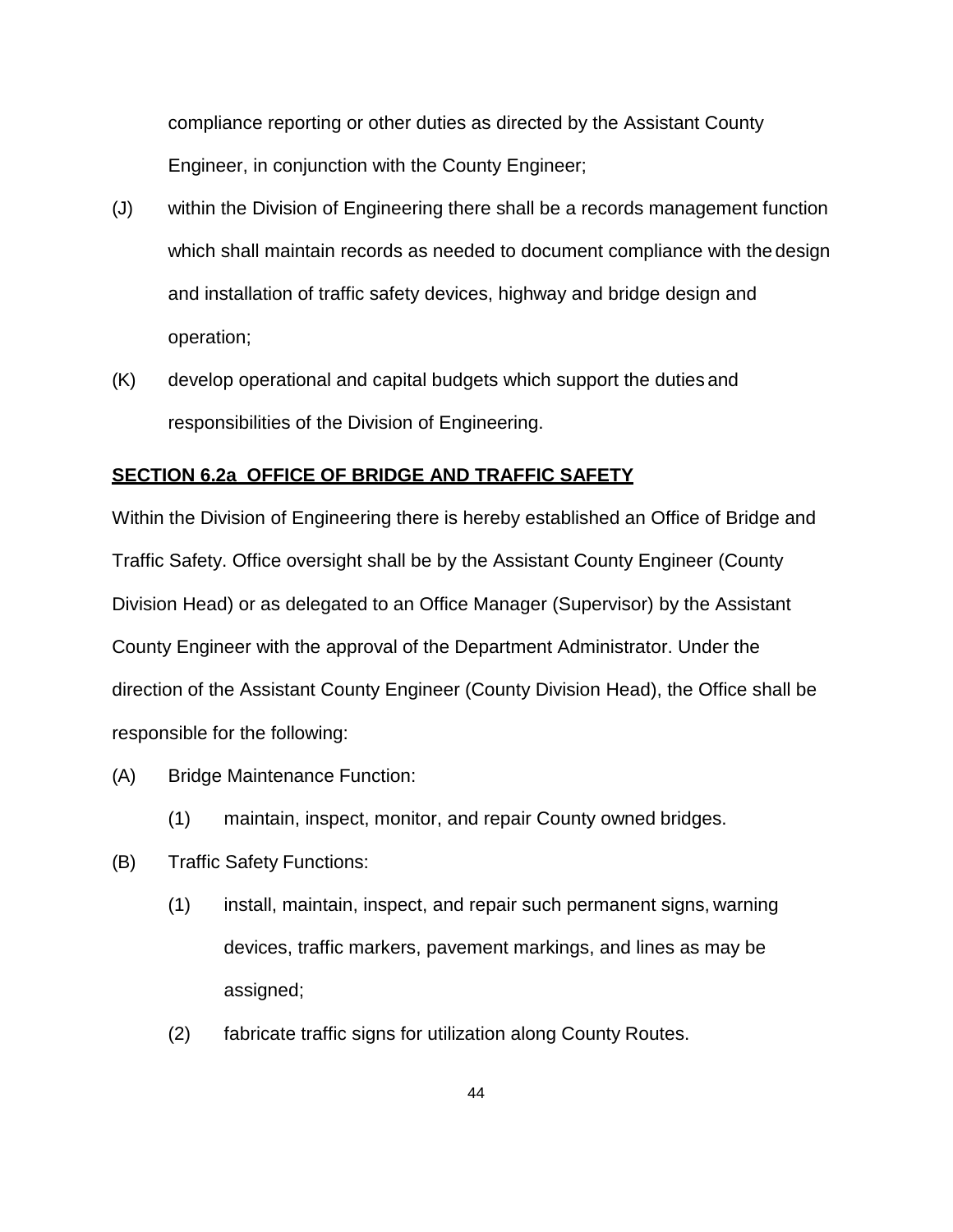compliance reporting or other duties as directed by the Assistant County Engineer, in conjunction with the County Engineer;

(J) within the Division of Engineering there shall be a records management function which shall maintain records as needed to document compliance with the design and installation of traffic safety devices, highway and bridge design and operation;

(K) develop operational and capital budgets which support the duties and responsibilities of the Division of Engineering.

**SECTION 6.2a OFFICE OF BRIDGE AND TRAFFIC SAFETY**

Within the Division of Engineering there is hereby established an Office of Bridge and Traffic Safety. Office oversight shall be by the Assistant County Engineer (County Division Head) or as delegated to an Office Manager (Supervisor) by the Assistant County Engineer with the approval of the Department Administrator. Under the direction of the Assistant County Engineer (County Division Head), the Office shall be responsible for the following:

(A) Bridge Maintenance Function:

  (1) maintain, inspect, monitor, and repair County owned bridges.

(B) Traffic Safety Functions:

  (1) install, maintain, inspect, and repair such permanent signs, warning devices, traffic markers, pavement markings, and lines as may be assigned;

  (2) fabricate traffic signs for utilization along County Routes.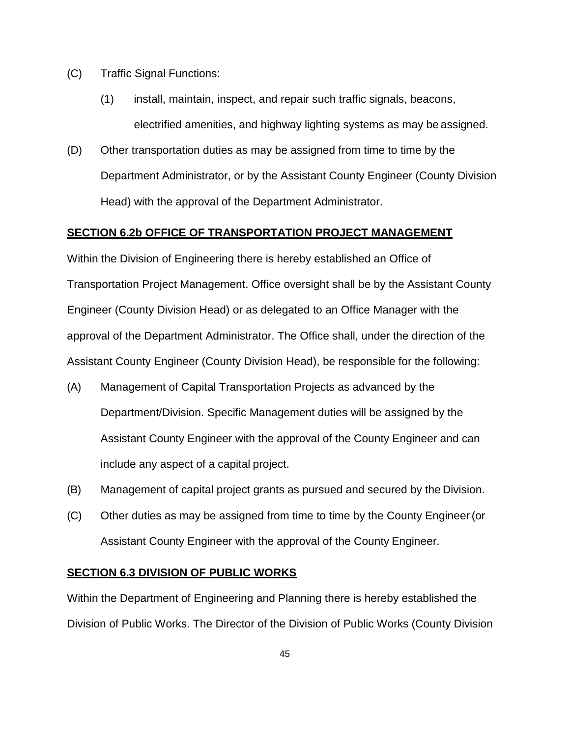(C) Traffic Signal Functions:

(1) install, maintain, inspect, and repair such traffic signals, beacons, electrified amenities, and highway lighting systems as may be assigned.

(D) Other transportation duties as may be assigned from time to time by the Department Administrator, or by the Assistant County Engineer (County Division Head) with the approval of the Department Administrator.

## SECTION 6.2b OFFICE OF TRANSPORTATION PROJECT MANAGEMENT

Within the Division of Engineering there is hereby established an Office of Transportation Project Management. Office oversight shall be by the Assistant County Engineer (County Division Head) or as delegated to an Office Manager with the approval of the Department Administrator. The Office shall, under the direction of the Assistant County Engineer (County Division Head), be responsible for the following:

(A) Management of Capital Transportation Projects as advanced by the Department/Division. Specific Management duties will be assigned by the Assistant County Engineer with the approval of the County Engineer and can include any aspect of a capital project.

(B) Management of capital project grants as pursued and secured by the Division.

(C) Other duties as may be assigned from time to time by the County Engineer (or Assistant County Engineer with the approval of the County Engineer.

## SECTION 6.3 DIVISION OF PUBLIC WORKS

Within the Department of Engineering and Planning there is hereby established the Division of Public Works. The Director of the Division of Public Works (County Division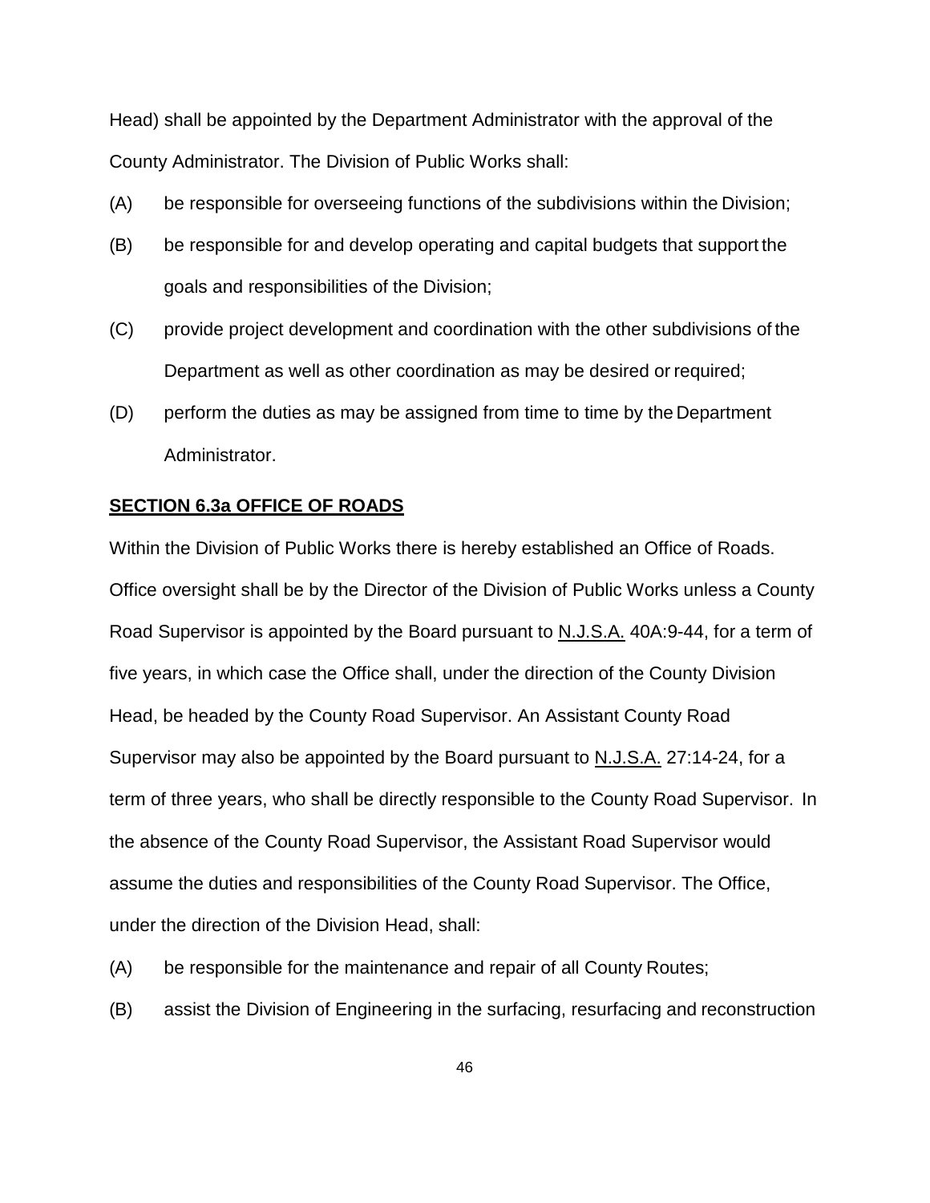Head) shall be appointed by the Department Administrator with the approval of the County Administrator. The Division of Public Works shall:

(A) be responsible for overseeing functions of the subdivisions within the Division;

(B) be responsible for and develop operating and capital budgets that support the goals and responsibilities of the Division;

(C) provide project development and coordination with the other subdivisions of the Department as well as other coordination as may be desired or required;

(D) perform the duties as may be assigned from time to time by the Department Administrator.

**SECTION 6.3a OFFICE OF ROADS**

Within the Division of Public Works there is hereby established an Office of Roads. Office oversight shall be by the Director of the Division of Public Works unless a County Road Supervisor is appointed by the Board pursuant to N.J.S.A. 40A:9-44, for a term of five years, in which case the Office shall, under the direction of the County Division Head, be headed by the County Road Supervisor. An Assistant County Road Supervisor may also be appointed by the Board pursuant to N.J.S.A. 27:14-24, for a term of three years, who shall be directly responsible to the County Road Supervisor. In the absence of the County Road Supervisor, the Assistant Road Supervisor would assume the duties and responsibilities of the County Road Supervisor. The Office, under the direction of the Division Head, shall:

(A) be responsible for the maintenance and repair of all County Routes;

(B) assist the Division of Engineering in the surfacing, resurfacing and reconstruction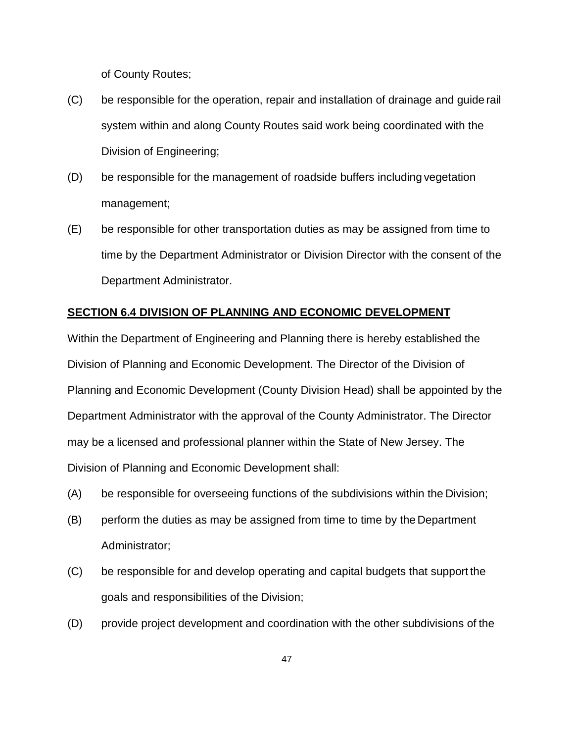of County Routes;

(C) be responsible for the operation, repair and installation of drainage and guide rail system within and along County Routes said work being coordinated with the Division of Engineering;

(D) be responsible for the management of roadside buffers including vegetation management;

(E) be responsible for other transportation duties as may be assigned from time to time by the Department Administrator or Division Director with the consent of the Department Administrator.

**SECTION 6.4 DIVISION OF PLANNING AND ECONOMIC DEVELOPMENT**

Within the Department of Engineering and Planning there is hereby established the Division of Planning and Economic Development. The Director of the Division of Planning and Economic Development (County Division Head) shall be appointed by the Department Administrator with the approval of the County Administrator. The Director may be a licensed and professional planner within the State of New Jersey. The Division of Planning and Economic Development shall:

(A) be responsible for overseeing functions of the subdivisions within the Division;

(B) perform the duties as may be assigned from time to time by the Department Administrator;

(C) be responsible for and develop operating and capital budgets that support the goals and responsibilities of the Division;

(D) provide project development and coordination with the other subdivisions of the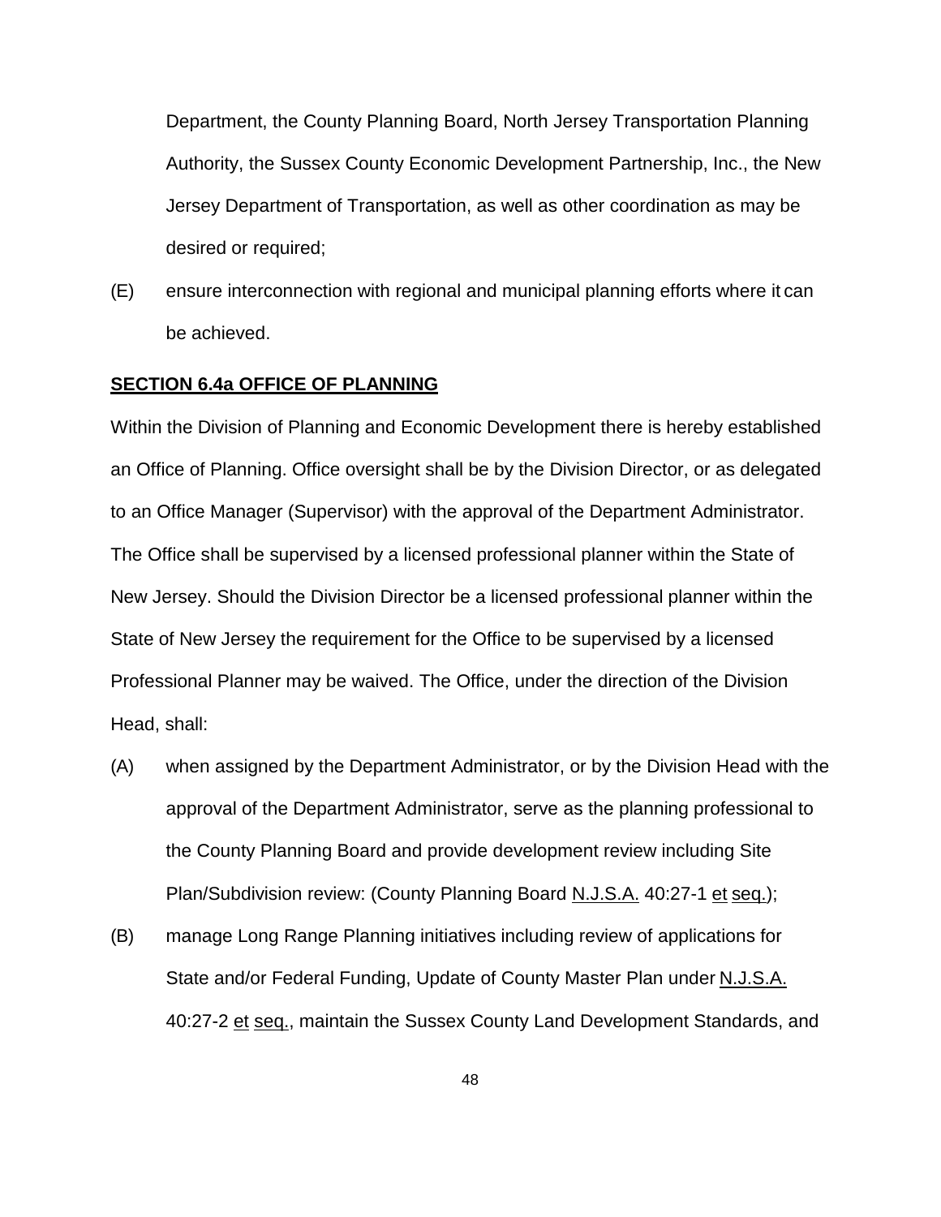Department, the County Planning Board, North Jersey Transportation Planning Authority, the Sussex County Economic Development Partnership, Inc., the New Jersey Department of Transportation, as well as other coordination as may be desired or required;

(E) ensure interconnection with regional and municipal planning efforts where it can be achieved.

**SECTION 6.4a OFFICE OF PLANNING**

Within the Division of Planning and Economic Development there is hereby established an Office of Planning. Office oversight shall be by the Division Director, or as delegated to an Office Manager (Supervisor) with the approval of the Department Administrator. The Office shall be supervised by a licensed professional planner within the State of New Jersey. Should the Division Director be a licensed professional planner within the State of New Jersey the requirement for the Office to be supervised by a licensed Professional Planner may be waived. The Office, under the direction of the Division Head, shall:

(A) when assigned by the Department Administrator, or by the Division Head with the approval of the Department Administrator, serve as the planning professional to the County Planning Board and provide development review including Site Plan/Subdivision review: (County Planning Board N.J.S.A. 40:27-1 et seq.);

(B) manage Long Range Planning initiatives including review of applications for State and/or Federal Funding, Update of County Master Plan under N.J.S.A. 40:27-2 et seq., maintain the Sussex County Land Development Standards, and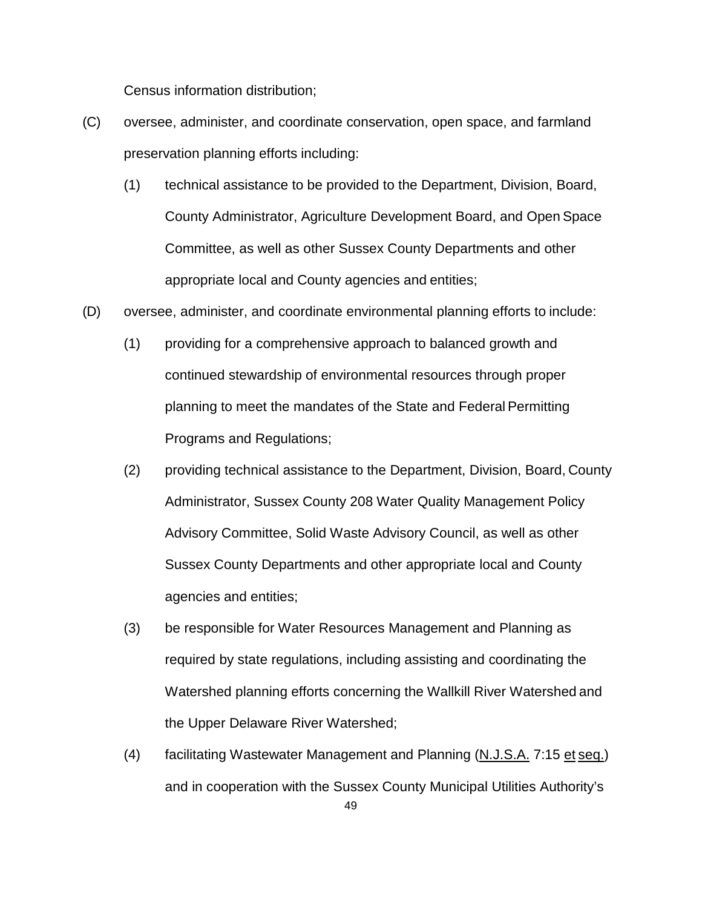Census information distribution;

(C) oversee, administer, and coordinate conservation, open space, and farmland preservation planning efforts including:

 (1) technical assistance to be provided to the Department, Division, Board, County Administrator, Agriculture Development Board, and Open Space Committee, as well as other Sussex County Departments and other appropriate local and County agencies and entities;

(D) oversee, administer, and coordinate environmental planning efforts to include:

 (1) providing for a comprehensive approach to balanced growth and continued stewardship of environmental resources through proper planning to meet the mandates of the State and Federal Permitting Programs and Regulations;

 (2) providing technical assistance to the Department, Division, Board, County Administrator, Sussex County 208 Water Quality Management Policy Advisory Committee, Solid Waste Advisory Council, as well as other Sussex County Departments and other appropriate local and County agencies and entities;

 (3) be responsible for Water Resources Management and Planning as required by state regulations, including assisting and coordinating the Watershed planning efforts concerning the Wallkill River Watershed and the Upper Delaware River Watershed;

 (4) facilitating Wastewater Management and Planning (N.J.S.A. 7:15 et seq.) and in cooperation with the Sussex County Municipal Utilities Authority's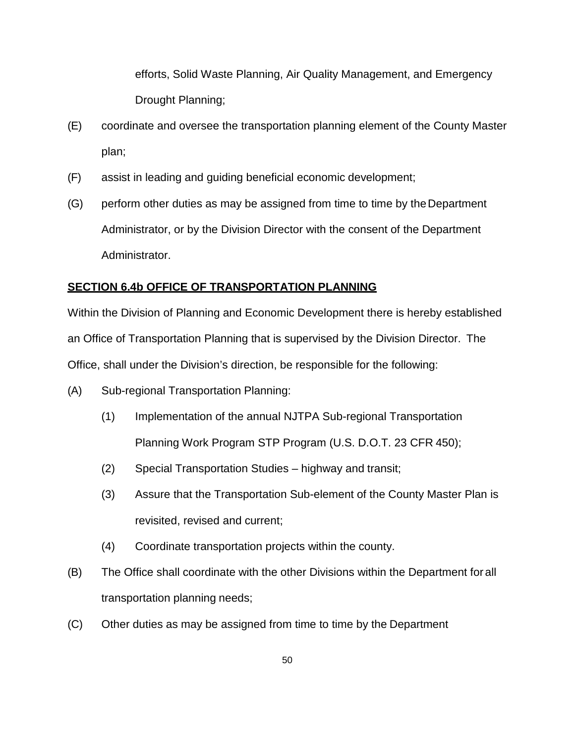efforts, Solid Waste Planning, Air Quality Management, and Emergency Drought Planning;

(E) coordinate and oversee the transportation planning element of the County Master plan;

(F) assist in leading and guiding beneficial economic development;

(G) perform other duties as may be assigned from time to time by the Department Administrator, or by the Division Director with the consent of the Department Administrator.

**SECTION 6.4b OFFICE OF TRANSPORTATION PLANNING**

Within the Division of Planning and Economic Development there is hereby established an Office of Transportation Planning that is supervised by the Division Director. The Office, shall under the Division's direction, be responsible for the following:

(A) Sub-regional Transportation Planning:

   (1) Implementation of the annual NJTPA Sub-regional Transportation Planning Work Program STP Program (U.S. D.O.T. 23 CFR 450);

   (2) Special Transportation Studies – highway and transit;

   (3) Assure that the Transportation Sub-element of the County Master Plan is revisited, revised and current;

   (4) Coordinate transportation projects within the county.

(B) The Office shall coordinate with the other Divisions within the Department for all transportation planning needs;

(C) Other duties as may be assigned from time to time by the Department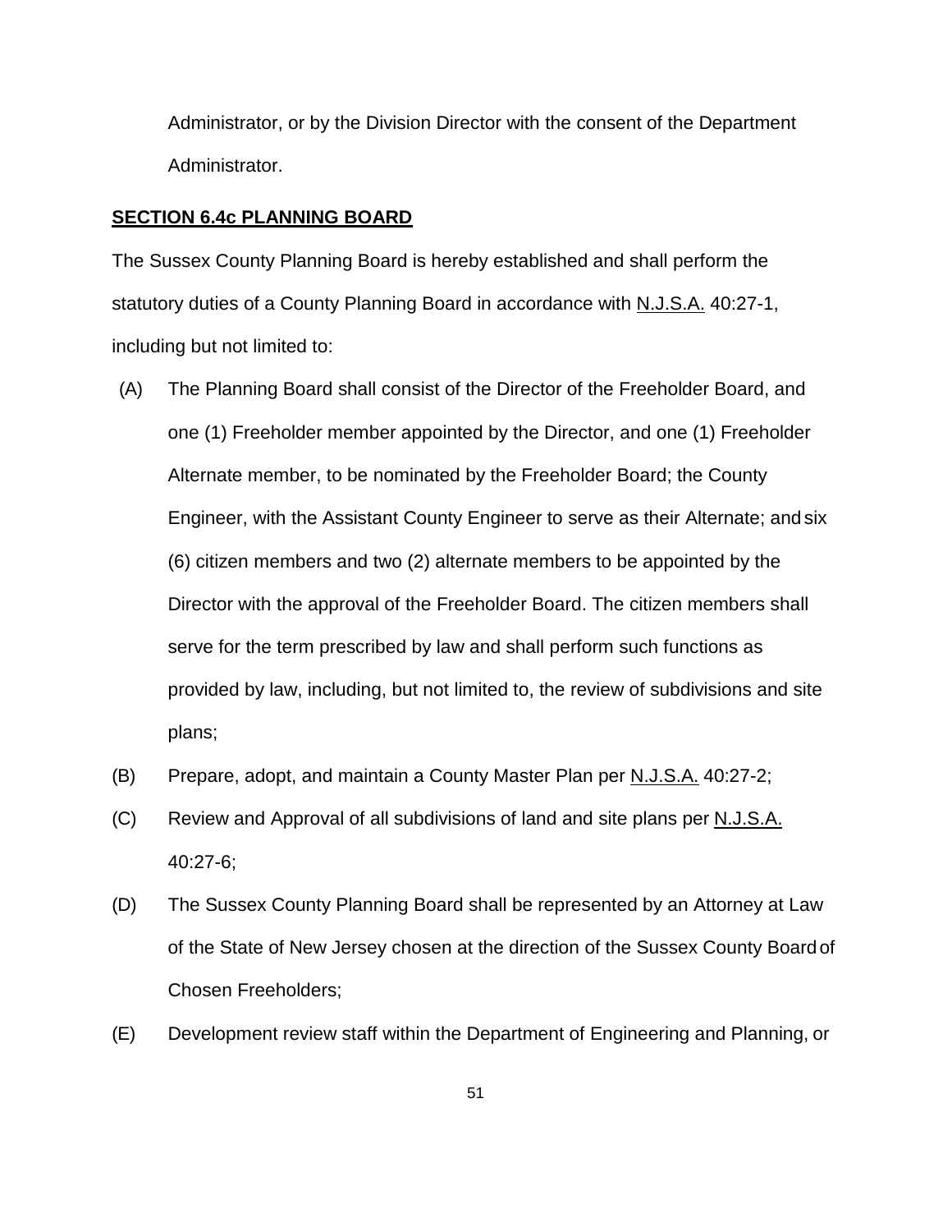Administrator, or by the Division Director with the consent of the Department Administrator.

## SECTION 6.4c PLANNING BOARD

The Sussex County Planning Board is hereby established and shall perform the statutory duties of a County Planning Board in accordance with N.J.S.A. 40:27-1, including but not limited to:

(A) The Planning Board shall consist of the Director of the Freeholder Board, and one (1) Freeholder member appointed by the Director, and one (1) Freeholder Alternate member, to be nominated by the Freeholder Board; the County Engineer, with the Assistant County Engineer to serve as their Alternate; and six (6) citizen members and two (2) alternate members to be appointed by the Director with the approval of the Freeholder Board. The citizen members shall serve for the term prescribed by law and shall perform such functions as provided by law, including, but not limited to, the review of subdivisions and site plans;

(B) Prepare, adopt, and maintain a County Master Plan per N.J.S.A. 40:27-2;

(C) Review and Approval of all subdivisions of land and site plans per N.J.S.A. 40:27-6;

(D) The Sussex County Planning Board shall be represented by an Attorney at Law of the State of New Jersey chosen at the direction of the Sussex County Board of Chosen Freeholders;

(E) Development review staff within the Department of Engineering and Planning, or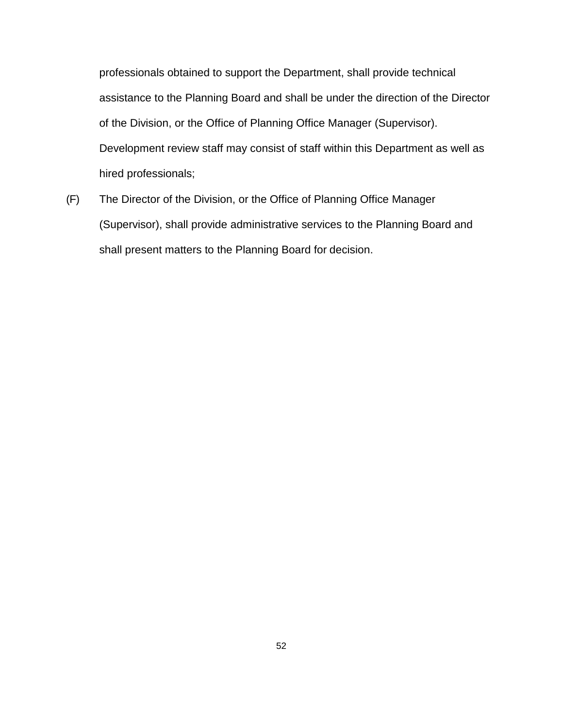professionals obtained to support the Department, shall provide technical assistance to the Planning Board and shall be under the direction of the Director of the Division, or the Office of Planning Office Manager (Supervisor). Development review staff may consist of staff within this Department as well as hired professionals;

(F) The Director of the Division, or the Office of Planning Office Manager (Supervisor), shall provide administrative services to the Planning Board and shall present matters to the Planning Board for decision.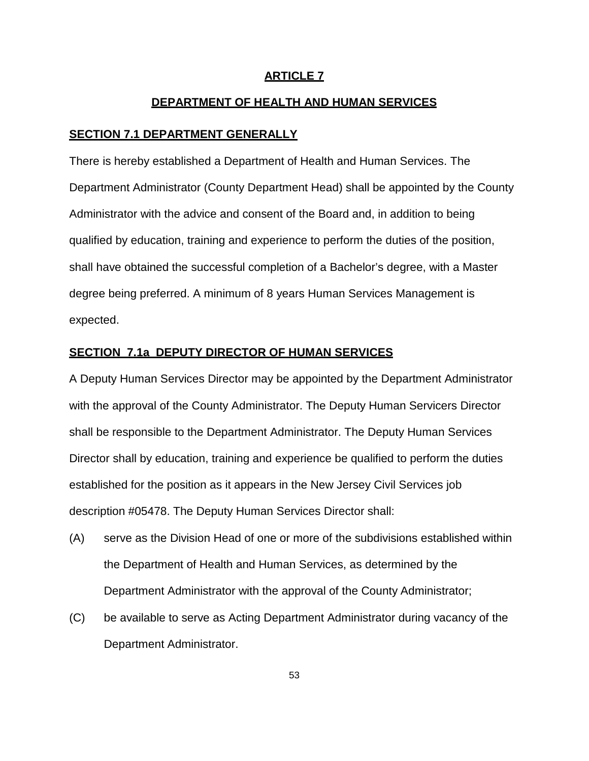# ARTICLE 7

## DEPARTMENT OF HEALTH AND HUMAN SERVICES

### SECTION 7.1 DEPARTMENT GENERALLY

There is hereby established a Department of Health and Human Services. The Department Administrator (County Department Head) shall be appointed by the County Administrator with the advice and consent of the Board and, in addition to being qualified by education, training and experience to perform the duties of the position, shall have obtained the successful completion of a Bachelor's degree, with a Master degree being preferred. A minimum of 8 years Human Services Management is expected.

### SECTION 7.1a DEPUTY DIRECTOR OF HUMAN SERVICES

A Deputy Human Services Director may be appointed by the Department Administrator with the approval of the County Administrator. The Deputy Human Servicers Director shall be responsible to the Department Administrator. The Deputy Human Services Director shall by education, training and experience be qualified to perform the duties established for the position as it appears in the New Jersey Civil Services job description #05478. The Deputy Human Services Director shall:

(A) serve as the Division Head of one or more of the subdivisions established within the Department of Health and Human Services, as determined by the Department Administrator with the approval of the County Administrator;

(C) be available to serve as Acting Department Administrator during vacancy of the Department Administrator.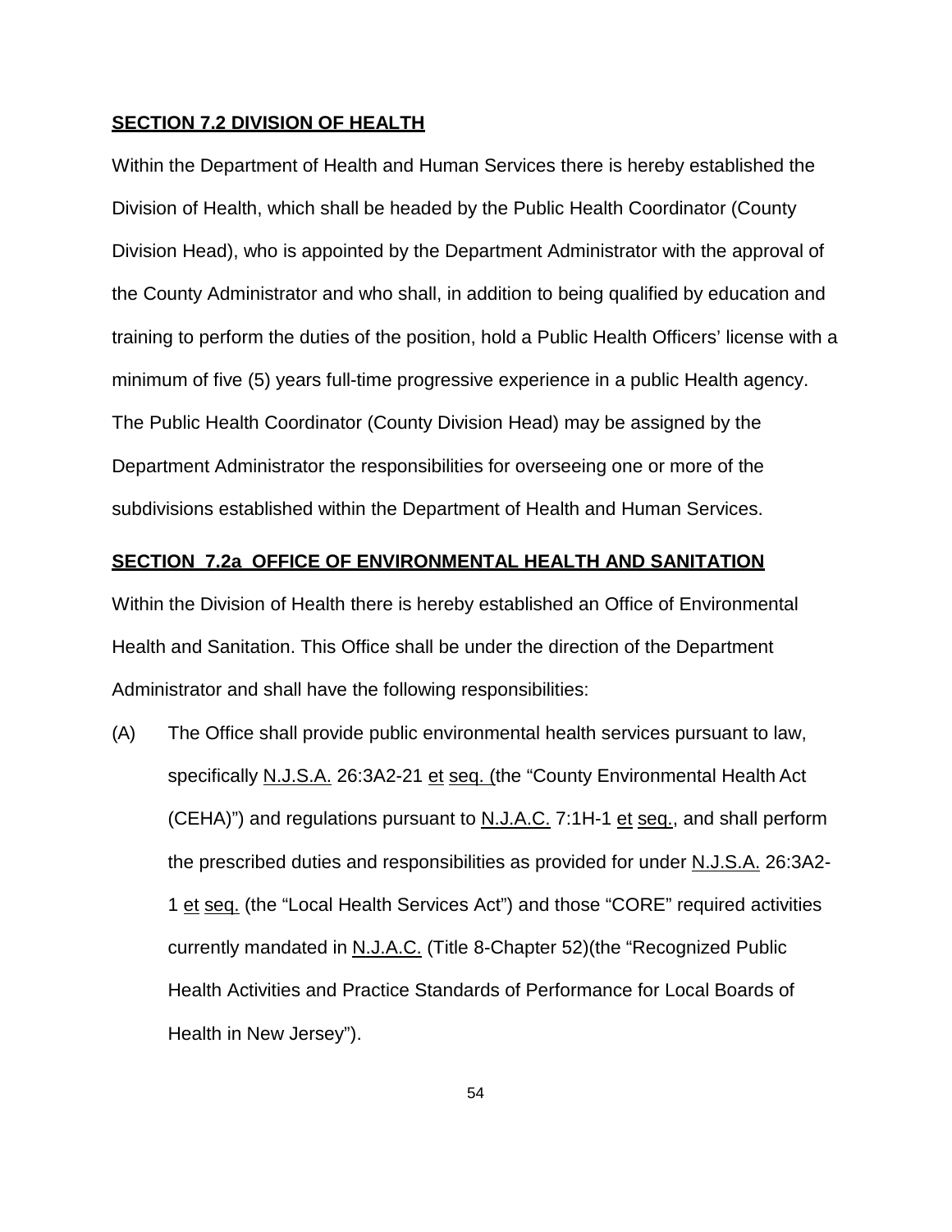**SECTION 7.2 DIVISION OF HEALTH**

Within the Department of Health and Human Services there is hereby established the Division of Health, which shall be headed by the Public Health Coordinator (County Division Head), who is appointed by the Department Administrator with the approval of the County Administrator and who shall, in addition to being qualified by education and training to perform the duties of the position, hold a Public Health Officers' license with a minimum of five (5) years full-time progressive experience in a public Health agency. The Public Health Coordinator (County Division Head) may be assigned by the Department Administrator the responsibilities for overseeing one or more of the subdivisions established within the Department of Health and Human Services.

**SECTION 7.2a OFFICE OF ENVIRONMENTAL HEALTH AND SANITATION**

Within the Division of Health there is hereby established an Office of Environmental Health and Sanitation. This Office shall be under the direction of the Department Administrator and shall have the following responsibilities:

(A) The Office shall provide public environmental health services pursuant to law, specifically N.J.S.A. 26:3A2-21 et seq. (the "County Environmental Health Act (CEHA)") and regulations pursuant to N.J.A.C. 7:1H-1 et seq., and shall perform the prescribed duties and responsibilities as provided for under N.J.S.A. 26:3A2-1 et seq. (the "Local Health Services Act") and those "CORE" required activities currently mandated in N.J.A.C. (Title 8-Chapter 52)(the "Recognized Public Health Activities and Practice Standards of Performance for Local Boards of Health in New Jersey").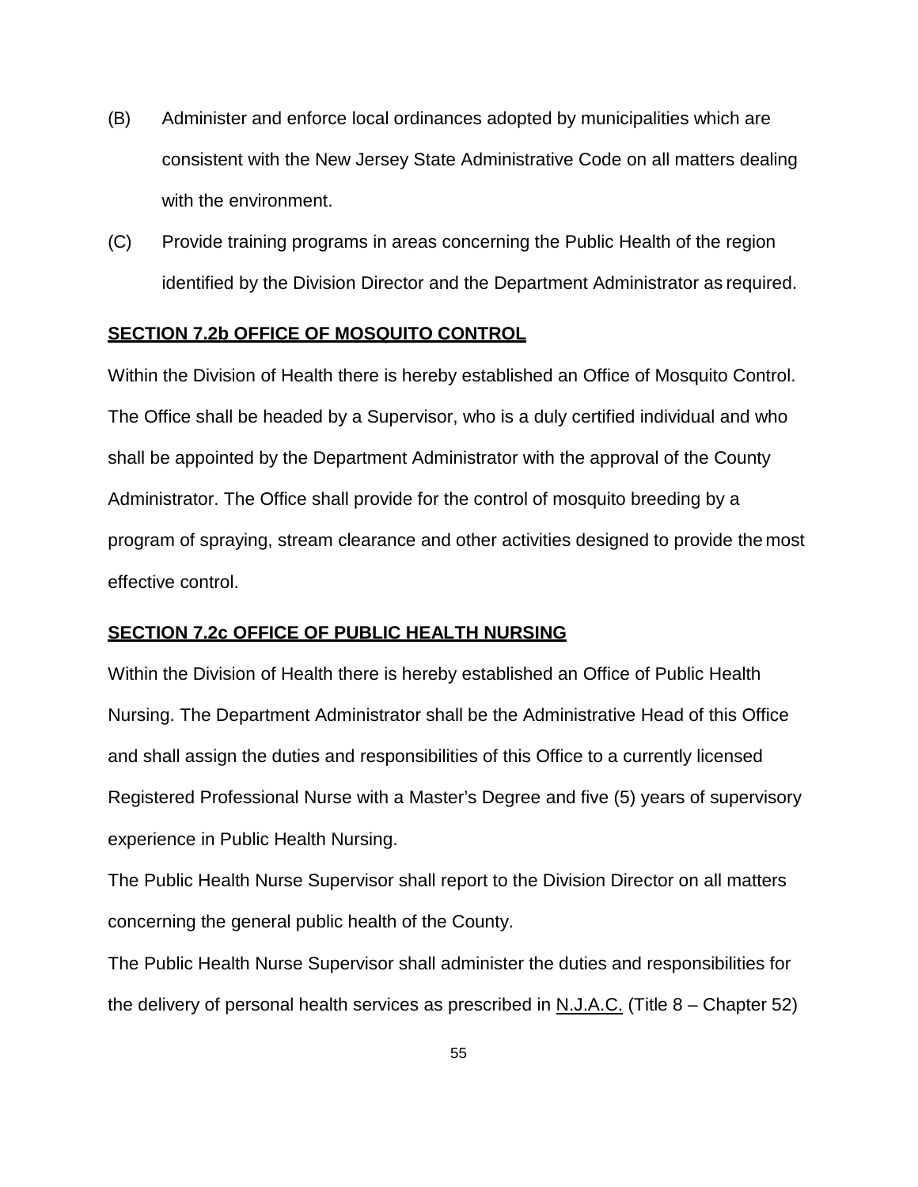(B) Administer and enforce local ordinances adopted by municipalities which are consistent with the New Jersey State Administrative Code on all matters dealing with the environment.

(C) Provide training programs in areas concerning the Public Health of the region identified by the Division Director and the Department Administrator as required.

### SECTION 7.2b OFFICE OF MOSQUITO CONTROL

Within the Division of Health there is hereby established an Office of Mosquito Control. The Office shall be headed by a Supervisor, who is a duly certified individual and who shall be appointed by the Department Administrator with the approval of the County Administrator. The Office shall provide for the control of mosquito breeding by a program of spraying, stream clearance and other activities designed to provide the most effective control.

### SECTION 7.2c OFFICE OF PUBLIC HEALTH NURSING

Within the Division of Health there is hereby established an Office of Public Health Nursing. The Department Administrator shall be the Administrative Head of this Office and shall assign the duties and responsibilities of this Office to a currently licensed Registered Professional Nurse with a Master's Degree and five (5) years of supervisory experience in Public Health Nursing.

The Public Health Nurse Supervisor shall report to the Division Director on all matters concerning the general public health of the County.

The Public Health Nurse Supervisor shall administer the duties and responsibilities for the delivery of personal health services as prescribed in N.J.A.C. (Title 8 – Chapter 52)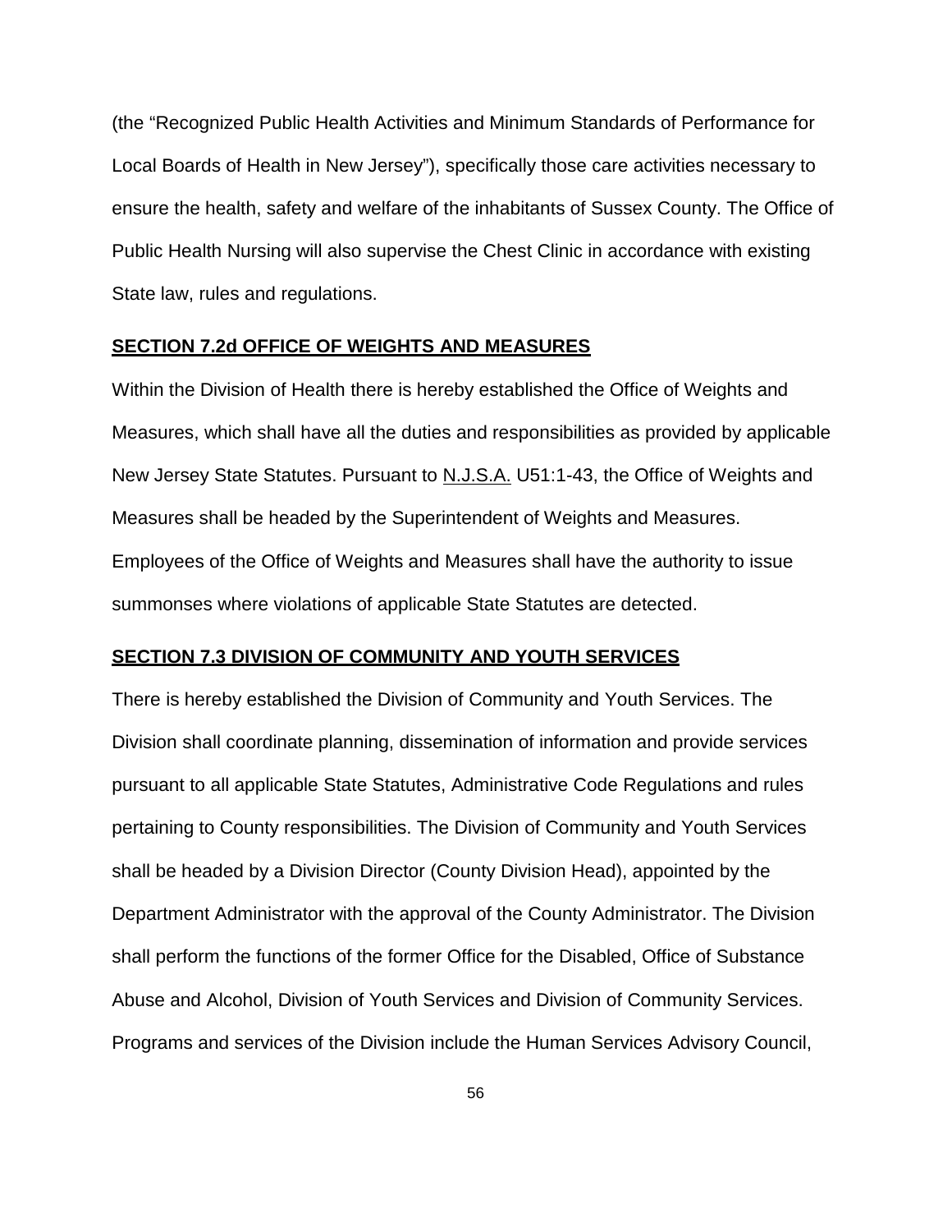(the "Recognized Public Health Activities and Minimum Standards of Performance for Local Boards of Health in New Jersey"), specifically those care activities necessary to ensure the health, safety and welfare of the inhabitants of Sussex County. The Office of Public Health Nursing will also supervise the Chest Clinic in accordance with existing State law, rules and regulations.

## SECTION 7.2d OFFICE OF WEIGHTS AND MEASURES

Within the Division of Health there is hereby established the Office of Weights and Measures, which shall have all the duties and responsibilities as provided by applicable New Jersey State Statutes. Pursuant to N.J.S.A. U51:1-43, the Office of Weights and Measures shall be headed by the Superintendent of Weights and Measures. Employees of the Office of Weights and Measures shall have the authority to issue summonses where violations of applicable State Statutes are detected.

## SECTION 7.3 DIVISION OF COMMUNITY AND YOUTH SERVICES

There is hereby established the Division of Community and Youth Services. The Division shall coordinate planning, dissemination of information and provide services pursuant to all applicable State Statutes, Administrative Code Regulations and rules pertaining to County responsibilities. The Division of Community and Youth Services shall be headed by a Division Director (County Division Head), appointed by the Department Administrator with the approval of the County Administrator. The Division shall perform the functions of the former Office for the Disabled, Office of Substance Abuse and Alcohol, Division of Youth Services and Division of Community Services. Programs and services of the Division include the Human Services Advisory Council,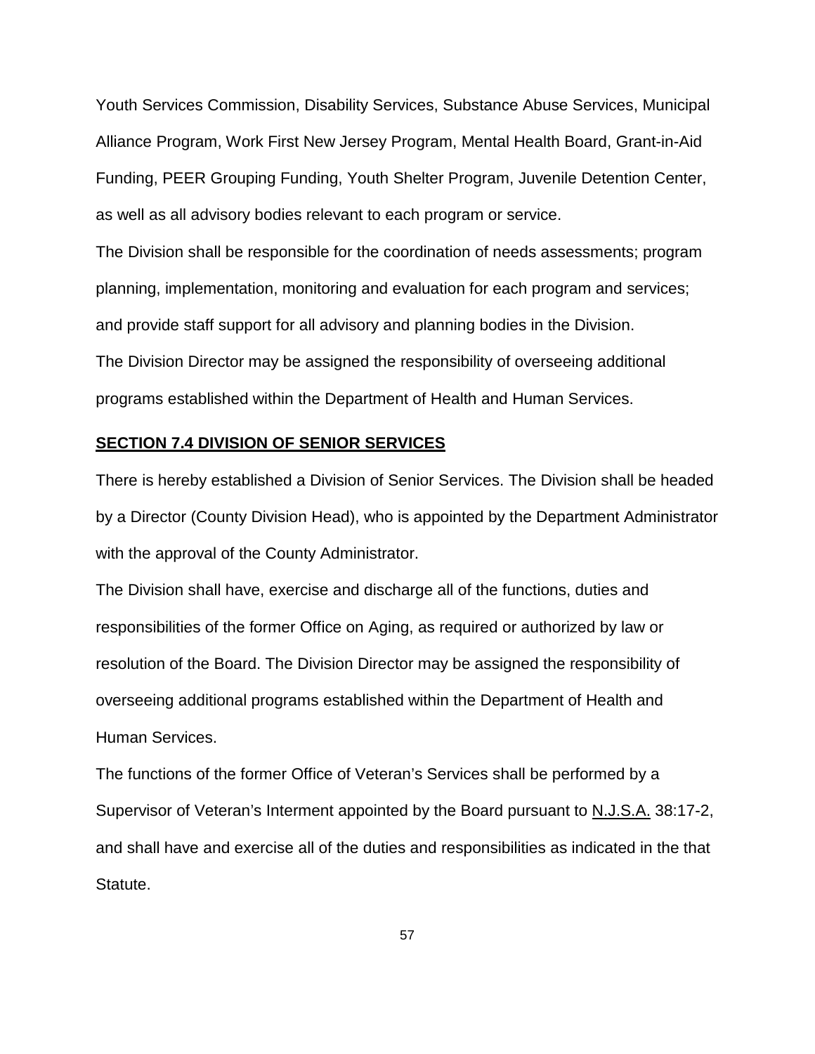Youth Services Commission, Disability Services, Substance Abuse Services, Municipal Alliance Program, Work First New Jersey Program, Mental Health Board, Grant-in-Aid Funding, PEER Grouping Funding, Youth Shelter Program, Juvenile Detention Center, as well as all advisory bodies relevant to each program or service.

The Division shall be responsible for the coordination of needs assessments; program planning, implementation, monitoring and evaluation for each program and services; and provide staff support for all advisory and planning bodies in the Division.

The Division Director may be assigned the responsibility of overseeing additional programs established within the Department of Health and Human Services.

## SECTION 7.4 DIVISION OF SENIOR SERVICES

There is hereby established a Division of Senior Services. The Division shall be headed by a Director (County Division Head), who is appointed by the Department Administrator with the approval of the County Administrator.

The Division shall have, exercise and discharge all of the functions, duties and responsibilities of the former Office on Aging, as required or authorized by law or resolution of the Board. The Division Director may be assigned the responsibility of overseeing additional programs established within the Department of Health and Human Services.

The functions of the former Office of Veteran's Services shall be performed by a Supervisor of Veteran's Interment appointed by the Board pursuant to N.J.S.A. 38:17-2, and shall have and exercise all of the duties and responsibilities as indicated in the that Statute.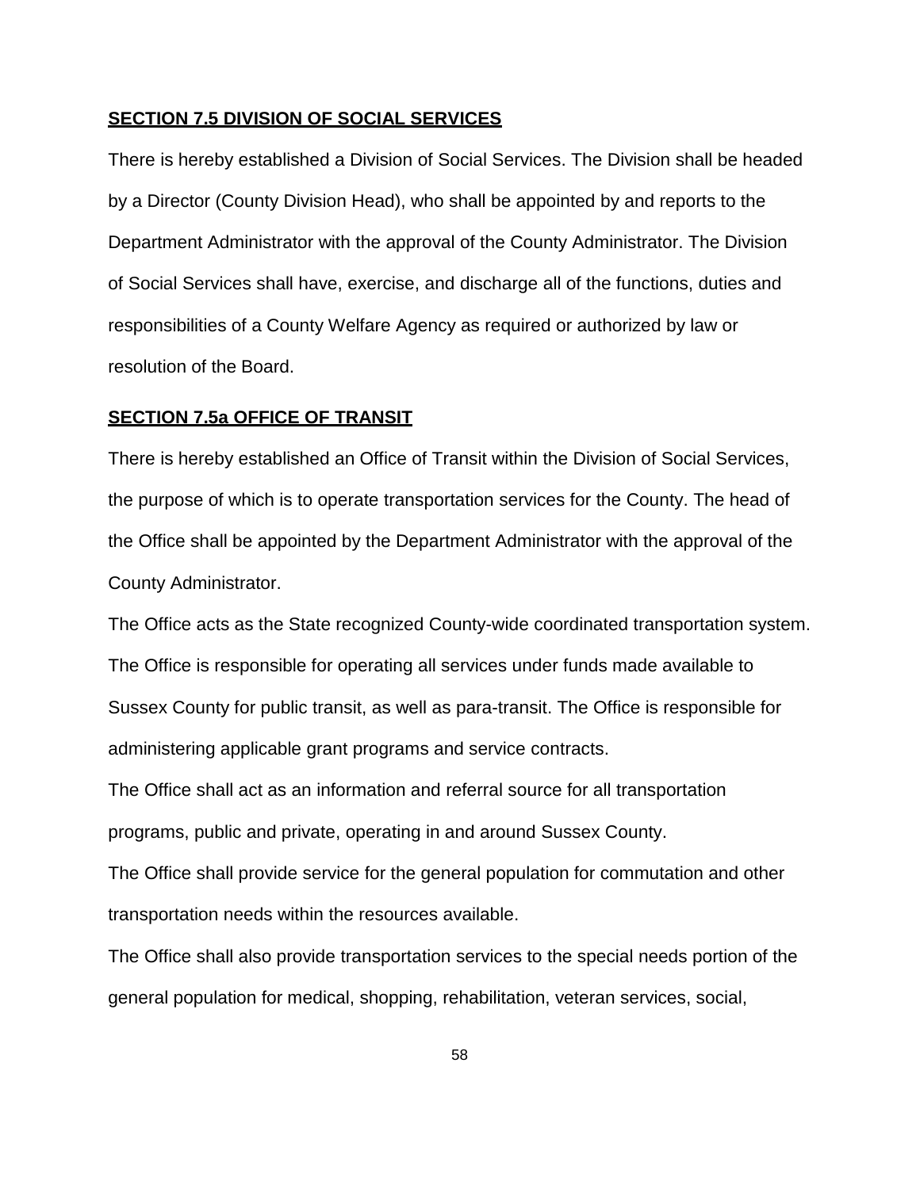## SECTION 7.5 DIVISION OF SOCIAL SERVICES

There is hereby established a Division of Social Services. The Division shall be headed by a Director (County Division Head), who shall be appointed by and reports to the Department Administrator with the approval of the County Administrator. The Division of Social Services shall have, exercise, and discharge all of the functions, duties and responsibilities of a County Welfare Agency as required or authorized by law or resolution of the Board.

## SECTION 7.5a OFFICE OF TRANSIT

There is hereby established an Office of Transit within the Division of Social Services, the purpose of which is to operate transportation services for the County. The head of the Office shall be appointed by the Department Administrator with the approval of the County Administrator.

The Office acts as the State recognized County-wide coordinated transportation system. The Office is responsible for operating all services under funds made available to Sussex County for public transit, as well as para-transit. The Office is responsible for administering applicable grant programs and service contracts.

The Office shall act as an information and referral source for all transportation programs, public and private, operating in and around Sussex County.

The Office shall provide service for the general population for commutation and other transportation needs within the resources available.

The Office shall also provide transportation services to the special needs portion of the general population for medical, shopping, rehabilitation, veteran services, social,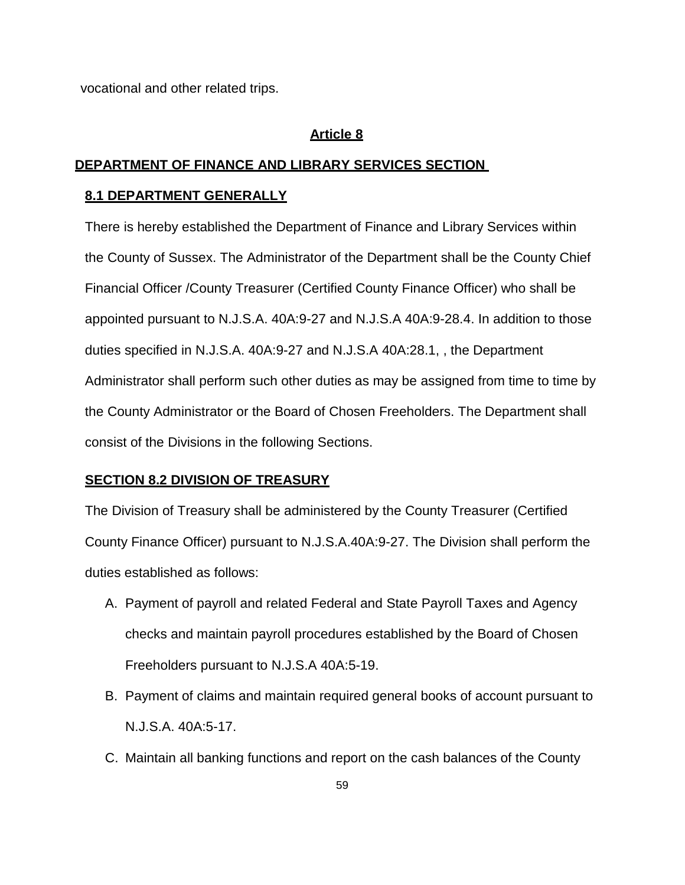vocational and other related trips.

## Article 8

## DEPARTMENT OF FINANCE AND LIBRARY SERVICES SECTION

### 8.1 DEPARTMENT GENERALLY

There is hereby established the Department of Finance and Library Services within the County of Sussex. The Administrator of the Department shall be the County Chief Financial Officer /County Treasurer (Certified County Finance Officer) who shall be appointed pursuant to N.J.S.A. 40A:9-27 and N.J.S.A 40A:9-28.4. In addition to those duties specified in N.J.S.A. 40A:9-27 and N.J.S.A 40A:28.1, , the Department Administrator shall perform such other duties as may be assigned from time to time by the County Administrator or the Board of Chosen Freeholders. The Department shall consist of the Divisions in the following Sections.

### SECTION 8.2 DIVISION OF TREASURY

The Division of Treasury shall be administered by the County Treasurer (Certified County Finance Officer) pursuant to N.J.S.A.40A:9-27. The Division shall perform the duties established as follows:

A. Payment of payroll and related Federal and State Payroll Taxes and Agency checks and maintain payroll procedures established by the Board of Chosen Freeholders pursuant to N.J.S.A 40A:5-19.
B. Payment of claims and maintain required general books of account pursuant to N.J.S.A. 40A:5-17.
C. Maintain all banking functions and report on the cash balances of the County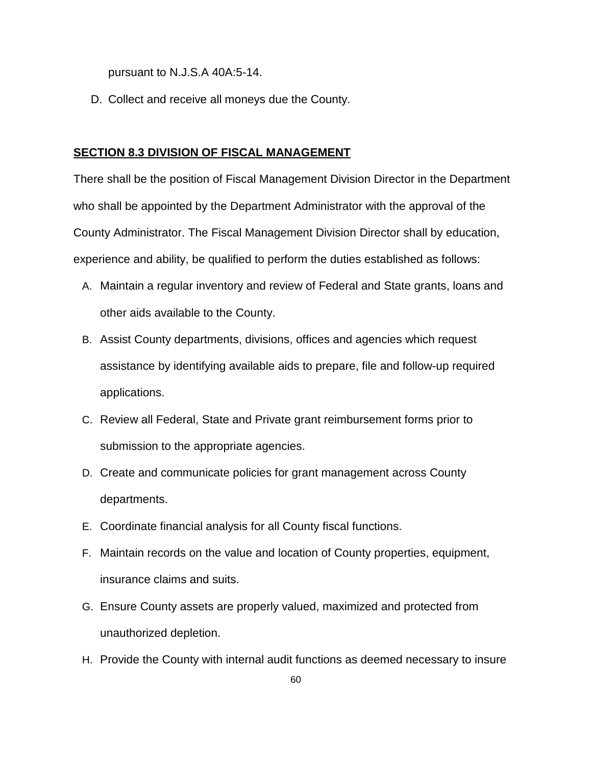pursuant to N.J.S.A 40A:5-14.

D. Collect and receive all moneys due the County.

## SECTION 8.3 DIVISION OF FISCAL MANAGEMENT

There shall be the position of Fiscal Management Division Director in the Department who shall be appointed by the Department Administrator with the approval of the County Administrator. The Fiscal Management Division Director shall by education, experience and ability, be qualified to perform the duties established as follows:

A. Maintain a regular inventory and review of Federal and State grants, loans and other aids available to the County.

B. Assist County departments, divisions, offices and agencies which request assistance by identifying available aids to prepare, file and follow-up required applications.

C. Review all Federal, State and Private grant reimbursement forms prior to submission to the appropriate agencies.

D. Create and communicate policies for grant management across County departments.

E. Coordinate financial analysis for all County fiscal functions.

F. Maintain records on the value and location of County properties, equipment, insurance claims and suits.

G. Ensure County assets are properly valued, maximized and protected from unauthorized depletion.

H. Provide the County with internal audit functions as deemed necessary to insure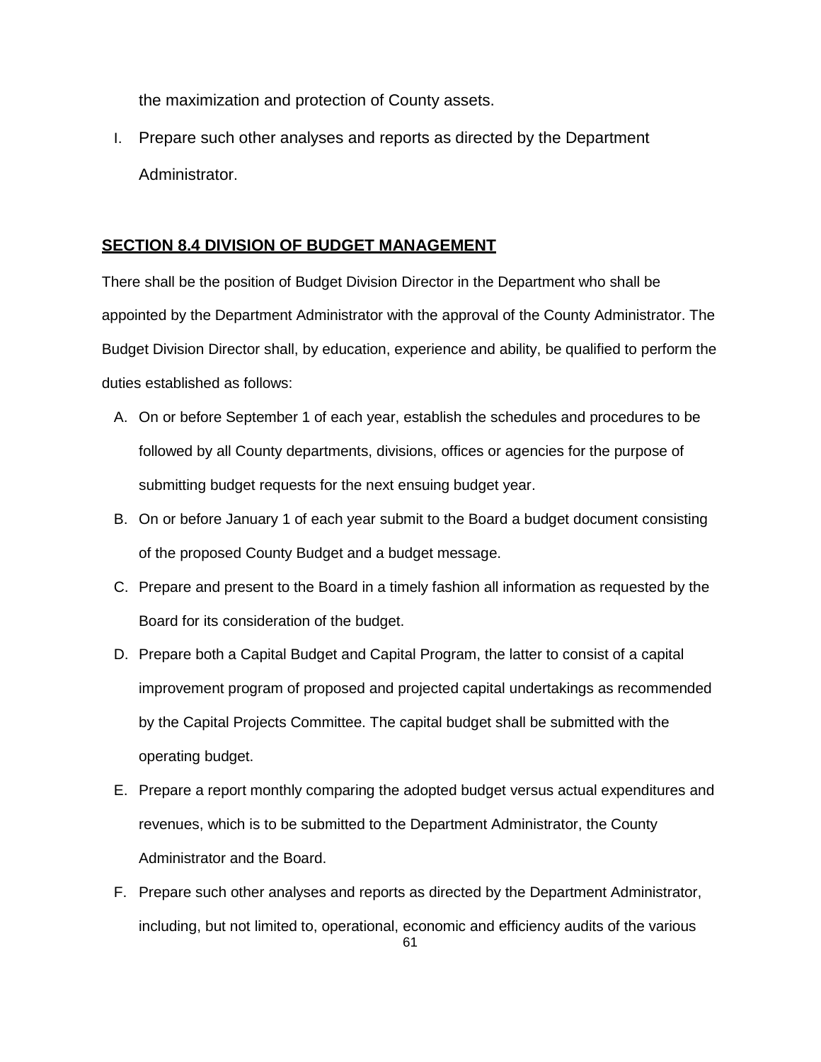the maximization and protection of County assets.

I. Prepare such other analyses and reports as directed by the Department Administrator.

## SECTION 8.4 DIVISION OF BUDGET MANAGEMENT

There shall be the position of Budget Division Director in the Department who shall be appointed by the Department Administrator with the approval of the County Administrator. The Budget Division Director shall, by education, experience and ability, be qualified to perform the duties established as follows:

A. On or before September 1 of each year, establish the schedules and procedures to be followed by all County departments, divisions, offices or agencies for the purpose of submitting budget requests for the next ensuing budget year.

B. On or before January 1 of each year submit to the Board a budget document consisting of the proposed County Budget and a budget message.

C. Prepare and present to the Board in a timely fashion all information as requested by the Board for its consideration of the budget.

D. Prepare both a Capital Budget and Capital Program, the latter to consist of a capital improvement program of proposed and projected capital undertakings as recommended by the Capital Projects Committee. The capital budget shall be submitted with the operating budget.

E. Prepare a report monthly comparing the adopted budget versus actual expenditures and revenues, which is to be submitted to the Department Administrator, the County Administrator and the Board.

F. Prepare such other analyses and reports as directed by the Department Administrator, including, but not limited to, operational, economic and efficiency audits of the various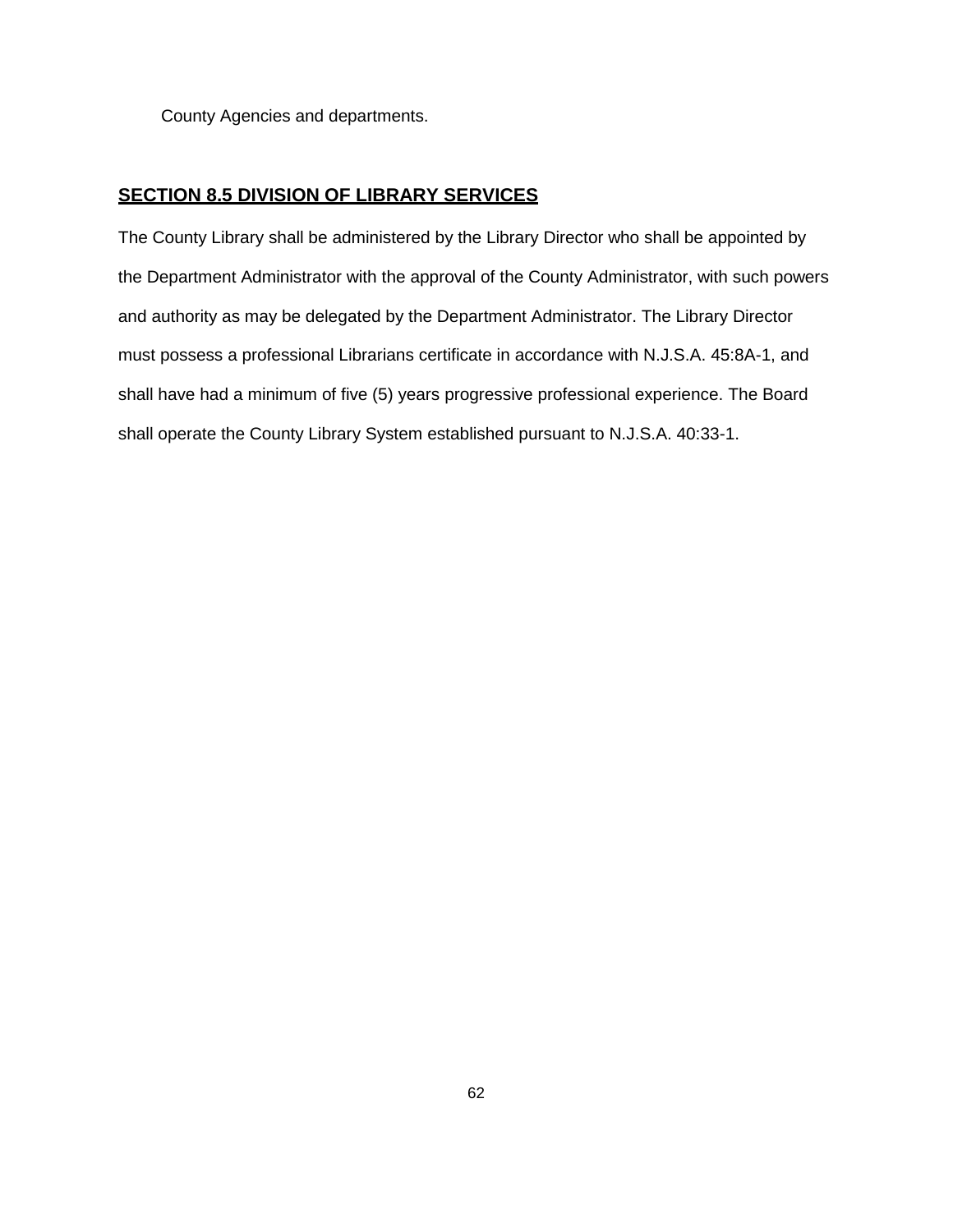County Agencies and departments.

## SECTION 8.5 DIVISION OF LIBRARY SERVICES

The County Library shall be administered by the Library Director who shall be appointed by the Department Administrator with the approval of the County Administrator, with such powers and authority as may be delegated by the Department Administrator. The Library Director must possess a professional Librarians certificate in accordance with N.J.S.A. 45:8A-1, and shall have had a minimum of five (5) years progressive professional experience. The Board shall operate the County Library System established pursuant to N.J.S.A. 40:33-1.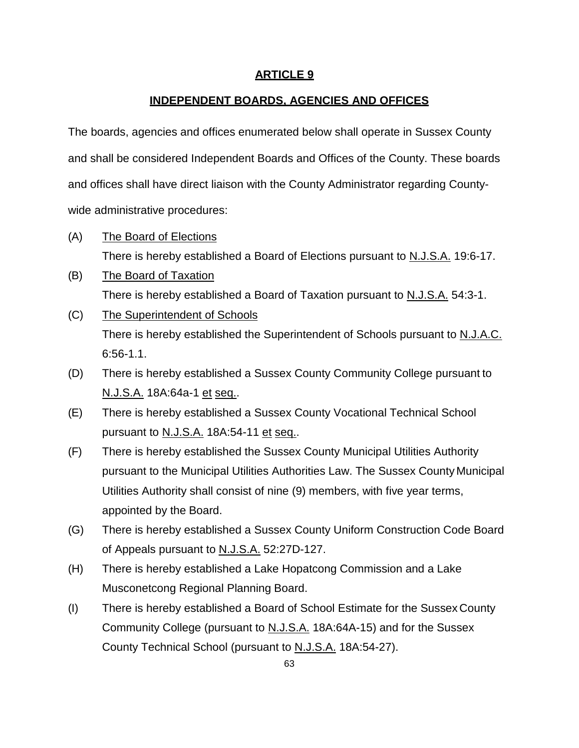# ARTICLE 9

## INDEPENDENT BOARDS, AGENCIES AND OFFICES

The boards, agencies and offices enumerated below shall operate in Sussex County and shall be considered Independent Boards and Offices of the County. These boards and offices shall have direct liaison with the County Administrator regarding County-wide administrative procedures:

(A) The Board of Elections
There is hereby established a Board of Elections pursuant to N.J.S.A. 19:6-17.

(B) The Board of Taxation
There is hereby established a Board of Taxation pursuant to N.J.S.A. 54:3-1.

(C) The Superintendent of Schools
There is hereby established the Superintendent of Schools pursuant to N.J.A.C. 6:56-1.1.

(D) There is hereby established a Sussex County Community College pursuant to N.J.S.A. 18A:64a-1 et seq..

(E) There is hereby established a Sussex County Vocational Technical School pursuant to N.J.S.A. 18A:54-11 et seq..

(F) There is hereby established the Sussex County Municipal Utilities Authority pursuant to the Municipal Utilities Authorities Law. The Sussex County Municipal Utilities Authority shall consist of nine (9) members, with five year terms, appointed by the Board.

(G) There is hereby established a Sussex County Uniform Construction Code Board of Appeals pursuant to N.J.S.A. 52:27D-127.

(H) There is hereby established a Lake Hopatcong Commission and a Lake Musconetcong Regional Planning Board.

(I) There is hereby established a Board of School Estimate for the Sussex County Community College (pursuant to N.J.S.A. 18A:64A-15) and for the Sussex County Technical School (pursuant to N.J.S.A. 18A:54-27).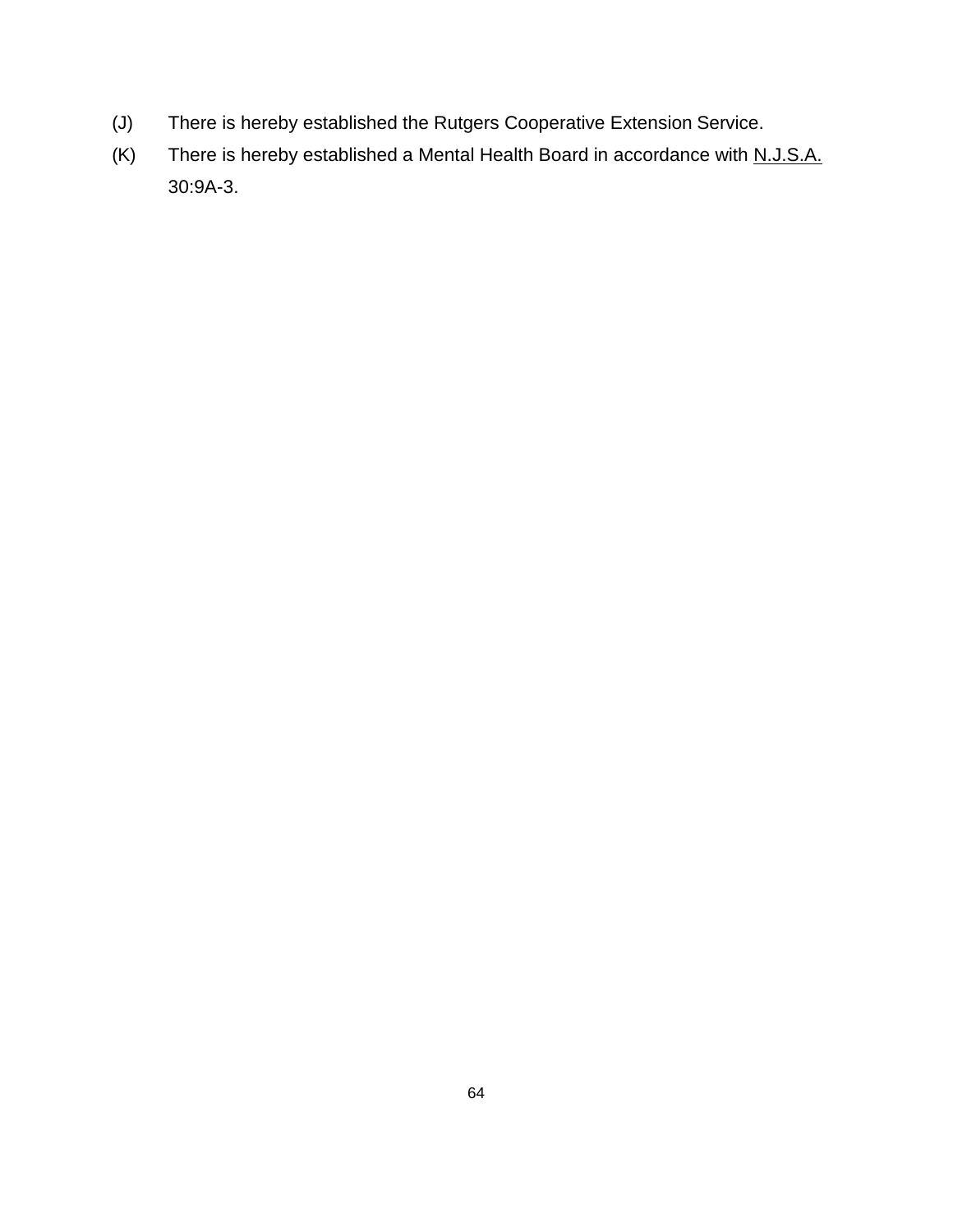(J) There is hereby established the Rutgers Cooperative Extension Service.

(K) There is hereby established a Mental Health Board in accordance with N.J.S.A. 30:9A-3.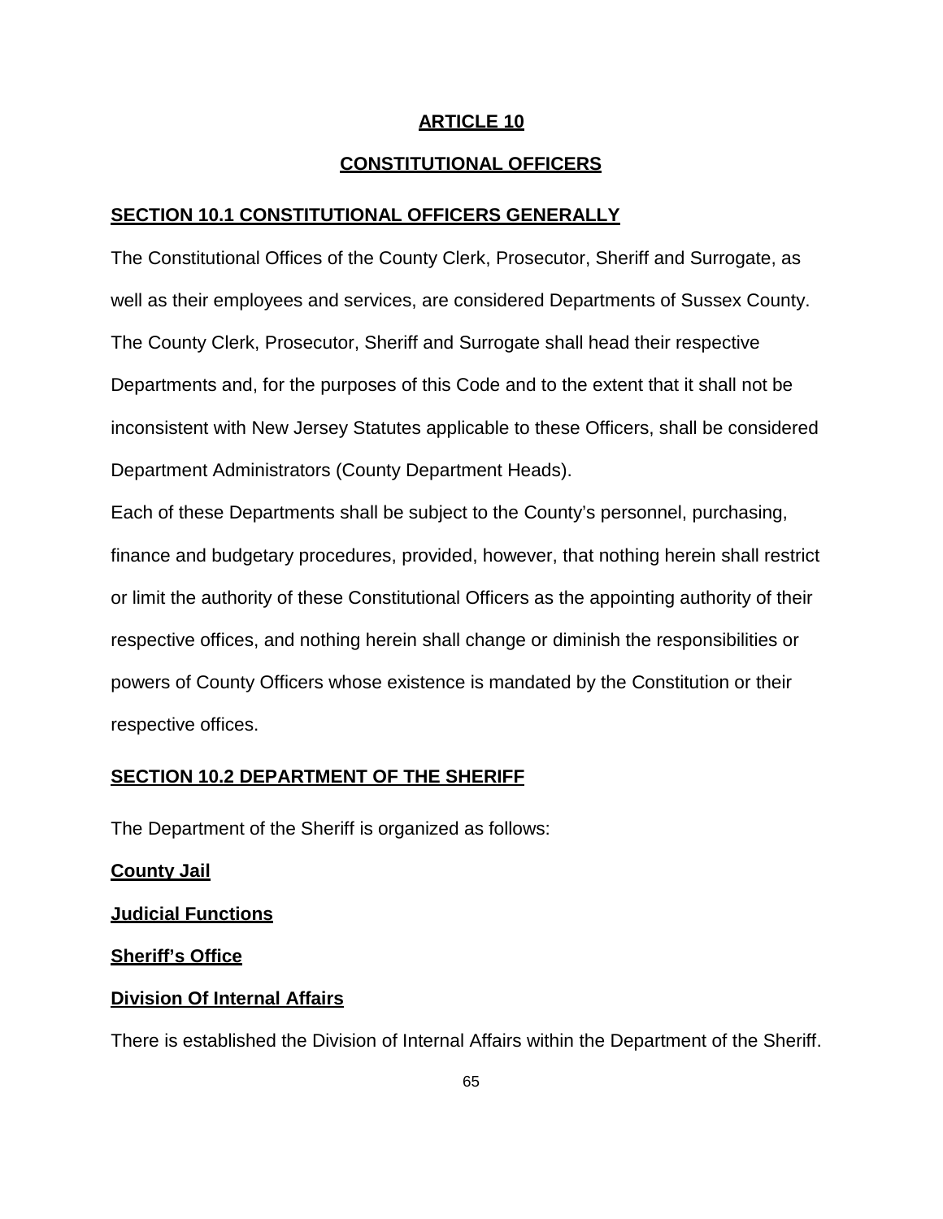# ARTICLE 10

## CONSTITUTIONAL OFFICERS

### SECTION 10.1 CONSTITUTIONAL OFFICERS GENERALLY

The Constitutional Offices of the County Clerk, Prosecutor, Sheriff and Surrogate, as well as their employees and services, are considered Departments of Sussex County. The County Clerk, Prosecutor, Sheriff and Surrogate shall head their respective Departments and, for the purposes of this Code and to the extent that it shall not be inconsistent with New Jersey Statutes applicable to these Officers, shall be considered Department Administrators (County Department Heads).

Each of these Departments shall be subject to the County's personnel, purchasing, finance and budgetary procedures, provided, however, that nothing herein shall restrict or limit the authority of these Constitutional Officers as the appointing authority of their respective offices, and nothing herein shall change or diminish the responsibilities or powers of County Officers whose existence is mandated by the Constitution or their respective offices.

### SECTION 10.2 DEPARTMENT OF THE SHERIFF

The Department of the Sheriff is organized as follows:

**County Jail**

**Judicial Functions**

**Sheriff's Office**

**Division Of Internal Affairs**

There is established the Division of Internal Affairs within the Department of the Sheriff.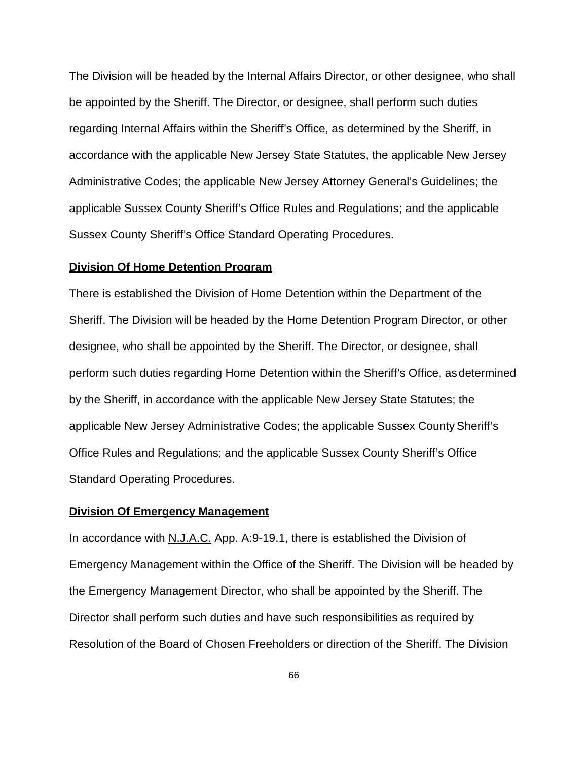The Division will be headed by the Internal Affairs Director, or other designee, who shall be appointed by the Sheriff. The Director, or designee, shall perform such duties regarding Internal Affairs within the Sheriff's Office, as determined by the Sheriff, in accordance with the applicable New Jersey State Statutes, the applicable New Jersey Administrative Codes; the applicable New Jersey Attorney General's Guidelines; the applicable Sussex County Sheriff's Office Rules and Regulations; and the applicable Sussex County Sheriff's Office Standard Operating Procedures.

**Division Of Home Detention Program**

There is established the Division of Home Detention within the Department of the Sheriff. The Division will be headed by the Home Detention Program Director, or other designee, who shall be appointed by the Sheriff. The Director, or designee, shall perform such duties regarding Home Detention within the Sheriff's Office, as determined by the Sheriff, in accordance with the applicable New Jersey State Statutes; the applicable New Jersey Administrative Codes; the applicable Sussex County Sheriff's Office Rules and Regulations; and the applicable Sussex County Sheriff's Office Standard Operating Procedures.

**Division Of Emergency Management**

In accordance with N.J.A.C. App. A:9-19.1, there is established the Division of Emergency Management within the Office of the Sheriff. The Division will be headed by the Emergency Management Director, who shall be appointed by the Sheriff. The Director shall perform such duties and have such responsibilities as required by Resolution of the Board of Chosen Freeholders or direction of the Sheriff. The Division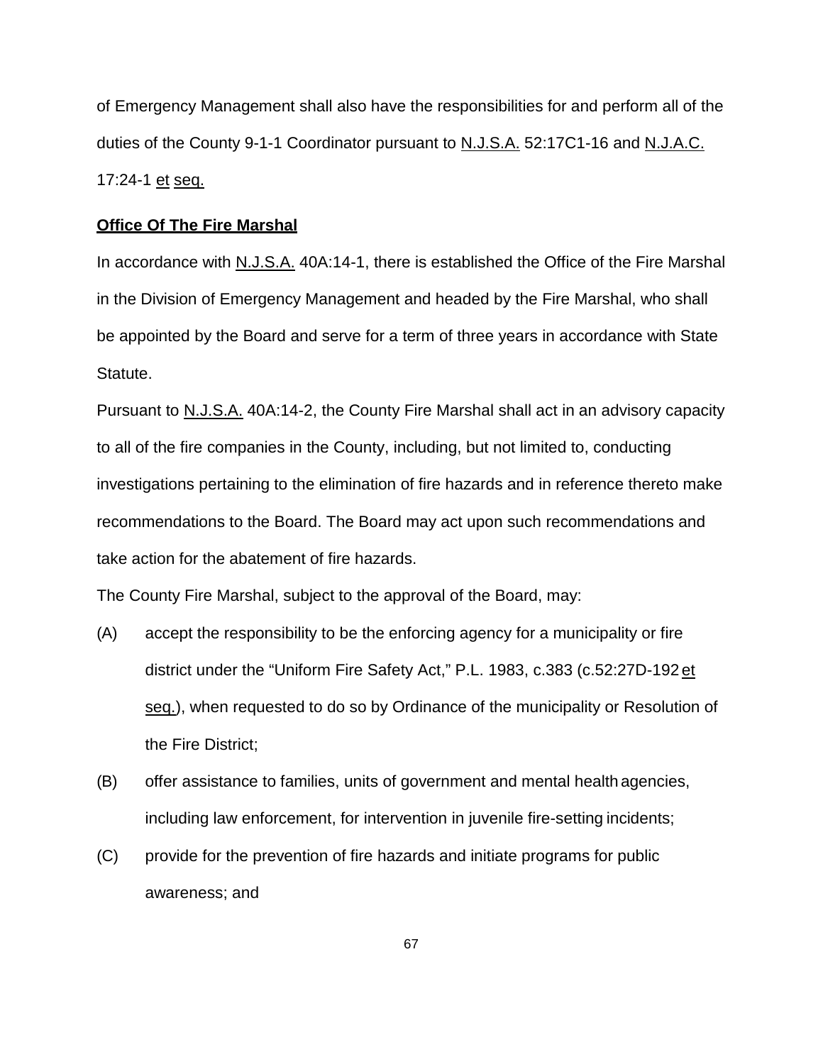of Emergency Management shall also have the responsibilities for and perform all of the duties of the County 9-1-1 Coordinator pursuant to N.J.S.A. 52:17C1-16 and N.J.A.C. 17:24-1 et seq.

**Office Of The Fire Marshal**

In accordance with N.J.S.A. 40A:14-1, there is established the Office of the Fire Marshal in the Division of Emergency Management and headed by the Fire Marshal, who shall be appointed by the Board and serve for a term of three years in accordance with State Statute.

Pursuant to N.J.S.A. 40A:14-2, the County Fire Marshal shall act in an advisory capacity to all of the fire companies in the County, including, but not limited to, conducting investigations pertaining to the elimination of fire hazards and in reference thereto make recommendations to the Board. The Board may act upon such recommendations and take action for the abatement of fire hazards.

The County Fire Marshal, subject to the approval of the Board, may:

(A) accept the responsibility to be the enforcing agency for a municipality or fire district under the "Uniform Fire Safety Act," P.L. 1983, c.383 (c.52:27D-192 et seq.), when requested to do so by Ordinance of the municipality or Resolution of the Fire District;

(B) offer assistance to families, units of government and mental health agencies, including law enforcement, for intervention in juvenile fire-setting incidents;

(C) provide for the prevention of fire hazards and initiate programs for public awareness; and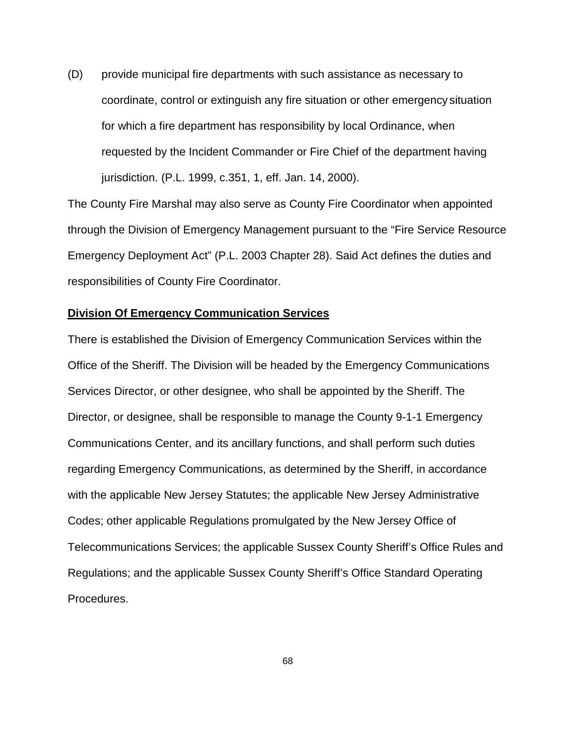(D) provide municipal fire departments with such assistance as necessary to coordinate, control or extinguish any fire situation or other emergency situation for which a fire department has responsibility by local Ordinance, when requested by the Incident Commander or Fire Chief of the department having jurisdiction. (P.L. 1999, c.351, 1, eff. Jan. 14, 2000).

The County Fire Marshal may also serve as County Fire Coordinator when appointed through the Division of Emergency Management pursuant to the “Fire Service Resource Emergency Deployment Act” (P.L. 2003 Chapter 28). Said Act defines the duties and responsibilities of County Fire Coordinator.

**Division Of Emergency Communication Services**

There is established the Division of Emergency Communication Services within the Office of the Sheriff. The Division will be headed by the Emergency Communications Services Director, or other designee, who shall be appointed by the Sheriff. The Director, or designee, shall be responsible to manage the County 9-1-1 Emergency Communications Center, and its ancillary functions, and shall perform such duties regarding Emergency Communications, as determined by the Sheriff, in accordance with the applicable New Jersey Statutes; the applicable New Jersey Administrative Codes; other applicable Regulations promulgated by the New Jersey Office of Telecommunications Services; the applicable Sussex County Sheriff’s Office Rules and Regulations; and the applicable Sussex County Sheriff’s Office Standard Operating Procedures.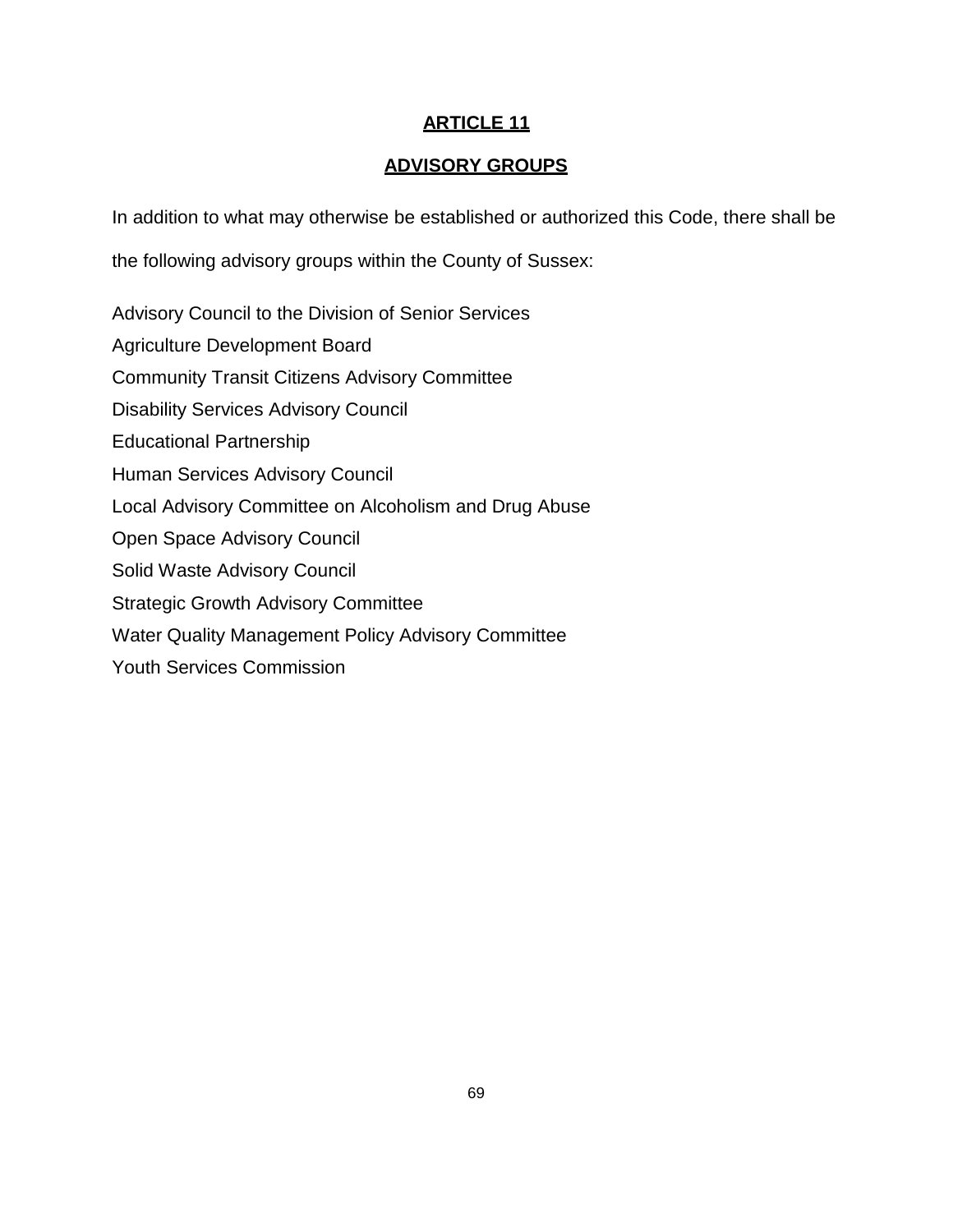## ARTICLE 11

## ADVISORY GROUPS

In addition to what may otherwise be established or authorized this Code, there shall be the following advisory groups within the County of Sussex:

Advisory Council to the Division of Senior Services
Agriculture Development Board
Community Transit Citizens Advisory Committee
Disability Services Advisory Council
Educational Partnership
Human Services Advisory Council
Local Advisory Committee on Alcoholism and Drug Abuse
Open Space Advisory Council
Solid Waste Advisory Council
Strategic Growth Advisory Committee
Water Quality Management Policy Advisory Committee
Youth Services Commission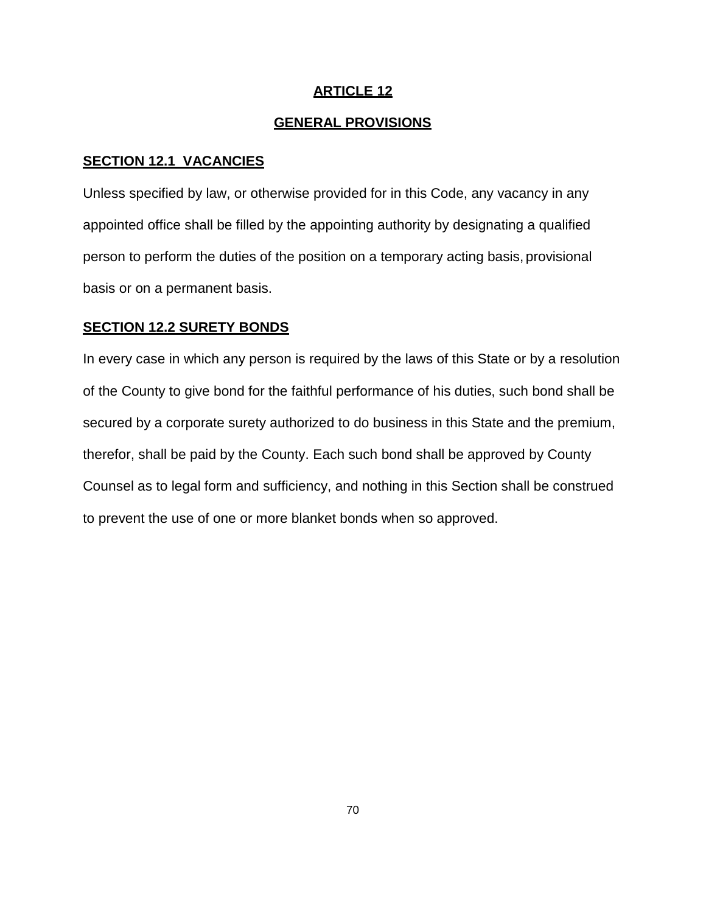# ARTICLE 12

## GENERAL PROVISIONS

### SECTION 12.1 VACANCIES

Unless specified by law, or otherwise provided for in this Code, any vacancy in any appointed office shall be filled by the appointing authority by designating a qualified person to perform the duties of the position on a temporary acting basis, provisional basis or on a permanent basis.

### SECTION 12.2 SURETY BONDS

In every case in which any person is required by the laws of this State or by a resolution of the County to give bond for the faithful performance of his duties, such bond shall be secured by a corporate surety authorized to do business in this State and the premium, therefor, shall be paid by the County. Each such bond shall be approved by County Counsel as to legal form and sufficiency, and nothing in this Section shall be construed to prevent the use of one or more blanket bonds when so approved.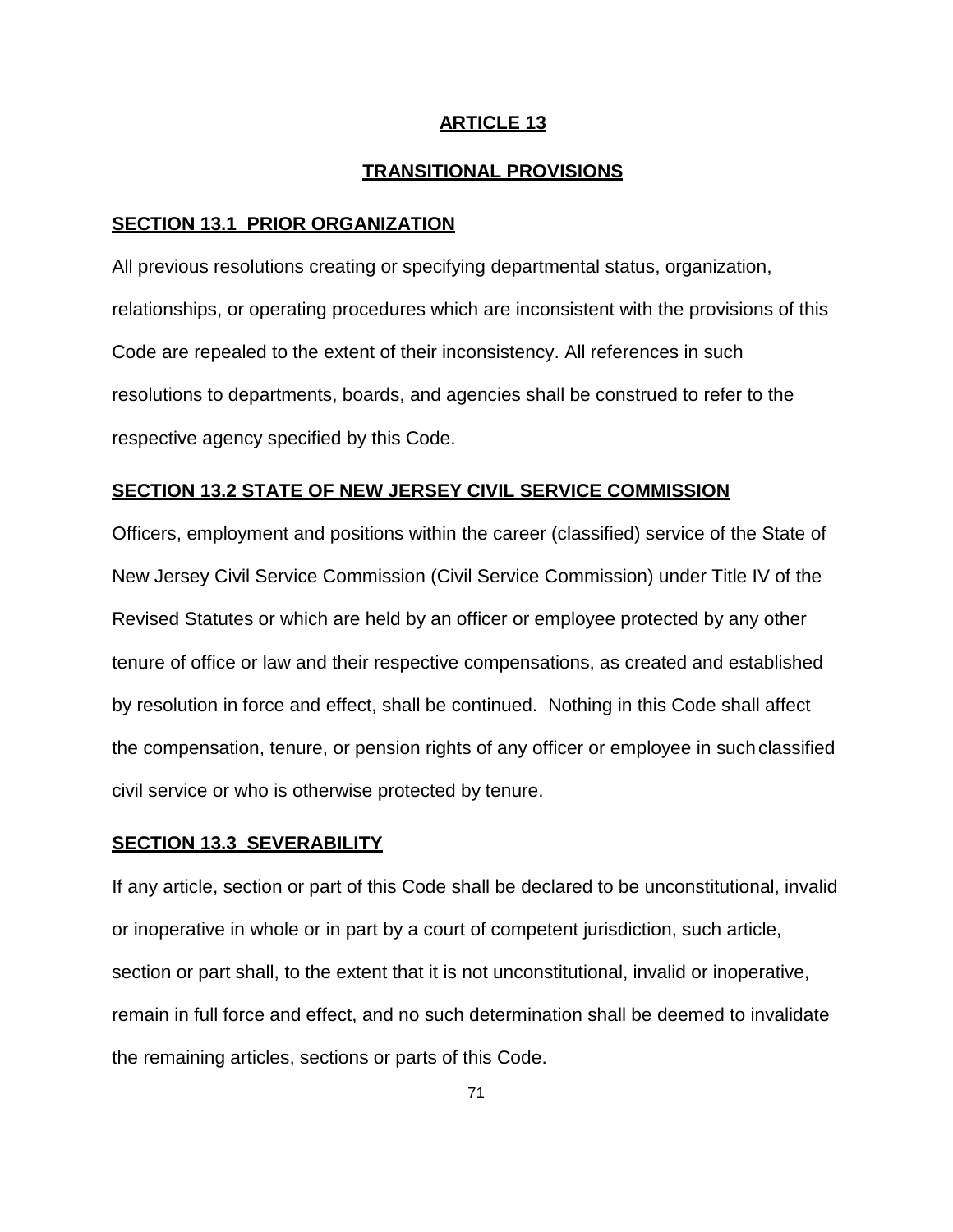# ARTICLE 13

## TRANSITIONAL PROVISIONS

### SECTION 13.1 PRIOR ORGANIZATION

All previous resolutions creating or specifying departmental status, organization, relationships, or operating procedures which are inconsistent with the provisions of this Code are repealed to the extent of their inconsistency. All references in such resolutions to departments, boards, and agencies shall be construed to refer to the respective agency specified by this Code.

### SECTION 13.2 STATE OF NEW JERSEY CIVIL SERVICE COMMISSION

Officers, employment and positions within the career (classified) service of the State of New Jersey Civil Service Commission (Civil Service Commission) under Title IV of the Revised Statutes or which are held by an officer or employee protected by any other tenure of office or law and their respective compensations, as created and established by resolution in force and effect, shall be continued. Nothing in this Code shall affect the compensation, tenure, or pension rights of any officer or employee in such classified civil service or who is otherwise protected by tenure.

### SECTION 13.3 SEVERABILITY

If any article, section or part of this Code shall be declared to be unconstitutional, invalid or inoperative in whole or in part by a court of competent jurisdiction, such article, section or part shall, to the extent that it is not unconstitutional, invalid or inoperative, remain in full force and effect, and no such determination shall be deemed to invalidate the remaining articles, sections or parts of this Code.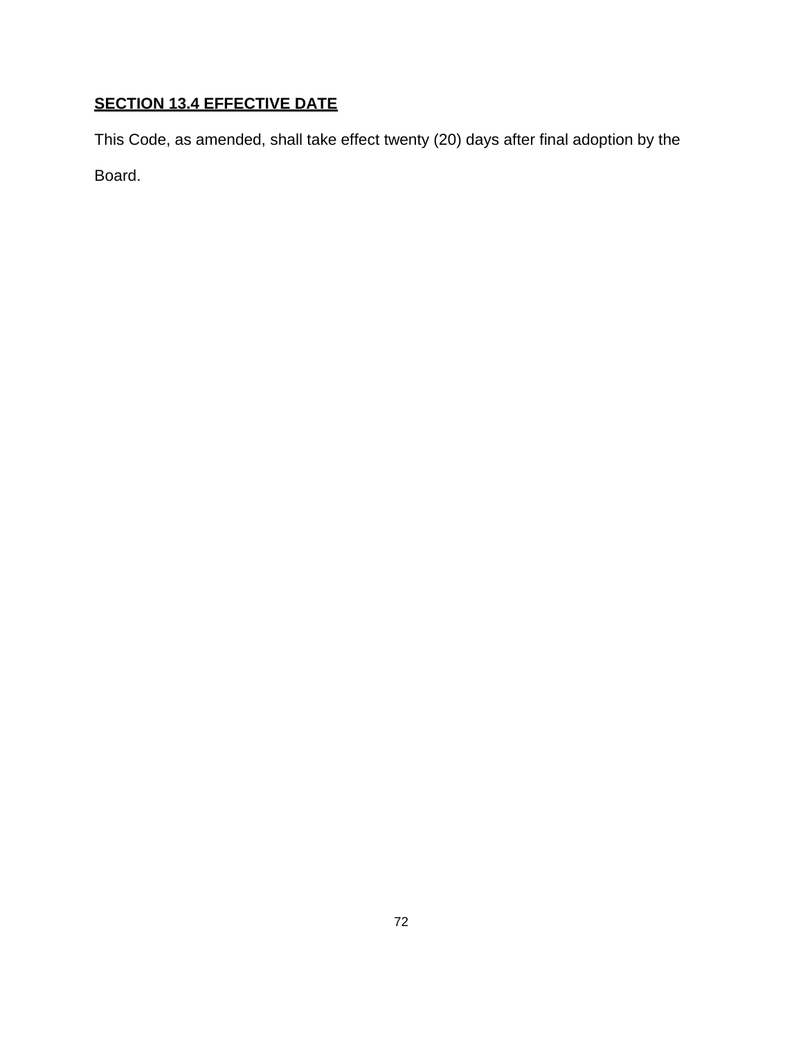## **SECTION 13.4 EFFECTIVE DATE**

This Code, as amended, shall take effect twenty (20) days after final adoption by the Board.